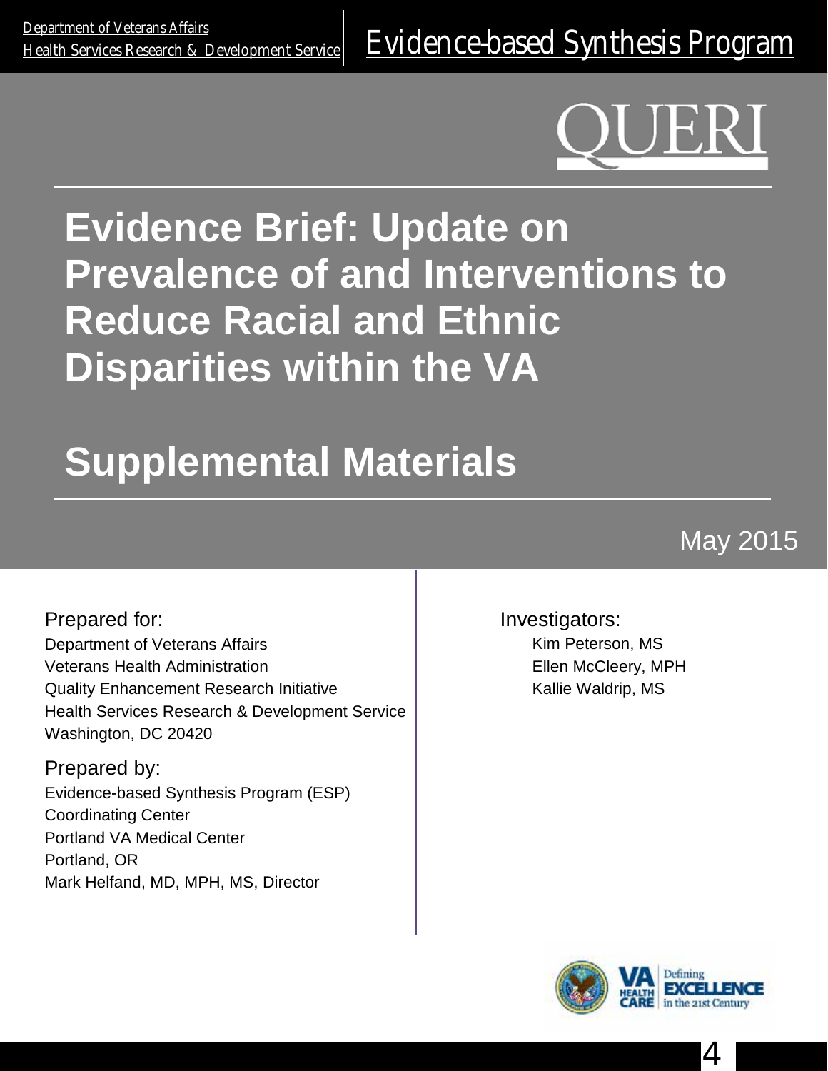Department of Veterans Affairs
Health Services Research & Development Service

Evidence-based Synthesis Program

QUERI

# Evidence Brief: Update on Prevalence of and Interventions to Reduce Racial and Ethnic Disparities within the VA

# Supplemental Materials

May 2015

Prepared for:
Department of Veterans Affairs
Veterans Health Administration
Quality Enhancement Research Initiative
Health Services Research & Development Service
Washington, DC 20420

Prepared by:
Evidence-based Synthesis Program (ESP)
Coordinating Center
Portland VA Medical Center
Portland, OR
Mark Helfand, MD, MPH, MS, Director

Investigators:
Kim Peterson, MS
Ellen McCleery, MPH
Kallie Waldrip, MS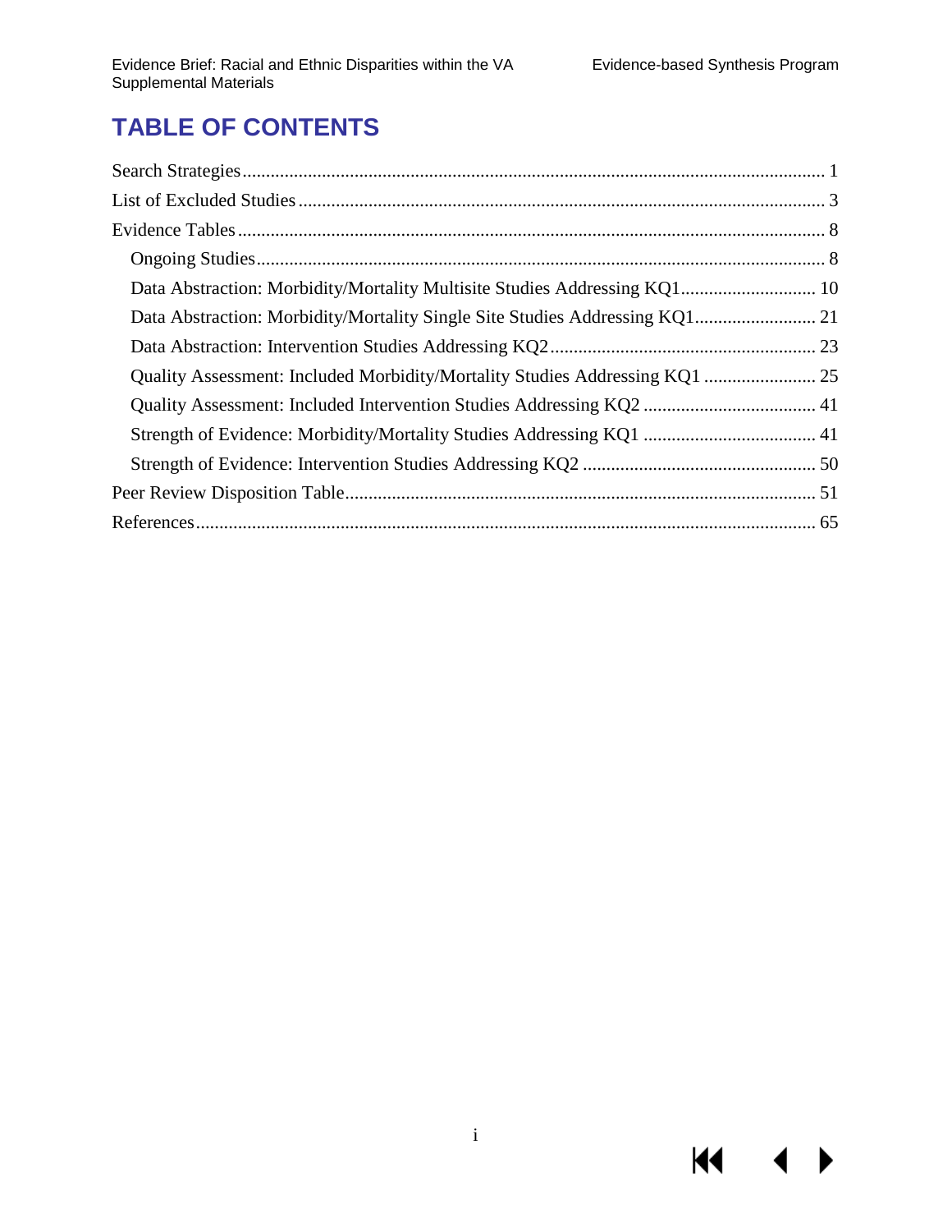# TABLE OF CONTENTS

Search Strategies ... 1

List of Excluded Studies ... 3

Evidence Tables ... 8

- Ongoing Studies ... 8
- Data Abstraction: Morbidity/Mortality Multisite Studies Addressing KQ1 ... 10
- Data Abstraction: Morbidity/Mortality Single Site Studies Addressing KQ1 ... 21
- Data Abstraction: Intervention Studies Addressing KQ2 ... 23
- Quality Assessment: Included Morbidity/Mortality Studies Addressing KQ1 ... 25
- Quality Assessment: Included Intervention Studies Addressing KQ2 ... 41
- Strength of Evidence: Morbidity/Mortality Studies Addressing KQ1 ... 41
- Strength of Evidence: Intervention Studies Addressing KQ2 ... 50

Peer Review Disposition Table ... 51

References ... 65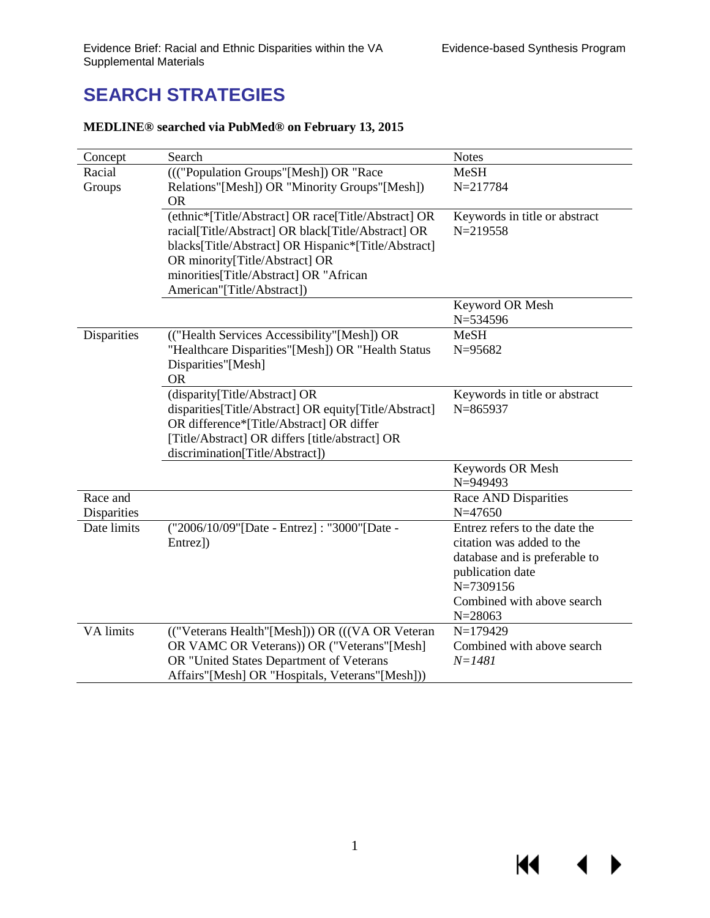# SEARCH STRATEGIES

**MEDLINE® searched via PubMed® on February 13, 2015**

| Concept | Search | Notes |
|---|---|---|
| Racial Groups | ((("Population Groups"[Mesh]) OR "Race Relations"[Mesh]) OR "Minority Groups"[Mesh]) OR | MeSH N=217784 |
| | (ethnic*[Title/Abstract] OR race[Title/Abstract] OR racial[Title/Abstract] OR black[Title/Abstract] OR blacks[Title/Abstract] OR Hispanic*[Title/Abstract] OR minority[Title/Abstract] OR minorities[Title/Abstract] OR "African American"[Title/Abstract]) | Keywords in title or abstract N=219558 |
| | | Keyword OR Mesh N=534596 |
| Disparities | (("Health Services Accessibility"[Mesh]) OR "Healthcare Disparities"[Mesh]) OR "Health Status Disparities"[Mesh] OR | MeSH N=95682 |
| | (disparity[Title/Abstract] OR disparities[Title/Abstract] OR equity[Title/Abstract] OR difference*[Title/Abstract] OR differ [Title/Abstract] OR differs [title/abstract] OR discrimination[Title/Abstract]) | Keywords in title or abstract N=865937 |
| | | Keywords OR Mesh N=949493 |
| Race and Disparities | | Race AND Disparities N=47650 |
| Date limits | ("2006/10/09"[Date - Entrez] : "3000"[Date - Entrez]) | Entrez refers to the date the citation was added to the database and is preferable to publication date N=7309156 Combined with above search N=28063 |
| VA limits | (("Veterans Health"[Mesh])) OR (((VA OR Veteran OR VAMC OR Veterans)) OR ("Veterans"[Mesh] OR "United States Department of Veterans Affairs"[Mesh] OR "Hospitals, Veterans"[Mesh])) | N=179429 Combined with above search *N=1481* |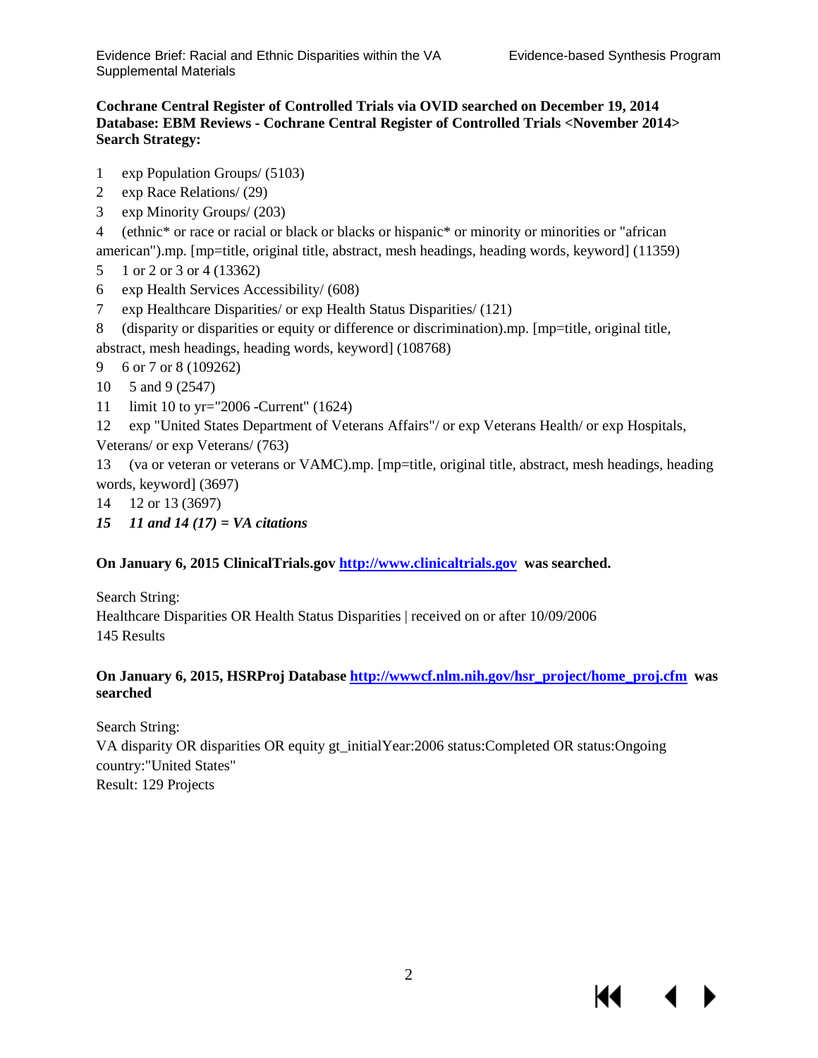**Cochrane Central Register of Controlled Trials via OVID searched on December 19, 2014**
**Database: EBM Reviews - Cochrane Central Register of Controlled Trials <November 2014>**
**Search Strategy:**

1 exp Population Groups/ (5103)
2 exp Race Relations/ (29)
3 exp Minority Groups/ (203)
4 (ethnic* or race or racial or black or blacks or hispanic* or minority or minorities or "african american").mp. [mp=title, original title, abstract, mesh headings, heading words, keyword] (11359)
5 1 or 2 or 3 or 4 (13362)
6 exp Health Services Accessibility/ (608)
7 exp Healthcare Disparities/ or exp Health Status Disparities/ (121)
8 (disparity or disparities or equity or difference or discrimination).mp. [mp=title, original title, abstract, mesh headings, heading words, keyword] (108768)
9 6 or 7 or 8 (109262)
10 5 and 9 (2547)
11 limit 10 to yr="2006 -Current" (1624)
12 exp "United States Department of Veterans Affairs"/ or exp Veterans Health/ or exp Hospitals, Veterans/ or exp Veterans/ (763)
13 (va or veteran or veterans or VAMC).mp. [mp=title, original title, abstract, mesh headings, heading words, keyword] (3697)
14 12 or 13 (3697)
***15 11 and 14 (17) = VA citations***

**On January 6, 2015 ClinicalTrials.gov [http://www.clinicaltrials.gov](http://www.clinicaltrials.gov) was searched.**

Search String:
Healthcare Disparities OR Health Status Disparities | received on or after 10/09/2006
145 Results

**On January 6, 2015, HSRProj Database [http://wwwcf.nlm.nih.gov/hsr_project/home_proj.cfm](http://wwwcf.nlm.nih.gov/hsr_project/home_proj.cfm) was searched**

Search String:
VA disparity OR disparities OR equity gt_initialYear:2006 status:Completed OR status:Ongoing country:"United States"
Result: 129 Projects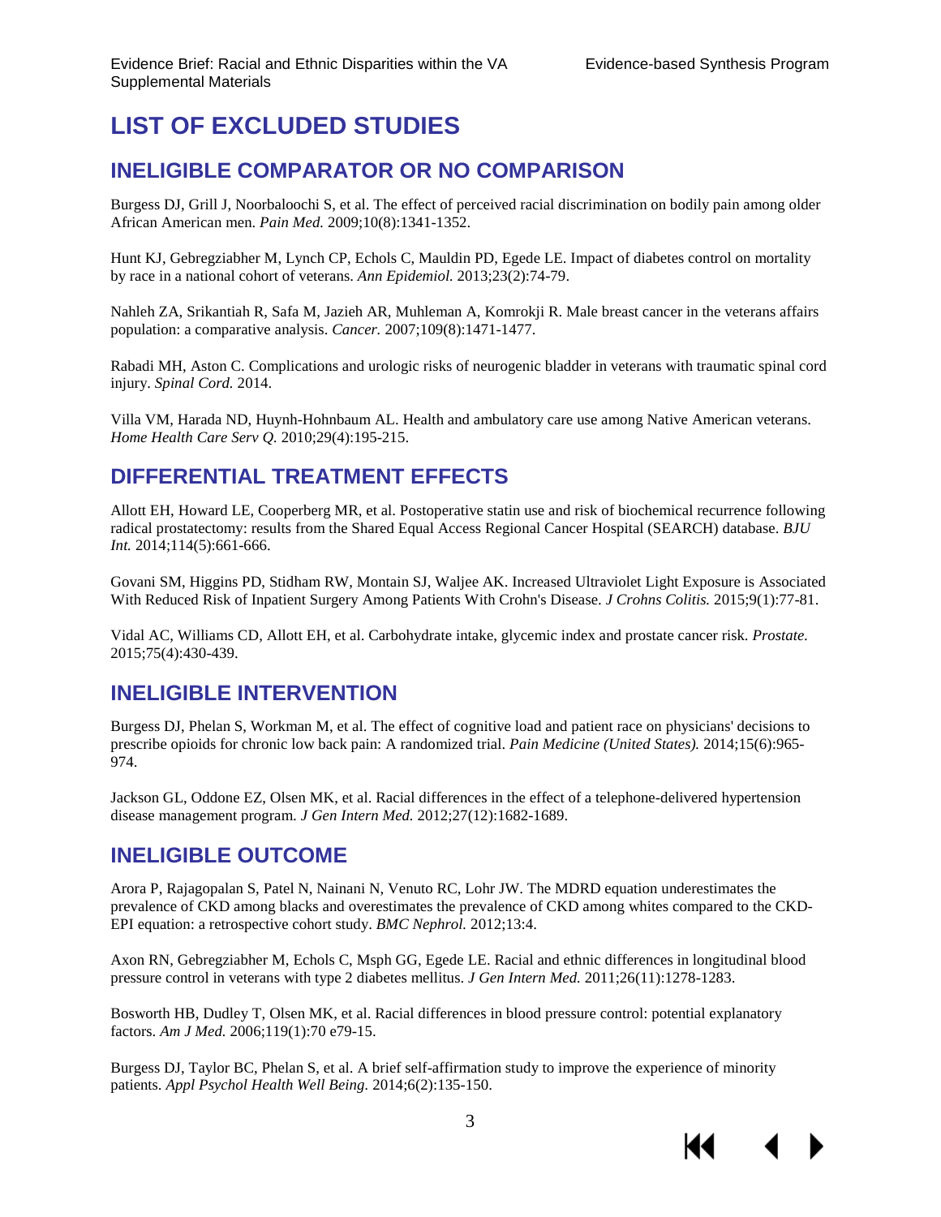# LIST OF EXCLUDED STUDIES

## INELIGIBLE COMPARATOR OR NO COMPARISON

Burgess DJ, Grill J, Noorbaloochi S, et al. The effect of perceived racial discrimination on bodily pain among older African American men. *Pain Med.* 2009;10(8):1341-1352.

Hunt KJ, Gebregziabher M, Lynch CP, Echols C, Mauldin PD, Egede LE. Impact of diabetes control on mortality by race in a national cohort of veterans. *Ann Epidemiol.* 2013;23(2):74-79.

Nahleh ZA, Srikantiah R, Safa M, Jazieh AR, Muhleman A, Komrokji R. Male breast cancer in the veterans affairs population: a comparative analysis. *Cancer.* 2007;109(8):1471-1477.

Rabadi MH, Aston C. Complications and urologic risks of neurogenic bladder in veterans with traumatic spinal cord injury. *Spinal Cord.* 2014.

Villa VM, Harada ND, Huynh-Hohnbaum AL. Health and ambulatory care use among Native American veterans. *Home Health Care Serv Q.* 2010;29(4):195-215.

## DIFFERENTIAL TREATMENT EFFECTS

Allott EH, Howard LE, Cooperberg MR, et al. Postoperative statin use and risk of biochemical recurrence following radical prostatectomy: results from the Shared Equal Access Regional Cancer Hospital (SEARCH) database. *BJU Int.* 2014;114(5):661-666.

Govani SM, Higgins PD, Stidham RW, Montain SJ, Waljee AK. Increased Ultraviolet Light Exposure is Associated With Reduced Risk of Inpatient Surgery Among Patients With Crohn's Disease. *J Crohns Colitis.* 2015;9(1):77-81.

Vidal AC, Williams CD, Allott EH, et al. Carbohydrate intake, glycemic index and prostate cancer risk. *Prostate.* 2015;75(4):430-439.

## INELIGIBLE INTERVENTION

Burgess DJ, Phelan S, Workman M, et al. The effect of cognitive load and patient race on physicians' decisions to prescribe opioids for chronic low back pain: A randomized trial. *Pain Medicine (United States).* 2014;15(6):965-974.

Jackson GL, Oddone EZ, Olsen MK, et al. Racial differences in the effect of a telephone-delivered hypertension disease management program. *J Gen Intern Med.* 2012;27(12):1682-1689.

## INELIGIBLE OUTCOME

Arora P, Rajagopalan S, Patel N, Nainani N, Venuto RC, Lohr JW. The MDRD equation underestimates the prevalence of CKD among blacks and overestimates the prevalence of CKD among whites compared to the CKD-EPI equation: a retrospective cohort study. *BMC Nephrol.* 2012;13:4.

Axon RN, Gebregziabher M, Echols C, Msph GG, Egede LE. Racial and ethnic differences in longitudinal blood pressure control in veterans with type 2 diabetes mellitus. *J Gen Intern Med.* 2011;26(11):1278-1283.

Bosworth HB, Dudley T, Olsen MK, et al. Racial differences in blood pressure control: potential explanatory factors. *Am J Med.* 2006;119(1):70 e79-15.

Burgess DJ, Taylor BC, Phelan S, et al. A brief self-affirmation study to improve the experience of minority patients. *Appl Psychol Health Well Being.* 2014;6(2):135-150.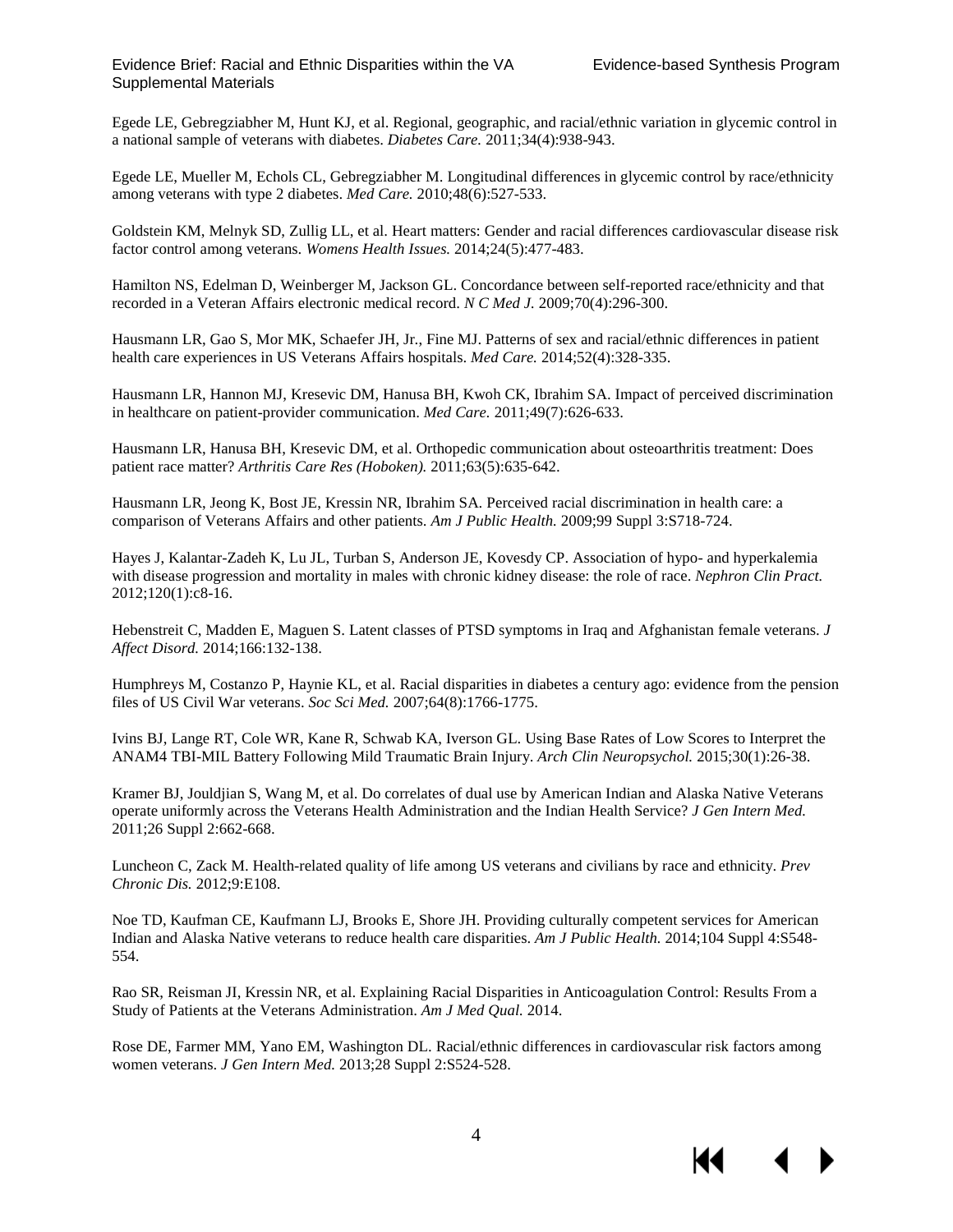Egede LE, Gebregziabher M, Hunt KJ, et al. Regional, geographic, and racial/ethnic variation in glycemic control in a national sample of veterans with diabetes. *Diabetes Care.* 2011;34(4):938-943.

Egede LE, Mueller M, Echols CL, Gebregziabher M. Longitudinal differences in glycemic control by race/ethnicity among veterans with type 2 diabetes. *Med Care.* 2010;48(6):527-533.

Goldstein KM, Melnyk SD, Zullig LL, et al. Heart matters: Gender and racial differences cardiovascular disease risk factor control among veterans. *Womens Health Issues.* 2014;24(5):477-483.

Hamilton NS, Edelman D, Weinberger M, Jackson GL. Concordance between self-reported race/ethnicity and that recorded in a Veteran Affairs electronic medical record. *N C Med J.* 2009;70(4):296-300.

Hausmann LR, Gao S, Mor MK, Schaefer JH, Jr., Fine MJ. Patterns of sex and racial/ethnic differences in patient health care experiences in US Veterans Affairs hospitals. *Med Care.* 2014;52(4):328-335.

Hausmann LR, Hannon MJ, Kresevic DM, Hanusa BH, Kwoh CK, Ibrahim SA. Impact of perceived discrimination in healthcare on patient-provider communication. *Med Care.* 2011;49(7):626-633.

Hausmann LR, Hanusa BH, Kresevic DM, et al. Orthopedic communication about osteoarthritis treatment: Does patient race matter? *Arthritis Care Res (Hoboken).* 2011;63(5):635-642.

Hausmann LR, Jeong K, Bost JE, Kressin NR, Ibrahim SA. Perceived racial discrimination in health care: a comparison of Veterans Affairs and other patients. *Am J Public Health.* 2009;99 Suppl 3:S718-724.

Hayes J, Kalantar-Zadeh K, Lu JL, Turban S, Anderson JE, Kovesdy CP. Association of hypo- and hyperkalemia with disease progression and mortality in males with chronic kidney disease: the role of race. *Nephron Clin Pract.* 2012;120(1):c8-16.

Hebenstreit C, Madden E, Maguen S. Latent classes of PTSD symptoms in Iraq and Afghanistan female veterans. *J Affect Disord.* 2014;166:132-138.

Humphreys M, Costanzo P, Haynie KL, et al. Racial disparities in diabetes a century ago: evidence from the pension files of US Civil War veterans. *Soc Sci Med.* 2007;64(8):1766-1775.

Ivins BJ, Lange RT, Cole WR, Kane R, Schwab KA, Iverson GL. Using Base Rates of Low Scores to Interpret the ANAM4 TBI-MIL Battery Following Mild Traumatic Brain Injury. *Arch Clin Neuropsychol.* 2015;30(1):26-38.

Kramer BJ, Jouldjian S, Wang M, et al. Do correlates of dual use by American Indian and Alaska Native Veterans operate uniformly across the Veterans Health Administration and the Indian Health Service? *J Gen Intern Med.* 2011;26 Suppl 2:662-668.

Luncheon C, Zack M. Health-related quality of life among US veterans and civilians by race and ethnicity. *Prev Chronic Dis.* 2012;9:E108.

Noe TD, Kaufman CE, Kaufmann LJ, Brooks E, Shore JH. Providing culturally competent services for American Indian and Alaska Native veterans to reduce health care disparities. *Am J Public Health.* 2014;104 Suppl 4:S548-554.

Rao SR, Reisman JI, Kressin NR, et al. Explaining Racial Disparities in Anticoagulation Control: Results From a Study of Patients at the Veterans Administration. *Am J Med Qual.* 2014.

Rose DE, Farmer MM, Yano EM, Washington DL. Racial/ethnic differences in cardiovascular risk factors among women veterans. *J Gen Intern Med.* 2013;28 Suppl 2:S524-528.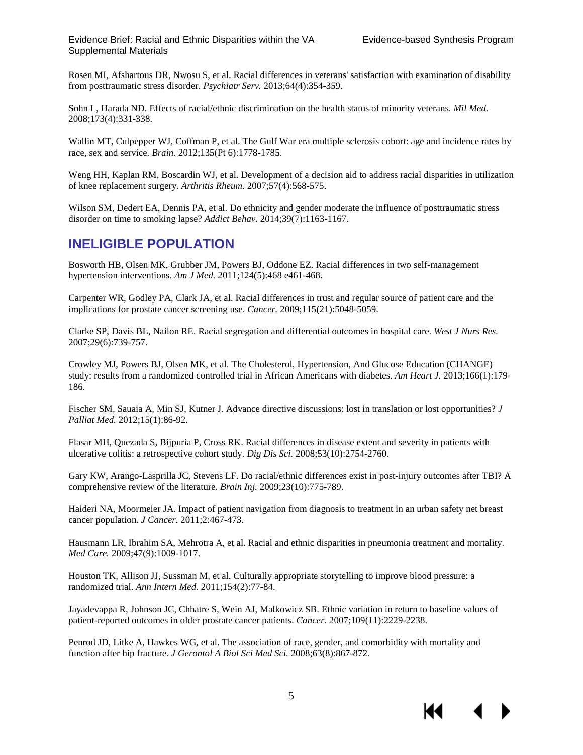Rosen MI, Afshartous DR, Nwosu S, et al. Racial differences in veterans' satisfaction with examination of disability from posttraumatic stress disorder. *Psychiatr Serv.* 2013;64(4):354-359.

Sohn L, Harada ND. Effects of racial/ethnic discrimination on the health status of minority veterans. *Mil Med.* 2008;173(4):331-338.

Wallin MT, Culpepper WJ, Coffman P, et al. The Gulf War era multiple sclerosis cohort: age and incidence rates by race, sex and service. *Brain.* 2012;135(Pt 6):1778-1785.

Weng HH, Kaplan RM, Boscardin WJ, et al. Development of a decision aid to address racial disparities in utilization of knee replacement surgery. *Arthritis Rheum.* 2007;57(4):568-575.

Wilson SM, Dedert EA, Dennis PA, et al. Do ethnicity and gender moderate the influence of posttraumatic stress disorder on time to smoking lapse? *Addict Behav.* 2014;39(7):1163-1167.

## INELIGIBLE POPULATION

Bosworth HB, Olsen MK, Grubber JM, Powers BJ, Oddone EZ. Racial differences in two self-management hypertension interventions. *Am J Med.* 2011;124(5):468 e461-468.

Carpenter WR, Godley PA, Clark JA, et al. Racial differences in trust and regular source of patient care and the implications for prostate cancer screening use. *Cancer.* 2009;115(21):5048-5059.

Clarke SP, Davis BL, Nailon RE. Racial segregation and differential outcomes in hospital care. *West J Nurs Res.* 2007;29(6):739-757.

Crowley MJ, Powers BJ, Olsen MK, et al. The Cholesterol, Hypertension, And Glucose Education (CHANGE) study: results from a randomized controlled trial in African Americans with diabetes. *Am Heart J.* 2013;166(1):179-186.

Fischer SM, Sauaia A, Min SJ, Kutner J. Advance directive discussions: lost in translation or lost opportunities? *J Palliat Med.* 2012;15(1):86-92.

Flasar MH, Quezada S, Bijpuria P, Cross RK. Racial differences in disease extent and severity in patients with ulcerative colitis: a retrospective cohort study. *Dig Dis Sci.* 2008;53(10):2754-2760.

Gary KW, Arango-Lasprilla JC, Stevens LF. Do racial/ethnic differences exist in post-injury outcomes after TBI? A comprehensive review of the literature. *Brain Inj.* 2009;23(10):775-789.

Haideri NA, Moormeier JA. Impact of patient navigation from diagnosis to treatment in an urban safety net breast cancer population. *J Cancer.* 2011;2:467-473.

Hausmann LR, Ibrahim SA, Mehrotra A, et al. Racial and ethnic disparities in pneumonia treatment and mortality. *Med Care.* 2009;47(9):1009-1017.

Houston TK, Allison JJ, Sussman M, et al. Culturally appropriate storytelling to improve blood pressure: a randomized trial. *Ann Intern Med.* 2011;154(2):77-84.

Jayadevappa R, Johnson JC, Chhatre S, Wein AJ, Malkowicz SB. Ethnic variation in return to baseline values of patient-reported outcomes in older prostate cancer patients. *Cancer.* 2007;109(11):2229-2238.

Penrod JD, Litke A, Hawkes WG, et al. The association of race, gender, and comorbidity with mortality and function after hip fracture. *J Gerontol A Biol Sci Med Sci.* 2008;63(8):867-872.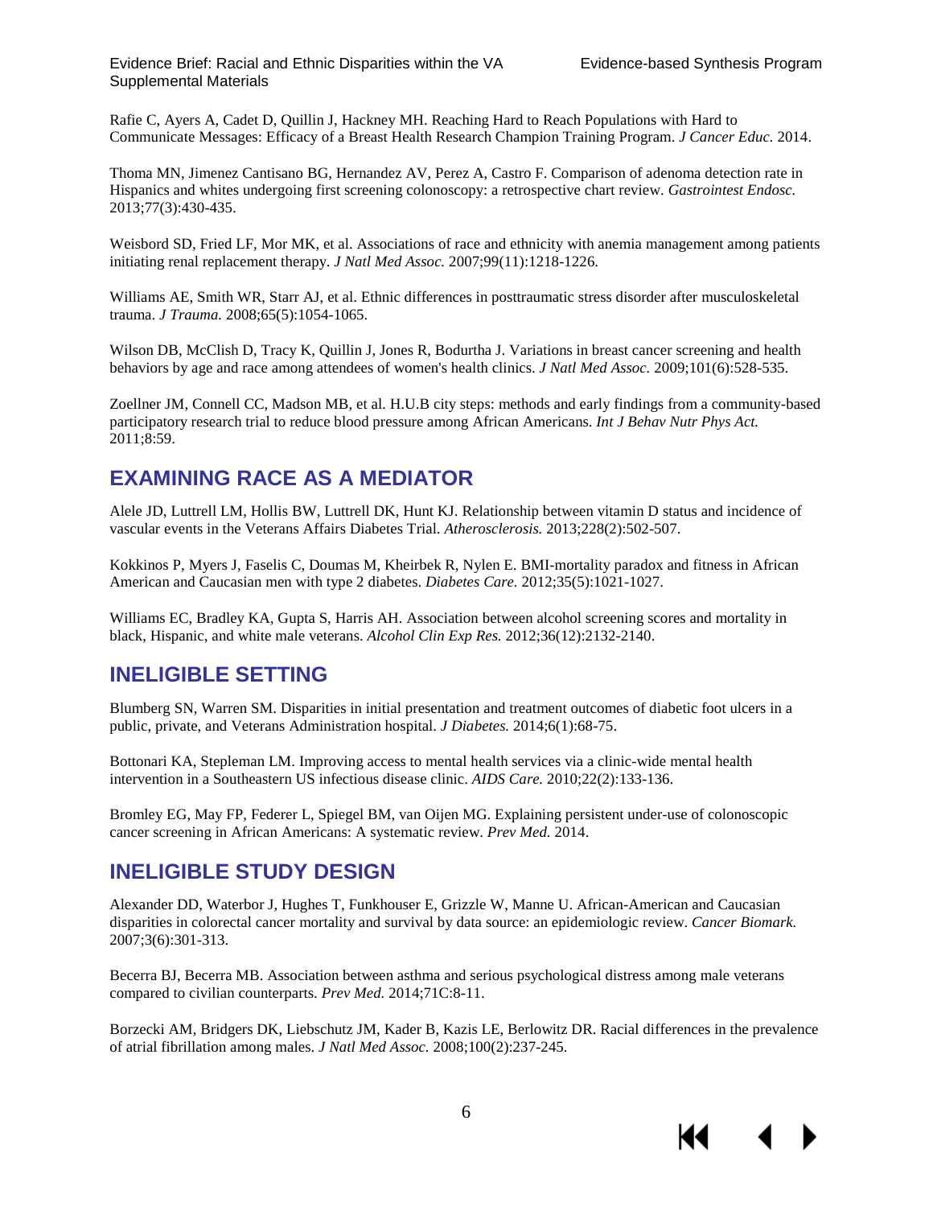Rafie C, Ayers A, Cadet D, Quillin J, Hackney MH. Reaching Hard to Reach Populations with Hard to Communicate Messages: Efficacy of a Breast Health Research Champion Training Program. *J Cancer Educ.* 2014.

Thoma MN, Jimenez Cantisano BG, Hernandez AV, Perez A, Castro F. Comparison of adenoma detection rate in Hispanics and whites undergoing first screening colonoscopy: a retrospective chart review. *Gastrointest Endosc.* 2013;77(3):430-435.

Weisbord SD, Fried LF, Mor MK, et al. Associations of race and ethnicity with anemia management among patients initiating renal replacement therapy. *J Natl Med Assoc.* 2007;99(11):1218-1226.

Williams AE, Smith WR, Starr AJ, et al. Ethnic differences in posttraumatic stress disorder after musculoskeletal trauma. *J Trauma.* 2008;65(5):1054-1065.

Wilson DB, McClish D, Tracy K, Quillin J, Jones R, Bodurtha J. Variations in breast cancer screening and health behaviors by age and race among attendees of women's health clinics. *J Natl Med Assoc.* 2009;101(6):528-535.

Zoellner JM, Connell CC, Madson MB, et al. H.U.B city steps: methods and early findings from a community-based participatory research trial to reduce blood pressure among African Americans. *Int J Behav Nutr Phys Act.* 2011;8:59.

## EXAMINING RACE AS A MEDIATOR

Alele JD, Luttrell LM, Hollis BW, Luttrell DK, Hunt KJ. Relationship between vitamin D status and incidence of vascular events in the Veterans Affairs Diabetes Trial. *Atherosclerosis.* 2013;228(2):502-507.

Kokkinos P, Myers J, Faselis C, Doumas M, Kheirbek R, Nylen E. BMI-mortality paradox and fitness in African American and Caucasian men with type 2 diabetes. *Diabetes Care.* 2012;35(5):1021-1027.

Williams EC, Bradley KA, Gupta S, Harris AH. Association between alcohol screening scores and mortality in black, Hispanic, and white male veterans. *Alcohol Clin Exp Res.* 2012;36(12):2132-2140.

## INELIGIBLE SETTING

Blumberg SN, Warren SM. Disparities in initial presentation and treatment outcomes of diabetic foot ulcers in a public, private, and Veterans Administration hospital. *J Diabetes.* 2014;6(1):68-75.

Bottonari KA, Stepleman LM. Improving access to mental health services via a clinic-wide mental health intervention in a Southeastern US infectious disease clinic. *AIDS Care.* 2010;22(2):133-136.

Bromley EG, May FP, Federer L, Spiegel BM, van Oijen MG. Explaining persistent under-use of colonoscopic cancer screening in African Americans: A systematic review. *Prev Med.* 2014.

## INELIGIBLE STUDY DESIGN

Alexander DD, Waterbor J, Hughes T, Funkhouser E, Grizzle W, Manne U. African-American and Caucasian disparities in colorectal cancer mortality and survival by data source: an epidemiologic review. *Cancer Biomark.* 2007;3(6):301-313.

Becerra BJ, Becerra MB. Association between asthma and serious psychological distress among male veterans compared to civilian counterparts. *Prev Med.* 2014;71C:8-11.

Borzecki AM, Bridgers DK, Liebschutz JM, Kader B, Kazis LE, Berlowitz DR. Racial differences in the prevalence of atrial fibrillation among males. *J Natl Med Assoc.* 2008;100(2):237-245.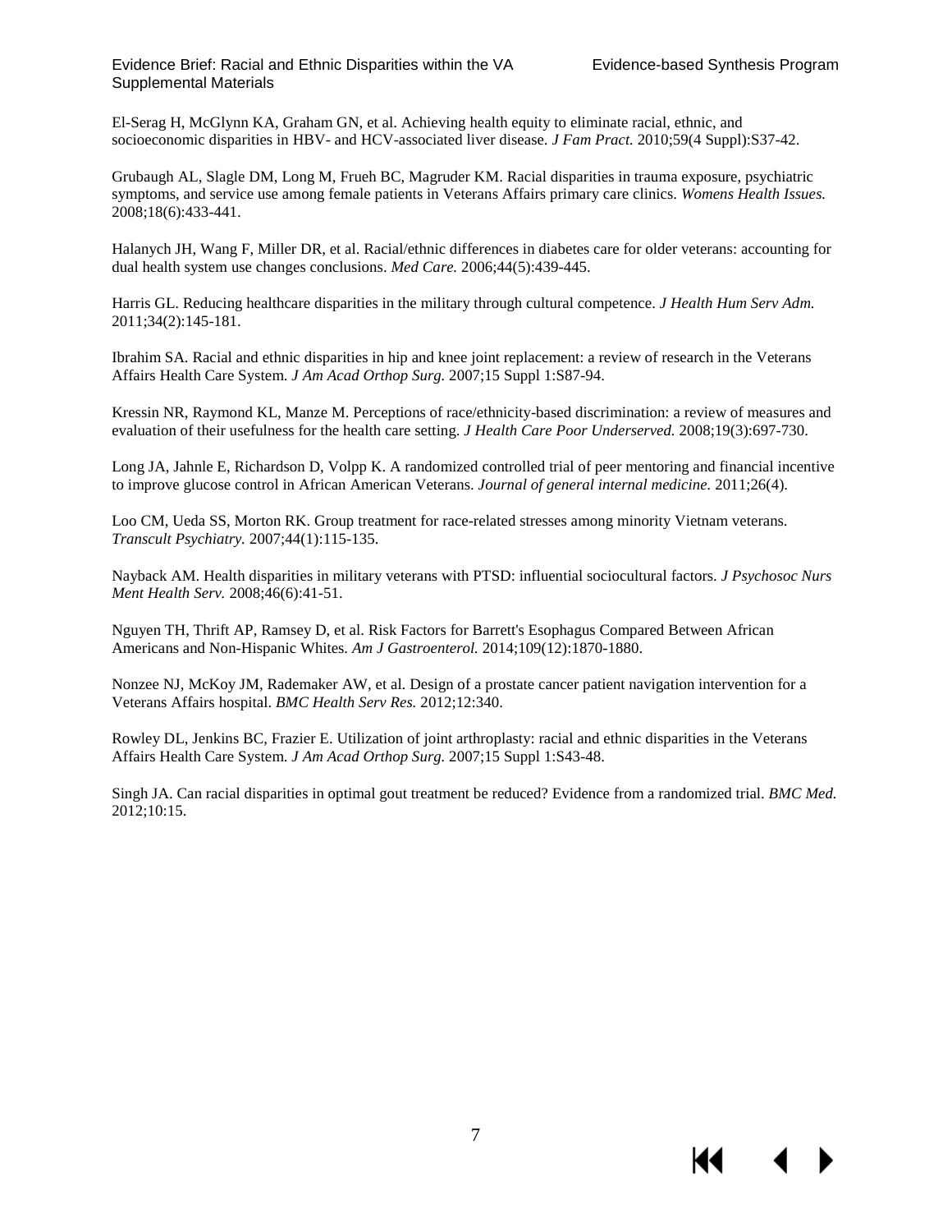El-Serag H, McGlynn KA, Graham GN, et al. Achieving health equity to eliminate racial, ethnic, and socioeconomic disparities in HBV- and HCV-associated liver disease. *J Fam Pract.* 2010;59(4 Suppl):S37-42.

Grubaugh AL, Slagle DM, Long M, Frueh BC, Magruder KM. Racial disparities in trauma exposure, psychiatric symptoms, and service use among female patients in Veterans Affairs primary care clinics. *Womens Health Issues.* 2008;18(6):433-441.

Halanych JH, Wang F, Miller DR, et al. Racial/ethnic differences in diabetes care for older veterans: accounting for dual health system use changes conclusions. *Med Care.* 2006;44(5):439-445.

Harris GL. Reducing healthcare disparities in the military through cultural competence. *J Health Hum Serv Adm.* 2011;34(2):145-181.

Ibrahim SA. Racial and ethnic disparities in hip and knee joint replacement: a review of research in the Veterans Affairs Health Care System. *J Am Acad Orthop Surg.* 2007;15 Suppl 1:S87-94.

Kressin NR, Raymond KL, Manze M. Perceptions of race/ethnicity-based discrimination: a review of measures and evaluation of their usefulness for the health care setting. *J Health Care Poor Underserved.* 2008;19(3):697-730.

Long JA, Jahnle E, Richardson D, Volpp K. A randomized controlled trial of peer mentoring and financial incentive to improve glucose control in African American Veterans. *Journal of general internal medicine.* 2011;26(4).

Loo CM, Ueda SS, Morton RK. Group treatment for race-related stresses among minority Vietnam veterans. *Transcult Psychiatry.* 2007;44(1):115-135.

Nayback AM. Health disparities in military veterans with PTSD: influential sociocultural factors. *J Psychosoc Nurs Ment Health Serv.* 2008;46(6):41-51.

Nguyen TH, Thrift AP, Ramsey D, et al. Risk Factors for Barrett's Esophagus Compared Between African Americans and Non-Hispanic Whites. *Am J Gastroenterol.* 2014;109(12):1870-1880.

Nonzee NJ, McKoy JM, Rademaker AW, et al. Design of a prostate cancer patient navigation intervention for a Veterans Affairs hospital. *BMC Health Serv Res.* 2012;12:340.

Rowley DL, Jenkins BC, Frazier E. Utilization of joint arthroplasty: racial and ethnic disparities in the Veterans Affairs Health Care System. *J Am Acad Orthop Surg.* 2007;15 Suppl 1:S43-48.

Singh JA. Can racial disparities in optimal gout treatment be reduced? Evidence from a randomized trial. *BMC Med.* 2012;10:15.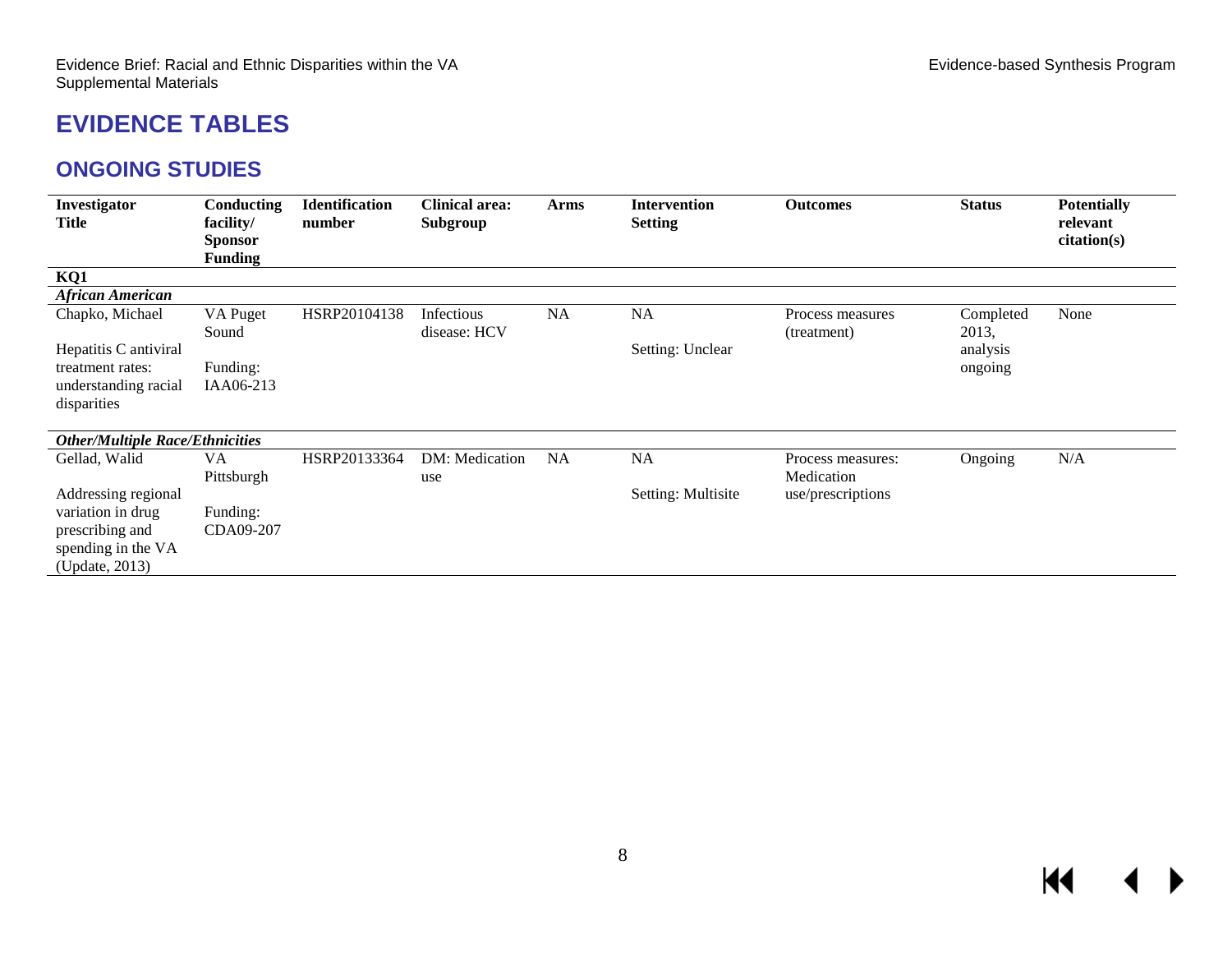# EVIDENCE TABLES

## ONGOING STUDIES

| Investigator<br>Title | Conducting facility/<br>Sponsor<br>Funding | Identification number | Clinical area:<br>Subgroup | Arms | Intervention<br>Setting | Outcomes | Status | Potentially relevant citation(s) |
|---|---|---|---|---|---|---|---|---|
| **KQ1** | | | | | | | | |
| ***African American*** | | | | | | | | |
| Chapko, Michael<br><br>Hepatitis C antiviral treatment rates: understanding racial disparities | VA Puget Sound<br><br>Funding: IAA06-213 | HSRP20104138 | Infectious disease: HCV | NA | NA<br><br>Setting: Unclear | Process measures (treatment) | Completed 2013, analysis ongoing | None |
| ***Other/Multiple Race/Ethnicities*** | | | | | | | | |
| Gellad, Walid<br><br>Addressing regional variation in drug prescribing and spending in the VA (Update, 2013) | VA Pittsburgh<br><br>Funding: CDA09-207 | HSRP20133364 | DM: Medication use | NA | NA<br><br>Setting: Multisite | Process measures: Medication use/prescriptions | Ongoing | N/A |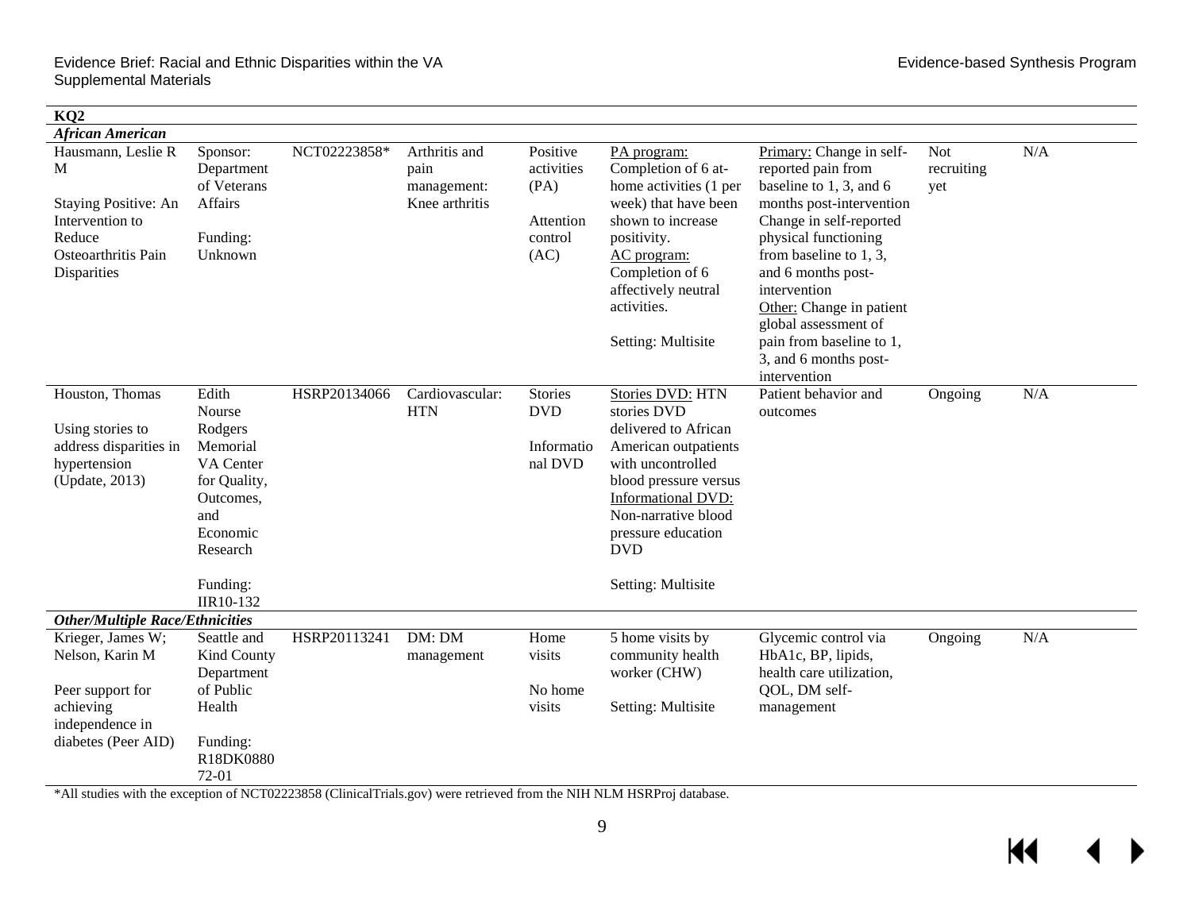| KQ2 | | | | | | | | |
|---|---|---|---|---|---|---|---|---|
| ***African American*** | | | | | | | | |
| Hausmann, Leslie R M<br><br>Staying Positive: An Intervention to Reduce Osteoarthritis Pain Disparities | Sponsor: Department of Veterans Affairs<br><br>Funding: Unknown | NCT02223858* | Arthritis and pain management: Knee arthritis | Positive activities (PA)<br><br>Attention control (AC) | PA program: Completion of 6 at-home activities (1 per week) that have been shown to increase positivity.<br>AC program: Completion of 6 affectively neutral activities.<br><br>Setting: Multisite | Primary: Change in self-reported pain from baseline to 1, 3, and 6 months post-intervention<br>Change in self-reported physical functioning from baseline to 1, 3, and 6 months post-intervention<br>Other: Change in patient global assessment of pain from baseline to 1, 3, and 6 months post-intervention | Not recruiting yet | N/A |
| Houston, Thomas<br><br>Using stories to address disparities in hypertension (Update, 2013) | Edith Nourse Rodgers Memorial VA Center for Quality, Outcomes, and Economic Research<br><br>Funding: IIR10-132 | HSRP20134066 | Cardiovascular: HTN | Stories DVD<br><br>Informational DVD | Stories DVD: HTN stories DVD delivered to African American outpatients with uncontrolled blood pressure versus<br>Informational DVD: Non-narrative blood pressure education DVD<br><br>Setting: Multisite | Patient behavior and outcomes | Ongoing | N/A |
| ***Other/Multiple Race/Ethnicities*** | | | | | | | | |
| Krieger, James W; Nelson, Karin M<br><br>Peer support for achieving independence in diabetes (Peer AID) | Seattle and Kind County Department of Public Health<br><br>Funding: R18DK088072-01 | HSRP20113241 | DM: DM management | Home visits<br><br>No home visits | 5 home visits by community health worker (CHW)<br><br>Setting: Multisite | Glycemic control via HbA1c, BP, lipids, health care utilization, QOL, DM self-management | Ongoing | N/A |

*All studies with the exception of NCT02223858 (ClinicalTrials.gov) were retrieved from the NIH NLM HSRProj database.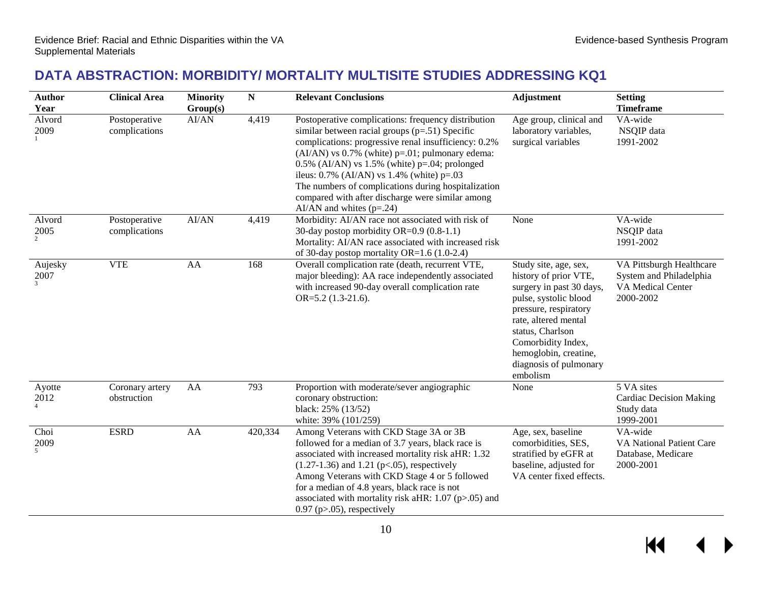## DATA ABSTRACTION: MORBIDITY/ MORTALITY MULTISITE STUDIES ADDRESSING KQ1

| Author Year | Clinical Area | Minority Group(s) | N | Relevant Conclusions | Adjustment | Setting Timeframe |
|---|---|---|---|---|---|---|
| Alvord 2009 [1] | Postoperative complications | AI/AN | 4,419 | Postoperative complications: frequency distribution similar between racial groups (p=.51) Specific complications: progressive renal insufficiency: 0.2% (AI/AN) vs 0.7% (white) p=.01; pulmonary edema: 0.5% (AI/AN) vs 1.5% (white) p=.04; prolonged ileus: 0.7% (AI/AN) vs 1.4% (white) p=.03 The numbers of complications during hospitalization compared with after discharge were similar among AI/AN and whites (p=.24) | Age group, clinical and laboratory variables, surgical variables | VA-wide NSQIP data 1991-2002 |
| Alvord 2005 [2] | Postoperative complications | AI/AN | 4,419 | Morbidity: AI/AN race not associated with risk of 30-day postop morbidity OR=0.9 (0.8-1.1) Mortality: AI/AN race associated with increased risk of 30-day postop mortality OR=1.6 (1.0-2.4) | None | VA-wide NSQIP data 1991-2002 |
| Aujesky 2007 [3] | VTE | AA | 168 | Overall complication rate (death, recurrent VTE, major bleeding): AA race independently associated with increased 90-day overall complication rate OR=5.2 (1.3-21.6). | Study site, age, sex, history of prior VTE, surgery in past 30 days, pulse, systolic blood pressure, respiratory rate, altered mental status, Charlson Comorbidity Index, hemoglobin, creatine, diagnosis of pulmonary embolism | VA Pittsburgh Healthcare System and Philadelphia VA Medical Center 2000-2002 |
| Ayotte 2012 [4] | Coronary artery obstruction | AA | 793 | Proportion with moderate/sever angiographic coronary obstruction: black: 25% (13/52) white: 39% (101/259) | None | 5 VA sites Cardiac Decision Making Study data 1999-2001 |
| Choi 2009 [5] | ESRD | AA | 420,334 | Among Veterans with CKD Stage 3A or 3B followed for a median of 3.7 years, black race is associated with increased mortality risk aHR: 1.32 (1.27-1.36) and 1.21 (p<.05), respectively Among Veterans with CKD Stage 4 or 5 followed for a median of 4.8 years, black race is not associated with mortality risk aHR: 1.07 (p>.05) and 0.97 (p>.05), respectively | Age, sex, baseline comorbidities, SES, stratified by eGFR at baseline, adjusted for VA center fixed effects. | VA-wide VA National Patient Care Database, Medicare 2000-2001 |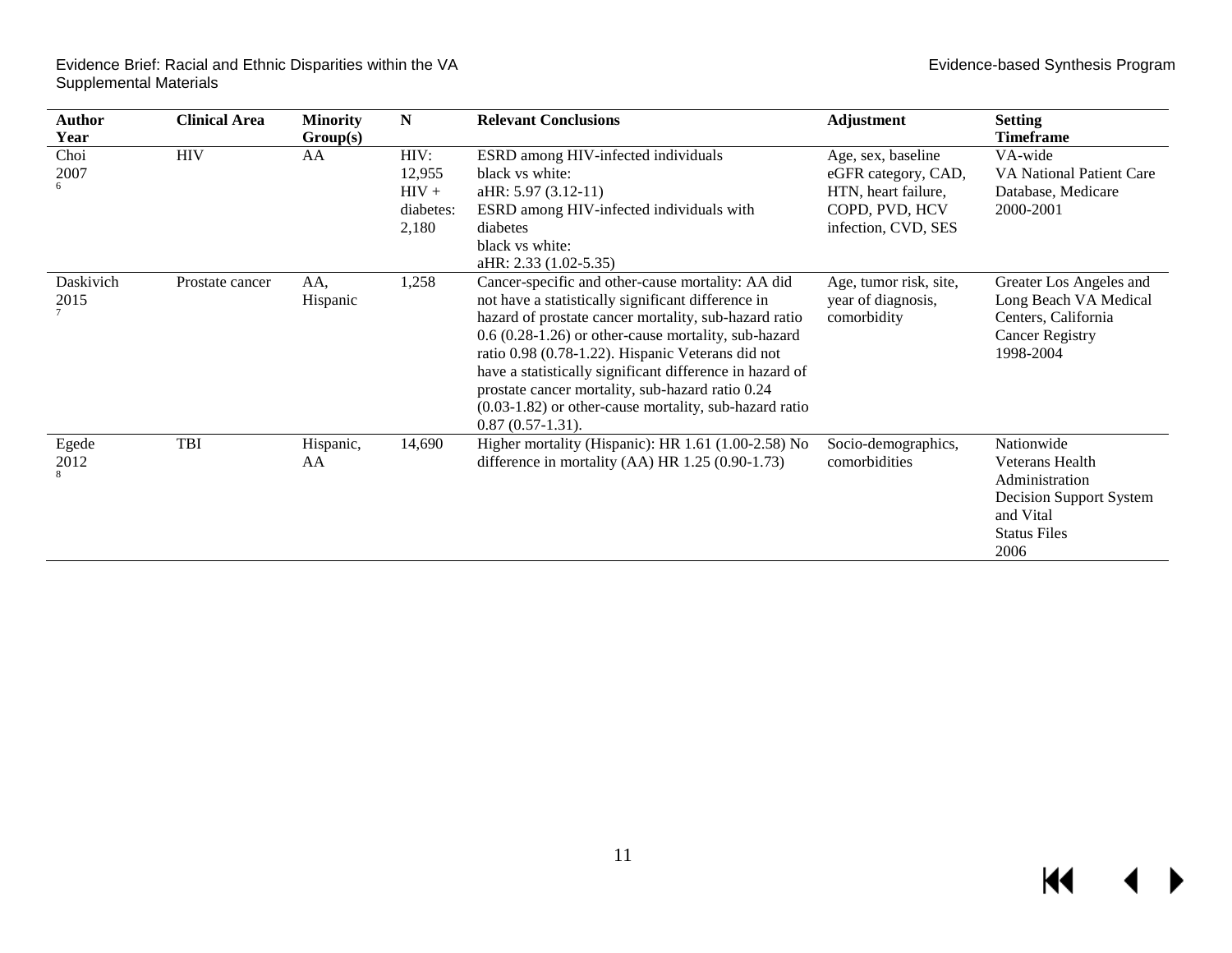| Author Year | Clinical Area | Minority Group(s) | N | Relevant Conclusions | Adjustment | Setting Timeframe |
|---|---|---|---|---|---|---|
| Choi 2007 [6] | HIV | AA | HIV: 12,955 HIV + diabetes: 2,180 | ESRD among HIV-infected individuals black vs white: aHR: 5.97 (3.12-11) ESRD among HIV-infected individuals with diabetes black vs white: aHR: 2.33 (1.02-5.35) | Age, sex, baseline eGFR category, CAD, HTN, heart failure, COPD, PVD, HCV infection, CVD, SES | VA-wide VA National Patient Care Database, Medicare 2000-2001 |
| Daskivich 2015 [7] | Prostate cancer | AA, Hispanic | 1,258 | Cancer-specific and other-cause mortality: AA did not have a statistically significant difference in hazard of prostate cancer mortality, sub-hazard ratio 0.6 (0.28-1.26) or other-cause mortality, sub-hazard ratio 0.98 (0.78-1.22). Hispanic Veterans did not have a statistically significant difference in hazard of prostate cancer mortality, sub-hazard ratio 0.24 (0.03-1.82) or other-cause mortality, sub-hazard ratio 0.87 (0.57-1.31). | Age, tumor risk, site, year of diagnosis, comorbidity | Greater Los Angeles and Long Beach VA Medical Centers, California Cancer Registry 1998-2004 |
| Egede 2012 [8] | TBI | Hispanic, AA | 14,690 | Higher mortality (Hispanic): HR 1.61 (1.00-2.58) No difference in mortality (AA) HR 1.25 (0.90-1.73) | Socio-demographics, comorbidities | Nationwide Veterans Health Administration Decision Support System and Vital Status Files 2006 |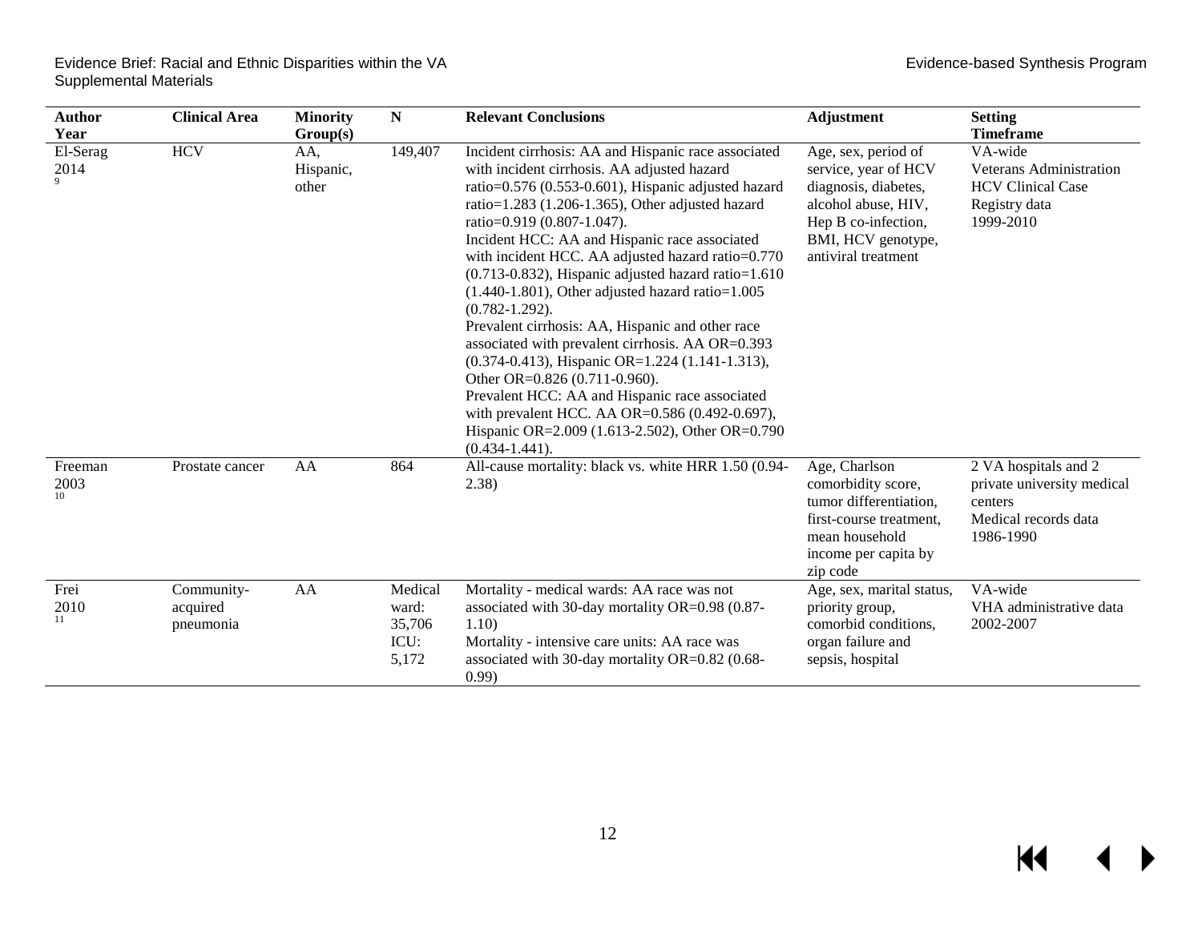| Author Year | Clinical Area | Minority Group(s) | N | Relevant Conclusions | Adjustment | Setting Timeframe |
|---|---|---|---|---|---|---|
| El-Serag 2014 [9] | HCV | AA, Hispanic, other | 149,407 | Incident cirrhosis: AA and Hispanic race associated with incident cirrhosis. AA adjusted hazard ratio=0.576 (0.553-0.601), Hispanic adjusted hazard ratio=1.283 (1.206-1.365), Other adjusted hazard ratio=0.919 (0.807-1.047).<br>Incident HCC: AA and Hispanic race associated with incident HCC. AA adjusted hazard ratio=0.770 (0.713-0.832), Hispanic adjusted hazard ratio=1.610 (1.440-1.801), Other adjusted hazard ratio=1.005 (0.782-1.292).<br>Prevalent cirrhosis: AA, Hispanic and other race associated with prevalent cirrhosis. AA OR=0.393 (0.374-0.413), Hispanic OR=1.224 (1.141-1.313), Other OR=0.826 (0.711-0.960).<br>Prevalent HCC: AA and Hispanic race associated with prevalent HCC. AA OR=0.586 (0.492-0.697), Hispanic OR=2.009 (1.613-2.502), Other OR=0.790 (0.434-1.441). | Age, sex, period of service, year of HCV diagnosis, diabetes, alcohol abuse, HIV, Hep B co-infection, BMI, HCV genotype, antiviral treatment | VA-wide<br>Veterans Administration HCV Clinical Case Registry data<br>1999-2010 |
| Freeman 2003 [10] | Prostate cancer | AA | 864 | All-cause mortality: black vs. white HRR 1.50 (0.94-2.38) | Age, Charlson comorbidity score, tumor differentiation, first-course treatment, mean household income per capita by zip code | 2 VA hospitals and 2 private university medical centers<br>Medical records data<br>1986-1990 |
| Frei 2010 [11] | Community-acquired pneumonia | AA | Medical ward: 35,706<br>ICU: 5,172 | Mortality - medical wards: AA race was not associated with 30-day mortality OR=0.98 (0.87-1.10)<br>Mortality - intensive care units: AA race was associated with 30-day mortality OR=0.82 (0.68-0.99) | Age, sex, marital status, priority group, comorbid conditions, organ failure and sepsis, hospital | VA-wide<br>VHA administrative data<br>2002-2007 |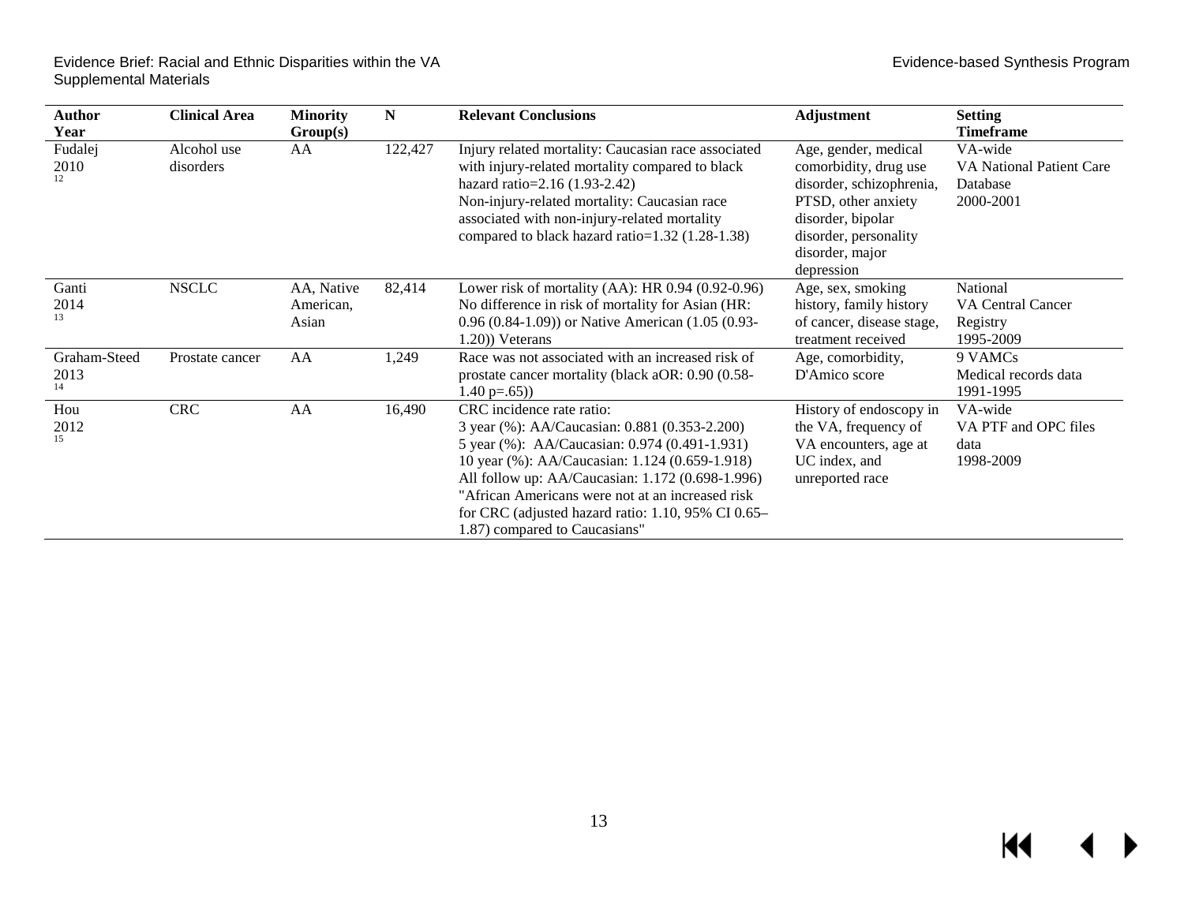| Author Year | Clinical Area | Minority Group(s) | N | Relevant Conclusions | Adjustment | Setting Timeframe |
|---|---|---|---|---|---|---|
| Fudalej 2010 [12] | Alcohol use disorders | AA | 122,427 | Injury related mortality: Caucasian race associated with injury-related mortality compared to black hazard ratio=2.16 (1.93-2.42)<br>Non-injury-related mortality: Caucasian race associated with non-injury-related mortality compared to black hazard ratio=1.32 (1.28-1.38) | Age, gender, medical comorbidity, drug use disorder, schizophrenia, PTSD, other anxiety disorder, bipolar disorder, personality disorder, major depression | VA-wide<br>VA National Patient Care Database<br>2000-2001 |
| Ganti 2014 [13] | NSCLC | AA, Native American, Asian | 82,414 | Lower risk of mortality (AA): HR 0.94 (0.92-0.96)<br>No difference in risk of mortality for Asian (HR: 0.96 (0.84-1.09)) or Native American (1.05 (0.93-1.20)) Veterans | Age, sex, smoking history, family history of cancer, disease stage, treatment received | National<br>VA Central Cancer Registry<br>1995-2009 |
| Graham-Steed 2013 [14] | Prostate cancer | AA | 1,249 | Race was not associated with an increased risk of prostate cancer mortality (black aOR: 0.90 (0.58-1.40 p=.65)) | Age, comorbidity, D'Amico score | 9 VAMCs<br>Medical records data<br>1991-1995 |
| Hou 2012 [15] | CRC | AA | 16,490 | CRC incidence rate ratio:<br>3 year (%): AA/Caucasian: 0.881 (0.353-2.200)<br>5 year (%): AA/Caucasian: 0.974 (0.491-1.931)<br>10 year (%): AA/Caucasian: 1.124 (0.659-1.918)<br>All follow up: AA/Caucasian: 1.172 (0.698-1.996)<br>"African Americans were not at an increased risk for CRC (adjusted hazard ratio: 1.10, 95% CI 0.65–1.87) compared to Caucasians" | History of endoscopy in the VA, frequency of VA encounters, age at UC index, and unreported race | VA-wide<br>VA PTF and OPC files data<br>1998-2009 |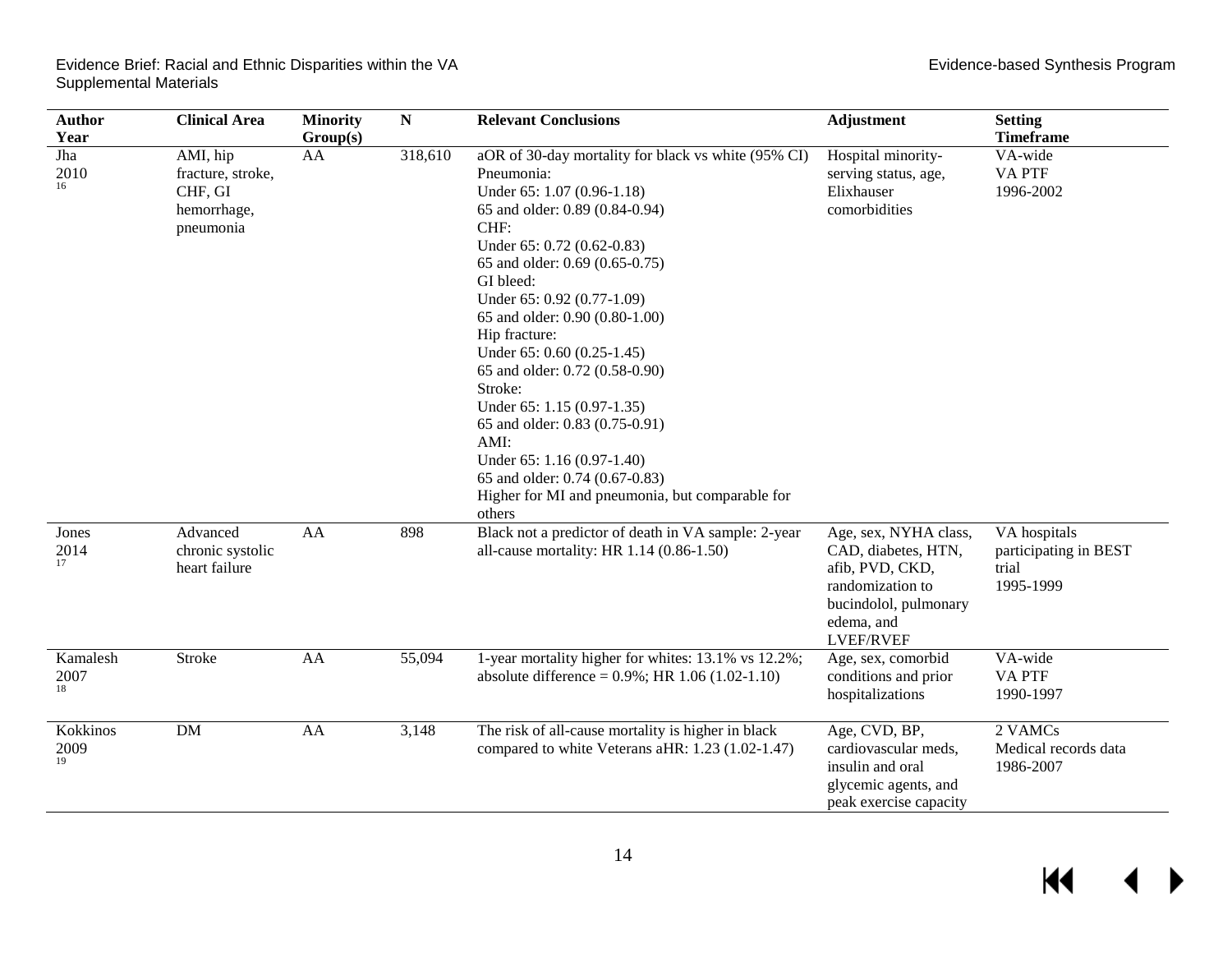| Author Year | Clinical Area | Minority Group(s) | N | Relevant Conclusions | Adjustment | Setting Timeframe |
|---|---|---|---|---|---|---|
| Jha 2010 [16] | AMI, hip fracture, stroke, CHF, GI hemorrhage, pneumonia | AA | 318,610 | aOR of 30-day mortality for black vs white (95% CI)<br>Pneumonia:<br>Under 65: 1.07 (0.96-1.18)<br>65 and older: 0.89 (0.84-0.94)<br>CHF:<br>Under 65: 0.72 (0.62-0.83)<br>65 and older: 0.69 (0.65-0.75)<br>GI bleed:<br>Under 65: 0.92 (0.77-1.09)<br>65 and older: 0.90 (0.80-1.00)<br>Hip fracture:<br>Under 65: 0.60 (0.25-1.45)<br>65 and older: 0.72 (0.58-0.90)<br>Stroke:<br>Under 65: 1.15 (0.97-1.35)<br>65 and older: 0.83 (0.75-0.91)<br>AMI:<br>Under 65: 1.16 (0.97-1.40)<br>65 and older: 0.74 (0.67-0.83)<br>Higher for MI and pneumonia, but comparable for others | Hospital minority-serving status, age, Elixhauser comorbidities | VA-wide<br>VA PTF<br>1996-2002 |
| Jones 2014 [17] | Advanced chronic systolic heart failure | AA | 898 | Black not a predictor of death in VA sample: 2-year all-cause mortality: HR 1.14 (0.86-1.50) | Age, sex, NYHA class, CAD, diabetes, HTN, afib, PVD, CKD, randomization to bucindolol, pulmonary edema, and LVEF/RVEF | VA hospitals participating in BEST trial<br>1995-1999 |
| Kamalesh 2007 [18] | Stroke | AA | 55,094 | 1-year mortality higher for whites: 13.1% vs 12.2%; absolute difference = 0.9%; HR 1.06 (1.02-1.10) | Age, sex, comorbid conditions and prior hospitalizations | VA-wide<br>VA PTF<br>1990-1997 |
| Kokkinos 2009 [19] | DM | AA | 3,148 | The risk of all-cause mortality is higher in black compared to white Veterans aHR: 1.23 (1.02-1.47) | Age, CVD, BP, cardiovascular meds, insulin and oral glycemic agents, and peak exercise capacity | 2 VAMCs<br>Medical records data<br>1986-2007 |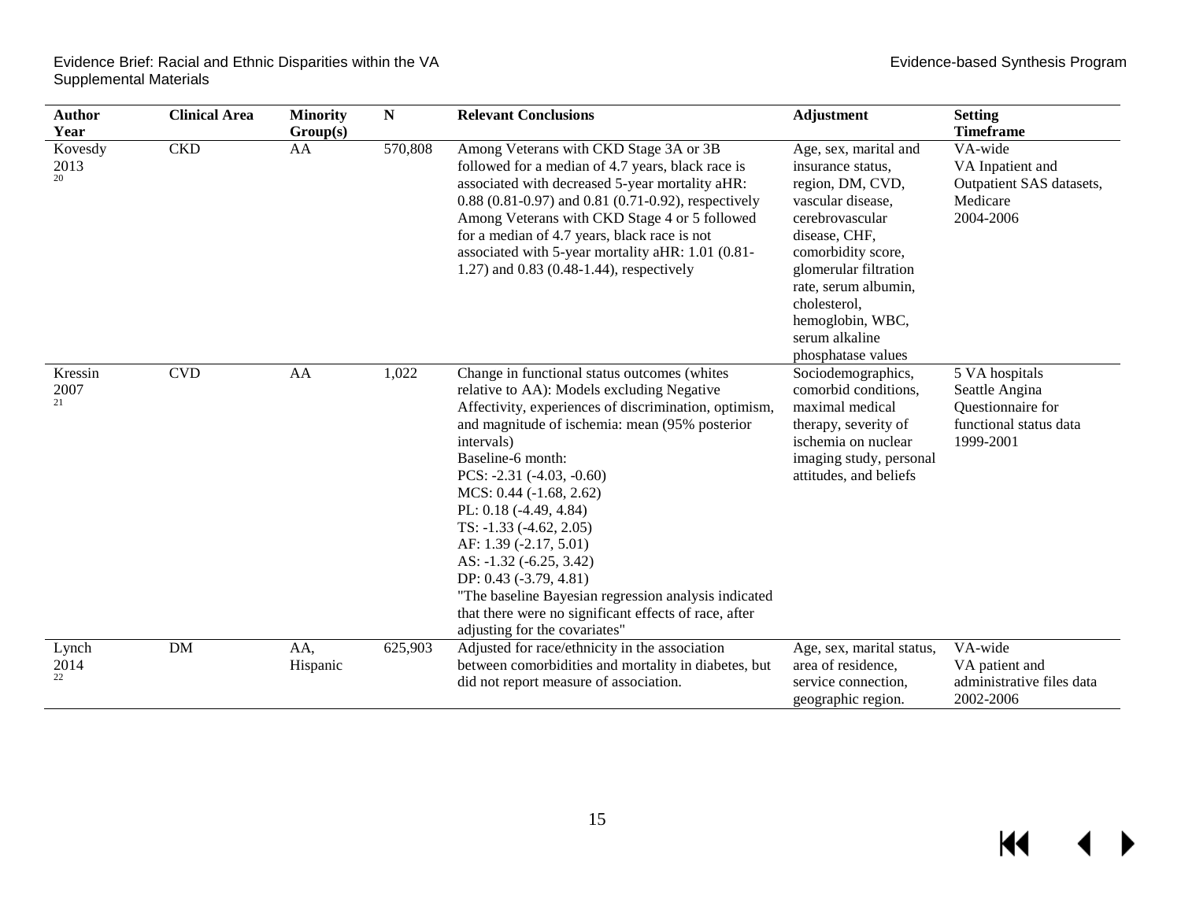| Author Year | Clinical Area | Minority Group(s) | N | Relevant Conclusions | Adjustment | Setting Timeframe |
|---|---|---|---|---|---|---|
| Kovesdy 2013 [20] | CKD | AA | 570,808 | Among Veterans with CKD Stage 3A or 3B followed for a median of 4.7 years, black race is associated with decreased 5-year mortality aHR: 0.88 (0.81-0.97) and 0.81 (0.71-0.92), respectively Among Veterans with CKD Stage 4 or 5 followed for a median of 4.7 years, black race is not associated with 5-year mortality aHR: 1.01 (0.81-1.27) and 0.83 (0.48-1.44), respectively | Age, sex, marital and insurance status, region, DM, CVD, vascular disease, cerebrovascular disease, CHF, comorbidity score, glomerular filtration rate, serum albumin, cholesterol, hemoglobin, WBC, serum alkaline phosphatase values | VA-wide VA Inpatient and Outpatient SAS datasets, Medicare 2004-2006 |
| Kressin 2007 [21] | CVD | AA | 1,022 | Change in functional status outcomes (whites relative to AA): Models excluding Negative Affectivity, experiences of discrimination, optimism, and magnitude of ischemia: mean (95% posterior intervals)<br>Baseline-6 month:<br>PCS: -2.31 (-4.03, -0.60)<br>MCS: 0.44 (-1.68, 2.62)<br>PL: 0.18 (-4.49, 4.84)<br>TS: -1.33 (-4.62, 2.05)<br>AF: 1.39 (-2.17, 5.01)<br>AS: -1.32 (-6.25, 3.42)<br>DP: 0.43 (-3.79, 4.81)<br>"The baseline Bayesian regression analysis indicated that there were no significant effects of race, after adjusting for the covariates" | Sociodemographics, comorbid conditions, maximal medical therapy, severity of ischemia on nuclear imaging study, personal attitudes, and beliefs | 5 VA hospitals Seattle Angina Questionnaire for functional status data 1999-2001 |
| Lynch 2014 [22] | DM | AA, Hispanic | 625,903 | Adjusted for race/ethnicity in the association between comorbidities and mortality in diabetes, but did not report measure of association. | Age, sex, marital status, area of residence, service connection, geographic region. | VA-wide VA patient and administrative files data 2002-2006 |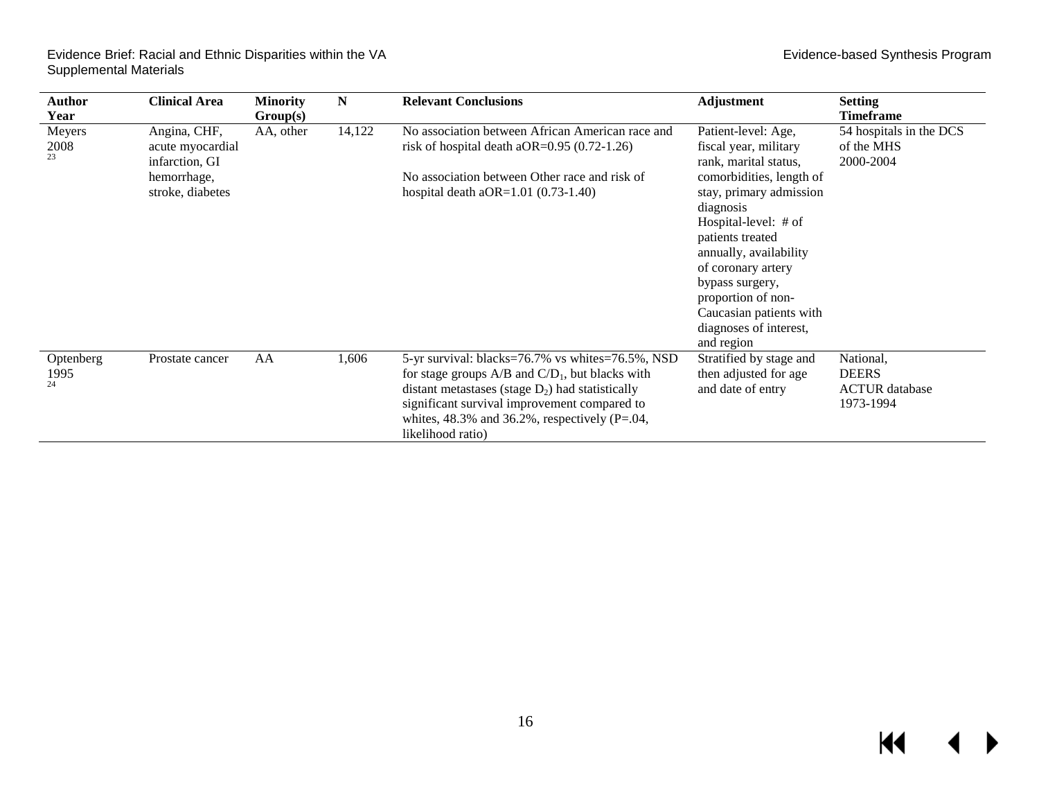| Author Year | Clinical Area | Minority Group(s) | N | Relevant Conclusions | Adjustment | Setting Timeframe |
|---|---|---|---|---|---|---|
| Meyers 2008 [23] | Angina, CHF, acute myocardial infarction, GI hemorrhage, stroke, diabetes | AA, other | 14,122 | No association between African American race and risk of hospital death aOR=0.95 (0.72-1.26)<br><br>No association between Other race and risk of hospital death aOR=1.01 (0.73-1.40) | Patient-level: Age, fiscal year, military rank, marital status, comorbidities, length of stay, primary admission diagnosis<br>Hospital-level: # of patients treated annually, availability of coronary artery bypass surgery, proportion of non-Caucasian patients with diagnoses of interest, and region | 54 hospitals in the DCS of the MHS<br>2000-2004 |
| Optenberg 1995 [24] | Prostate cancer | AA | 1,606 | 5-yr survival: blacks=76.7% vs whites=76.5%, NSD for stage groups A/B and C/$D_1$, but blacks with distant metastases (stage $D_2$) had statistically significant survival improvement compared to whites, 48.3% and 36.2%, respectively (P=.04, likelihood ratio) | Stratified by stage and then adjusted for age and date of entry | National, DEERS ACTUR database<br>1973-1994 |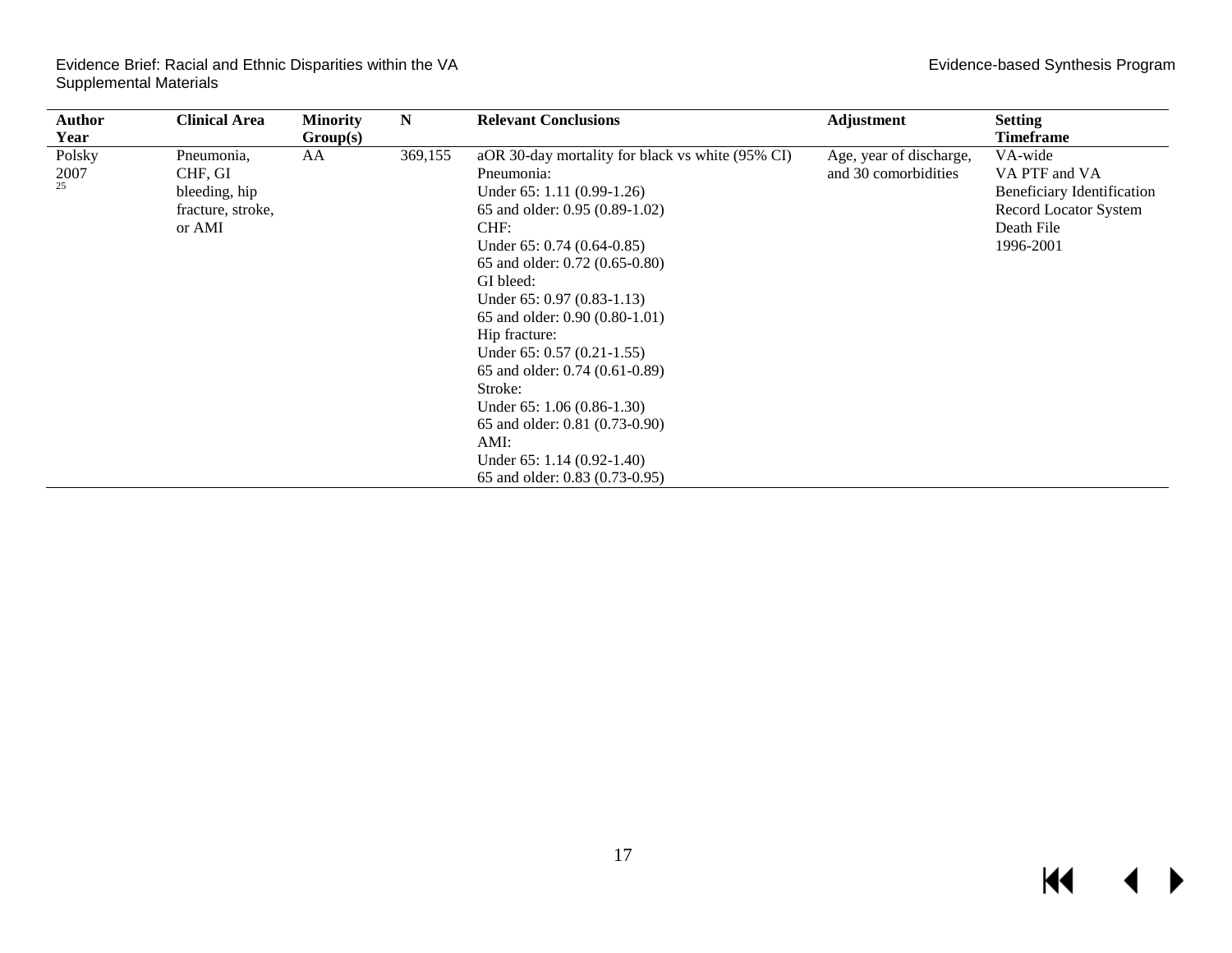| Author Year | Clinical Area | Minority Group(s) | N | Relevant Conclusions | Adjustment | Setting Timeframe |
|---|---|---|---|---|---|---|
| Polsky 2007 [25] | Pneumonia, CHF, GI bleeding, hip fracture, stroke, or AMI | AA | 369,155 | aOR 30-day mortality for black vs white (95% CI)<br>Pneumonia:<br>Under 65: 1.11 (0.99-1.26)<br>65 and older: 0.95 (0.89-1.02)<br>CHF:<br>Under 65: 0.74 (0.64-0.85)<br>65 and older: 0.72 (0.65-0.80)<br>GI bleed:<br>Under 65: 0.97 (0.83-1.13)<br>65 and older: 0.90 (0.80-1.01)<br>Hip fracture:<br>Under 65: 0.57 (0.21-1.55)<br>65 and older: 0.74 (0.61-0.89)<br>Stroke:<br>Under 65: 1.06 (0.86-1.30)<br>65 and older: 0.81 (0.73-0.90)<br>AMI:<br>Under 65: 1.14 (0.92-1.40)<br>65 and older: 0.83 (0.73-0.95) | Age, year of discharge, and 30 comorbidities | VA-wide<br>VA PTF and VA Beneficiary Identification Record Locator System Death File<br>1996-2001 |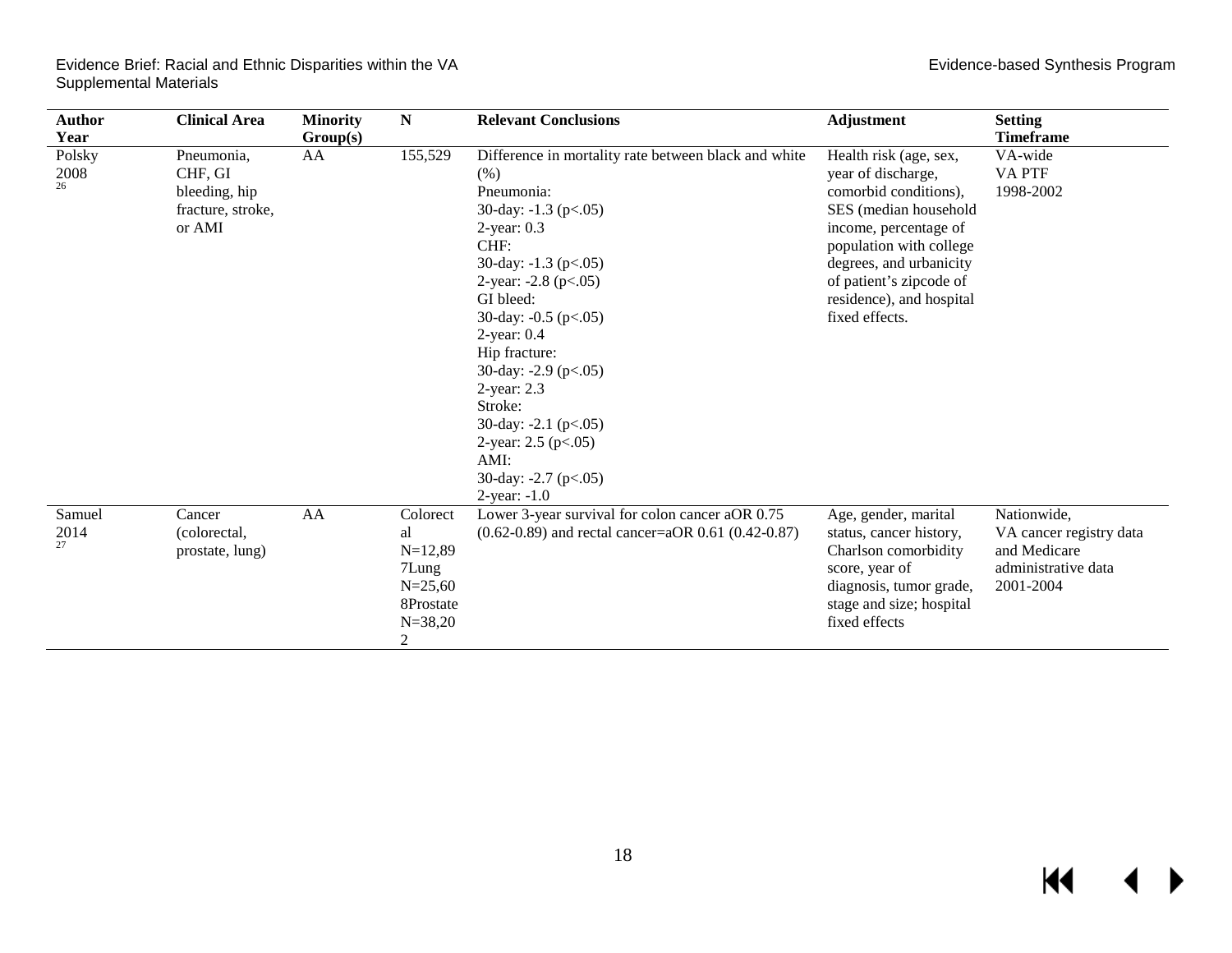| Author Year | Clinical Area | Minority Group(s) | N | Relevant Conclusions | Adjustment | Setting Timeframe |
|---|---|---|---|---|---|---|
| Polsky 2008 [26] | Pneumonia, CHF, GI bleeding, hip fracture, stroke, or AMI | AA | 155,529 | Difference in mortality rate between black and white (%)<br>Pneumonia:<br>30-day: -1.3 ($p<.05$)<br>2-year: 0.3<br>CHF:<br>30-day: -1.3 ($p<.05$)<br>2-year: -2.8 ($p<.05$)<br>GI bleed:<br>30-day: -0.5 ($p<.05$)<br>2-year: 0.4<br>Hip fracture:<br>30-day: -2.9 ($p<.05$)<br>2-year: 2.3<br>Stroke:<br>30-day: -2.1 ($p<.05$)<br>2-year: 2.5 ($p<.05$)<br>AMI:<br>30-day: -2.7 ($p<.05$)<br>2-year: -1.0 | Health risk (age, sex, year of discharge, comorbid conditions), SES (median household income, percentage of population with college degrees, and urbanicity of patient's zipcode of residence), and hospital fixed effects. | VA-wide<br>VA PTF<br>1998-2002 |
| Samuel 2014 [27] | Cancer (colorectal, prostate, lung) | AA | Colorectal N=12,897<br>Lung N=25,608<br>Prostate N=38,202 | Lower 3-year survival for colon cancer aOR 0.75 (0.62-0.89) and rectal cancer=aOR 0.61 (0.42-0.87) | Age, gender, marital status, cancer history, Charlson comorbidity score, year of diagnosis, tumor grade, stage and size; hospital fixed effects | Nationwide, VA cancer registry data and Medicare administrative data<br>2001-2004 |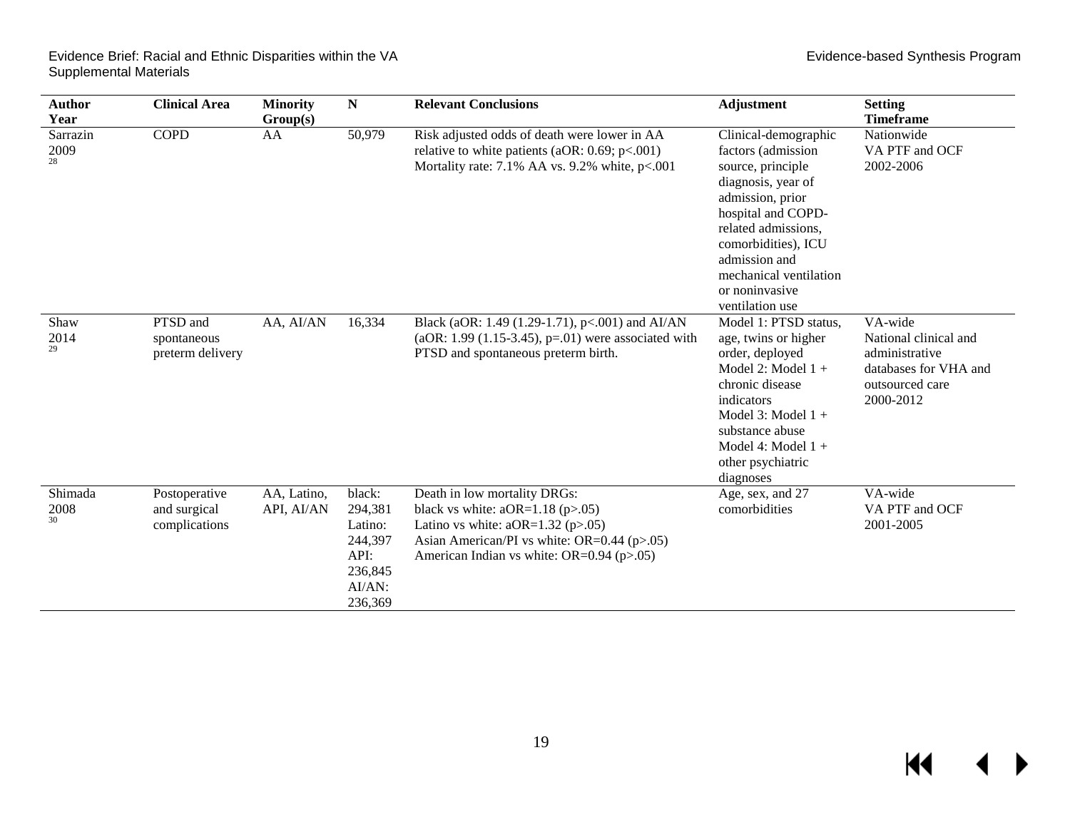| Author Year | Clinical Area | Minority Group(s) | N | Relevant Conclusions | Adjustment | Setting Timeframe |
|---|---|---|---|---|---|---|
| Sarrazin 2009 [28] | COPD | AA | 50,979 | Risk adjusted odds of death were lower in AA relative to white patients (aOR: 0.69; p<.001) Mortality rate: 7.1% AA vs. 9.2% white, p<.001 | Clinical-demographic factors (admission source, principle diagnosis, year of admission, prior hospital and COPD-related admissions, comorbidities), ICU admission and mechanical ventilation or noninvasive ventilation use | Nationwide VA PTF and OCF 2002-2006 |
| Shaw 2014 [29] | PTSD and spontaneous preterm delivery | AA, AI/AN | 16,334 | Black (aOR: 1.49 (1.29-1.71), p<.001) and AI/AN (aOR: 1.99 (1.15-3.45), p=.01) were associated with PTSD and spontaneous preterm birth. | Model 1: PTSD status, age, twins or higher order, deployed<br>Model 2: Model 1 + chronic disease indicators<br>Model 3: Model 1 + substance abuse<br>Model 4: Model 1 + other psychiatric diagnoses | VA-wide National clinical and administrative databases for VHA and outsourced care 2000-2012 |
| Shimada 2008 [30] | Postoperative and surgical complications | AA, Latino, API, AI/AN | black: 294,381<br>Latino: 244,397<br>API: 236,845<br>AI/AN: 236,369 | Death in low mortality DRGs:<br>black vs white: aOR=1.18 (p>.05)<br>Latino vs white: aOR=1.32 (p>.05)<br>Asian American/PI vs white: OR=0.44 (p>.05)<br>American Indian vs white: OR=0.94 (p>.05) | Age, sex, and 27 comorbidities | VA-wide VA PTF and OCF 2001-2005 |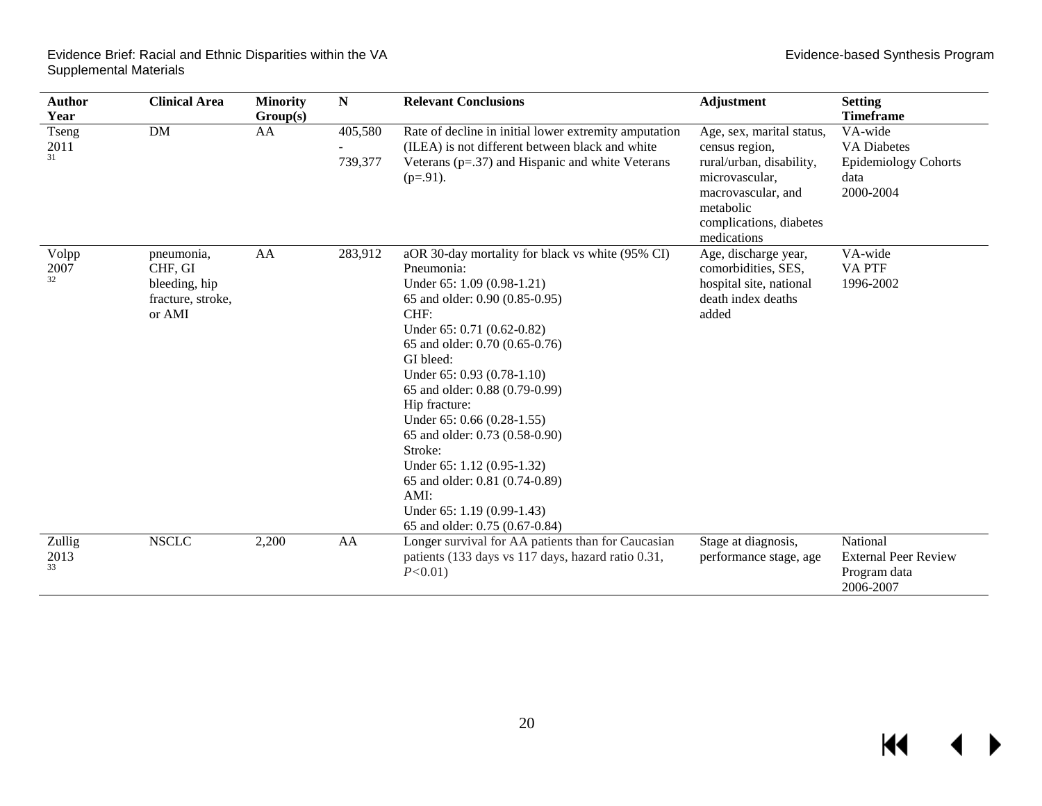| Author Year | Clinical Area | Minority Group(s) | N | Relevant Conclusions | Adjustment | Setting Timeframe |
|---|---|---|---|---|---|---|
| Tseng 2011 [31] | DM | AA | 405,580 - 739,377 | Rate of decline in initial lower extremity amputation (ILEA) is not different between black and white Veterans (p=.37) and Hispanic and white Veterans (p=.91). | Age, sex, marital status, census region, rural/urban, disability, microvascular, macrovascular, and metabolic complications, diabetes medications | VA-wide VA Diabetes Epidemiology Cohorts data 2000-2004 |
| Volpp 2007 [32] | pneumonia, CHF, GI bleeding, hip fracture, stroke, or AMI | AA | 283,912 | aOR 30-day mortality for black vs white (95% CI)<br>Pneumonia:<br>Under 65: 1.09 (0.98-1.21)<br>65 and older: 0.90 (0.85-0.95)<br>CHF:<br>Under 65: 0.71 (0.62-0.82)<br>65 and older: 0.70 (0.65-0.76)<br>GI bleed:<br>Under 65: 0.93 (0.78-1.10)<br>65 and older: 0.88 (0.79-0.99)<br>Hip fracture:<br>Under 65: 0.66 (0.28-1.55)<br>65 and older: 0.73 (0.58-0.90)<br>Stroke:<br>Under 65: 1.12 (0.95-1.32)<br>65 and older: 0.81 (0.74-0.89)<br>AMI:<br>Under 65: 1.19 (0.99-1.43)<br>65 and older: 0.75 (0.67-0.84) | Age, discharge year, comorbidities, SES, hospital site, national death index deaths added | VA-wide VA PTF 1996-2002 |
| Zullig 2013 [33] | NSCLC | 2,200 | AA | Longer survival for AA patients than for Caucasian patients (133 days vs 117 days, hazard ratio 0.31, *P*<0.01) | Stage at diagnosis, performance stage, age | National External Peer Review Program data 2006-2007 |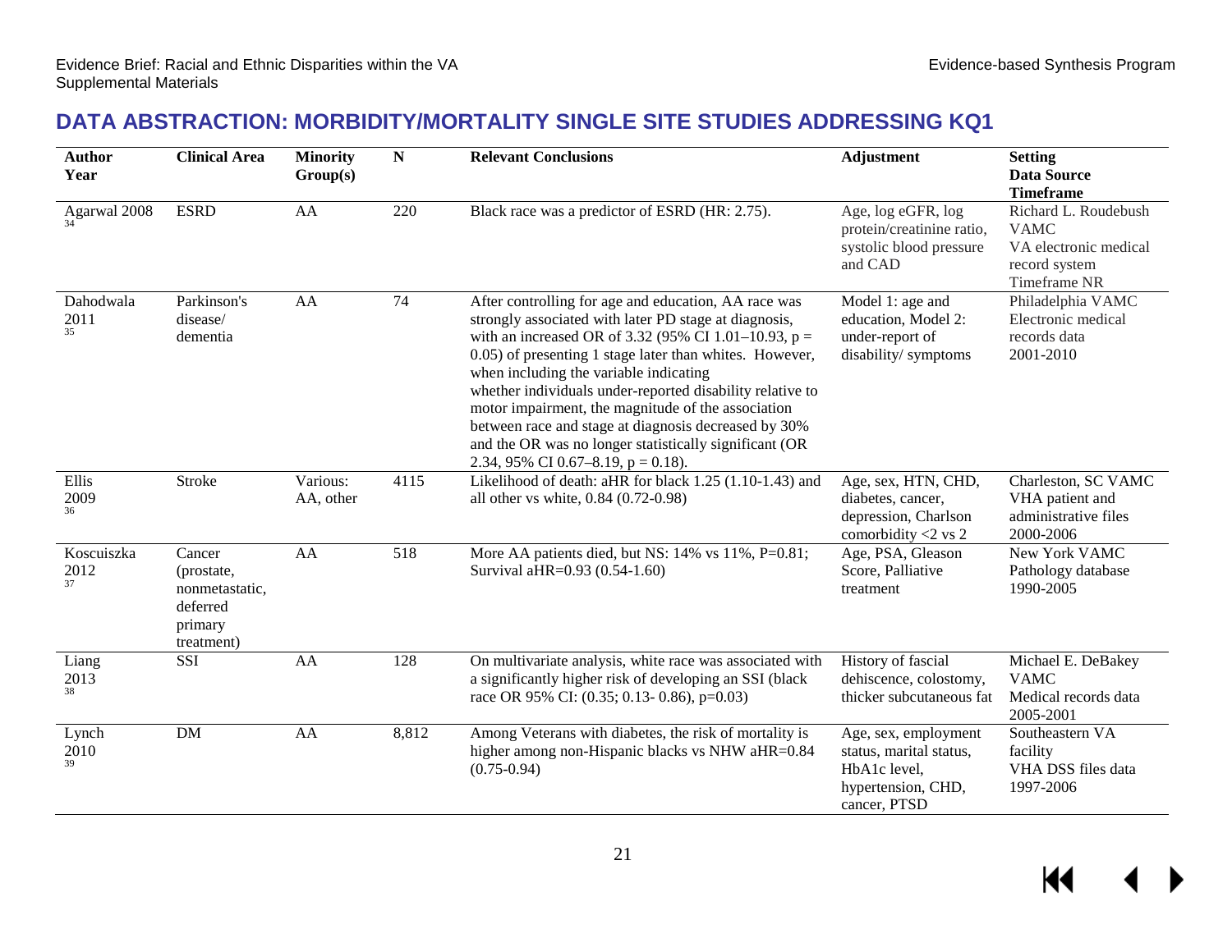## DATA ABSTRACTION: MORBIDITY/MORTALITY SINGLE SITE STUDIES ADDRESSING KQ1

| Author Year | Clinical Area | Minority Group(s) | N | Relevant Conclusions | Adjustment | Setting Data Source Timeframe |
|---|---|---|---|---|---|---|
| Agarwal 2008 [34] | ESRD | AA | 220 | Black race was a predictor of ESRD (HR: 2.75). | Age, log eGFR, log protein/creatinine ratio, systolic blood pressure and CAD | Richard L. Roudebush VAMC VA electronic medical record system Timeframe NR |
| Dahodwala 2011 [35] | Parkinson's disease/ dementia | AA | 74 | After controlling for age and education, AA race was strongly associated with later PD stage at diagnosis, with an increased OR of 3.32 (95% CI 1.01–10.93, p = 0.05) of presenting 1 stage later than whites. However, when including the variable indicating whether individuals under-reported disability relative to motor impairment, the magnitude of the association between race and stage at diagnosis decreased by 30% and the OR was no longer statistically significant (OR 2.34, 95% CI 0.67–8.19, p = 0.18). | Model 1: age and education, Model 2: under-report of disability/ symptoms | Philadelphia VAMC Electronic medical records data 2001-2010 |
| Ellis 2009 [36] | Stroke | Various: AA, other | 4115 | Likelihood of death: aHR for black 1.25 (1.10-1.43) and all other vs white, 0.84 (0.72-0.98) | Age, sex, HTN, CHD, diabetes, cancer, depression, Charlson comorbidity <2 vs 2 | Charleston, SC VAMC VHA patient and administrative files 2000-2006 |
| Koscuiszka 2012 [37] | Cancer (prostate, nonmetastatic, deferred primary treatment) | AA | 518 | More AA patients died, but NS: 14% vs 11%, P=0.81; Survival aHR=0.93 (0.54-1.60) | Age, PSA, Gleason Score, Palliative treatment | New York VAMC Pathology database 1990-2005 |
| Liang 2013 [38] | SSI | AA | 128 | On multivariate analysis, white race was associated with a significantly higher risk of developing an SSI (black race OR 95% CI: (0.35; 0.13- 0.86), p=0.03) | History of fascial dehiscence, colostomy, thicker subcutaneous fat | Michael E. DeBakey VAMC Medical records data 2005-2001 |
| Lynch 2010 [39] | DM | AA | 8,812 | Among Veterans with diabetes, the risk of mortality is higher among non-Hispanic blacks vs NHW aHR=0.84 (0.75-0.94) | Age, sex, employment status, marital status, HbA1c level, hypertension, CHD, cancer, PTSD | Southeastern VA facility VHA DSS files data 1997-2006 |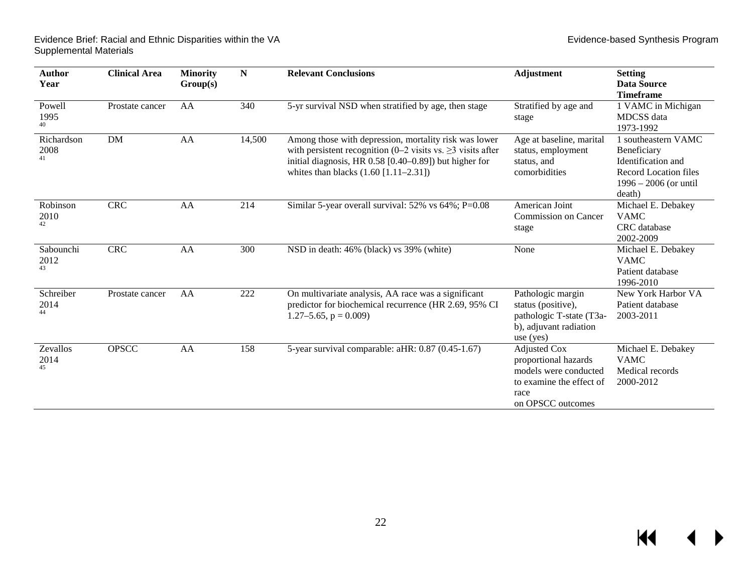| Author Year | Clinical Area | Minority Group(s) | N | Relevant Conclusions | Adjustment | Setting Data Source Timeframe |
|---|---|---|---|---|---|---|
| Powell 1995 [40] | Prostate cancer | AA | 340 | 5-yr survival NSD when stratified by age, then stage | Stratified by age and stage | 1 VAMC in Michigan MDCSS data 1973-1992 |
| Richardson 2008 [41] | DM | AA | 14,500 | Among those with depression, mortality risk was lower with persistent recognition (0–2 visits vs. ≥3 visits after initial diagnosis, HR 0.58 [0.40–0.89]) but higher for whites than blacks (1.60 [1.11–2.31]) | Age at baseline, marital status, employment status, and comorbidities | 1 southeastern VAMC Beneficiary Identification and Record Location files 1996 – 2006 (or until death) |
| Robinson 2010 [42] | CRC | AA | 214 | Similar 5-year overall survival: 52% vs 64%; P=0.08 | American Joint Commission on Cancer stage | Michael E. Debakey VAMC CRC database 2002-2009 |
| Sabounchi 2012 [43] | CRC | AA | 300 | NSD in death: 46% (black) vs 39% (white) | None | Michael E. Debakey VAMC Patient database 1996-2010 |
| Schreiber 2014 [44] | Prostate cancer | AA | 222 | On multivariate analysis, AA race was a significant predictor for biochemical recurrence (HR 2.69, 95% CI 1.27–5.65, p = 0.009) | Pathologic margin status (positive), pathologic T-state (T3a-b), adjuvant radiation use (yes) | New York Harbor VA Patient database 2003-2011 |
| Zevallos 2014 [45] | OPSCC | AA | 158 | 5-year survival comparable: aHR: 0.87 (0.45-1.67) | Adjusted Cox proportional hazards models were conducted to examine the effect of race on OPSCC outcomes | Michael E. Debakey VAMC Medical records 2000-2012 |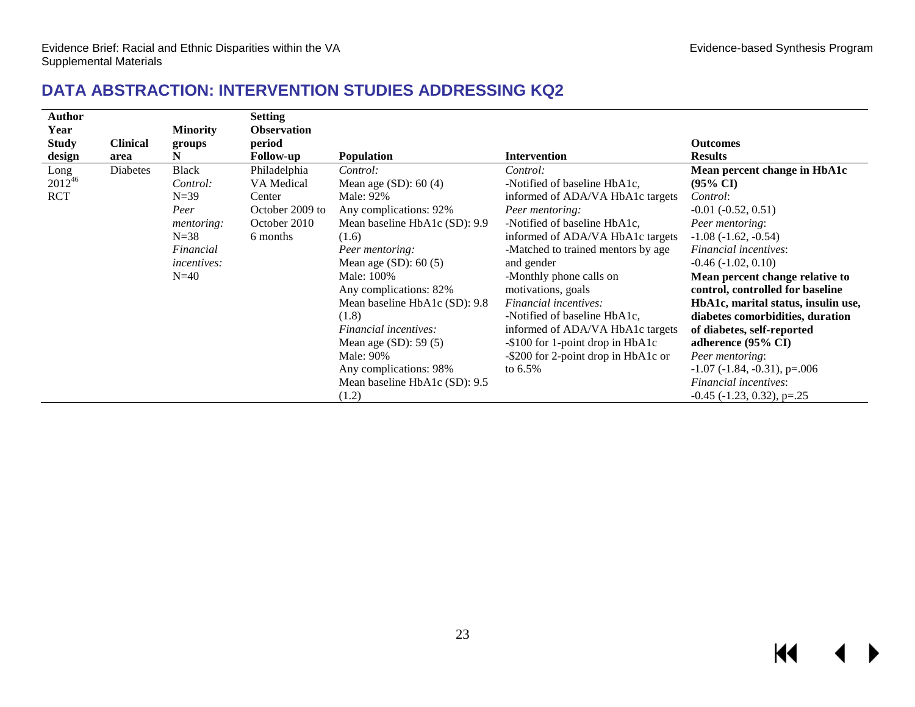## DATA ABSTRACTION: INTERVENTION STUDIES ADDRESSING KQ2

| Author<br>Year<br>Study design | Clinical area | Minority groups<br>N | Setting<br>Observation period<br>Follow-up | Population | Intervention | Outcomes<br>Results |
|---|---|---|---|---|---|---|
| Long 2012[46]<br>RCT | Diabetes | Black<br>*Control:*<br>N=39<br>*Peer mentoring:*<br>N=38<br>*Financial incentives:*<br>N=40 | Philadelphia VA Medical Center<br>October 2009 to October 2010<br>6 months | *Control:*<br>Mean age (SD): 60 (4)<br>Male: 92%<br>Any complications: 92%<br>Mean baseline HbA1c (SD): 9.9 (1.6)<br>*Peer mentoring:*<br>Mean age (SD): 60 (5)<br>Male: 100%<br>Any complications: 82%<br>Mean baseline HbA1c (SD): 9.8 (1.8)<br>*Financial incentives:*<br>Mean age (SD): 59 (5)<br>Male: 90%<br>Any complications: 98%<br>Mean baseline HbA1c (SD): 9.5 (1.2) | *Control:*<br>-Notified of baseline HbA1c, informed of ADA/VA HbA1c targets<br>*Peer mentoring:*<br>-Notified of baseline HbA1c, informed of ADA/VA HbA1c targets<br>-Matched to trained mentors by age and gender<br>-Monthly phone calls on motivations, goals<br>*Financial incentives:*<br>-Notified of baseline HbA1c, informed of ADA/VA HbA1c targets<br>-$100 for 1-point drop in HbA1c<br>-$200 for 2-point drop in HbA1c or to 6.5% | **Mean percent change in HbA1c (95% CI)**<br>*Control*:<br>-0.01 (-0.52, 0.51)<br>*Peer mentoring*:<br>-1.08 (-1.62, -0.54)<br>*Financial incentives*:<br>-0.46 (-1.02, 0.10)<br>**Mean percent change relative to control, controlled for baseline HbA1c, marital status, insulin use, diabetes comorbidities, duration of diabetes, self-reported adherence (95% CI)**<br>*Peer mentoring*:<br>-1.07 (-1.84, -0.31), p=.006<br>*Financial incentives*:<br>-0.45 (-1.23, 0.32), p=.25 |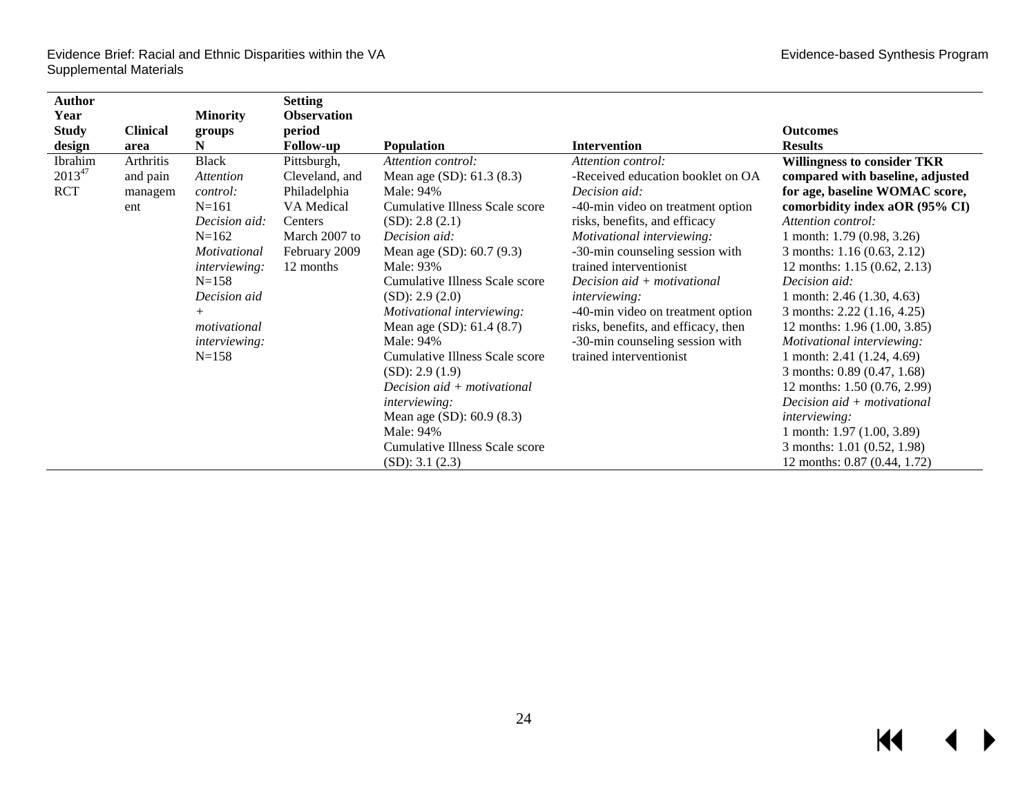| Author<br>Year<br>Study design | Clinical area | Minority groups<br>N | Setting<br>Observation period<br>Follow-up | Population | Intervention | Outcomes<br>Results |
|---|---|---|---|---|---|---|
| Ibrahim 2013[47]<br>RCT | Arthritis and pain management | Black<br>*Attention control:*<br>N=161<br>*Decision aid:*<br>N=162<br>*Motivational interviewing:*<br>N=158<br>*Decision aid + motivational interviewing:*<br>N=158 | Pittsburgh, Cleveland, and Philadelphia VA Medical Centers<br>March 2007 to February 2009<br>12 months | *Attention control:*<br>Mean age (SD): 61.3 (8.3)<br>Male: 94%<br>Cumulative Illness Scale score (SD): 2.8 (2.1)<br>*Decision aid:*<br>Mean age (SD): 60.7 (9.3)<br>Male: 93%<br>Cumulative Illness Scale score (SD): 2.9 (2.0)<br>*Motivational interviewing:*<br>Mean age (SD): 61.4 (8.7)<br>Male: 94%<br>Cumulative Illness Scale score (SD): 2.9 (1.9)<br>*Decision aid + motivational interviewing:*<br>Mean age (SD): 60.9 (8.3)<br>Male: 94%<br>Cumulative Illness Scale score (SD): 3.1 (2.3) | *Attention control:*<br>-Received education booklet on OA<br>*Decision aid:*<br>-40-min video on treatment option risks, benefits, and efficacy<br>*Motivational interviewing:*<br>-30-min counseling session with trained interventionist<br>*Decision aid + motivational interviewing:*<br>-40-min video on treatment option risks, benefits, and efficacy, then -30-min counseling session with trained interventionist | **Willingness to consider TKR compared with baseline, adjusted for age, baseline WOMAC score, comorbidity index aOR (95% CI)**<br>*Attention control:*<br>1 month: 1.79 (0.98, 3.26)<br>3 months: 1.16 (0.63, 2.12)<br>12 months: 1.15 (0.62, 2.13)<br>*Decision aid:*<br>1 month: 2.46 (1.30, 4.63)<br>3 months: 2.22 (1.16, 4.25)<br>12 months: 1.96 (1.00, 3.85)<br>*Motivational interviewing:*<br>1 month: 2.41 (1.24, 4.69)<br>3 months: 0.89 (0.47, 1.68)<br>12 months: 1.50 (0.76, 2.99)<br>*Decision aid + motivational interviewing:*<br>1 month: 1.97 (1.00, 3.89)<br>3 months: 1.01 (0.52, 1.98)<br>12 months: 0.87 (0.44, 1.72) |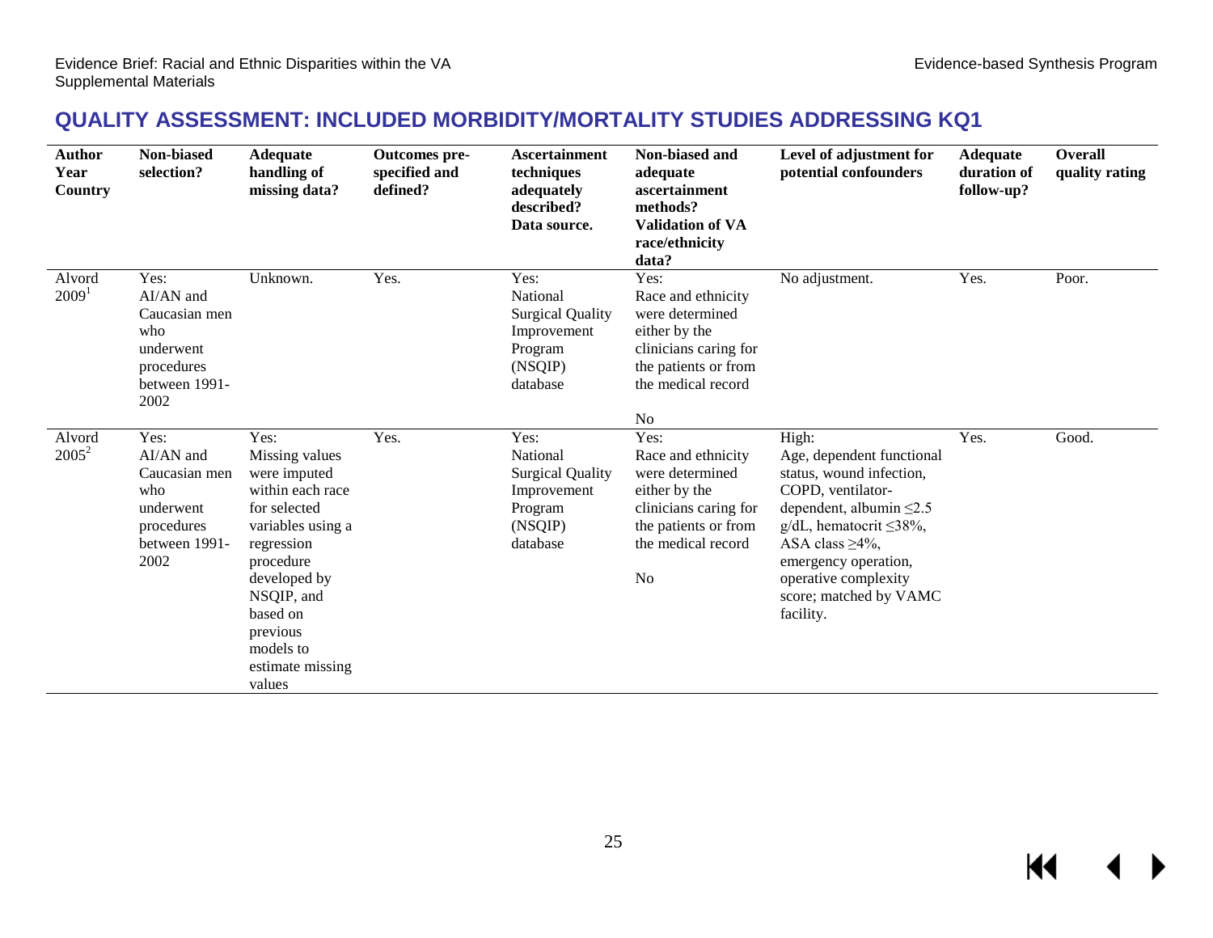## QUALITY ASSESSMENT: INCLUDED MORBIDITY/MORTALITY STUDIES ADDRESSING KQ1

| Author Year Country | Non-biased selection? | Adequate handling of missing data? | Outcomes pre-specified and defined? | Ascertainment techniques adequately described? Data source. | Non-biased and adequate ascertainment methods? Validation of VA race/ethnicity data? | Level of adjustment for potential confounders | Adequate duration of follow-up? | Overall quality rating |
|---|---|---|---|---|---|---|---|---|
| Alvord 2009[1] | Yes: AI/AN and Caucasian men who underwent procedures between 1991-2002 | Unknown. | Yes. | Yes: National Surgical Quality Improvement Program (NSQIP) database | Yes: Race and ethnicity were determined either by the clinicians caring for the patients or from the medical record<br><br>No | No adjustment. | Yes. | Poor. |
| Alvord 2005[2] | Yes: AI/AN and Caucasian men who underwent procedures between 1991-2002 | Yes: Missing values were imputed within each race for selected variables using a regression procedure developed by NSQIP, and based on previous models to estimate missing values | Yes. | Yes: National Surgical Quality Improvement Program (NSQIP) database | Yes: Race and ethnicity were determined either by the clinicians caring for the patients or from the medical record<br><br>No | High: Age, dependent functional status, wound infection, COPD, ventilator-dependent, albumin ≤2.5 g/dL, hematocrit ≤38%, ASA class ≥4%, emergency operation, operative complexity score; matched by VAMC facility. | Yes. | Good. |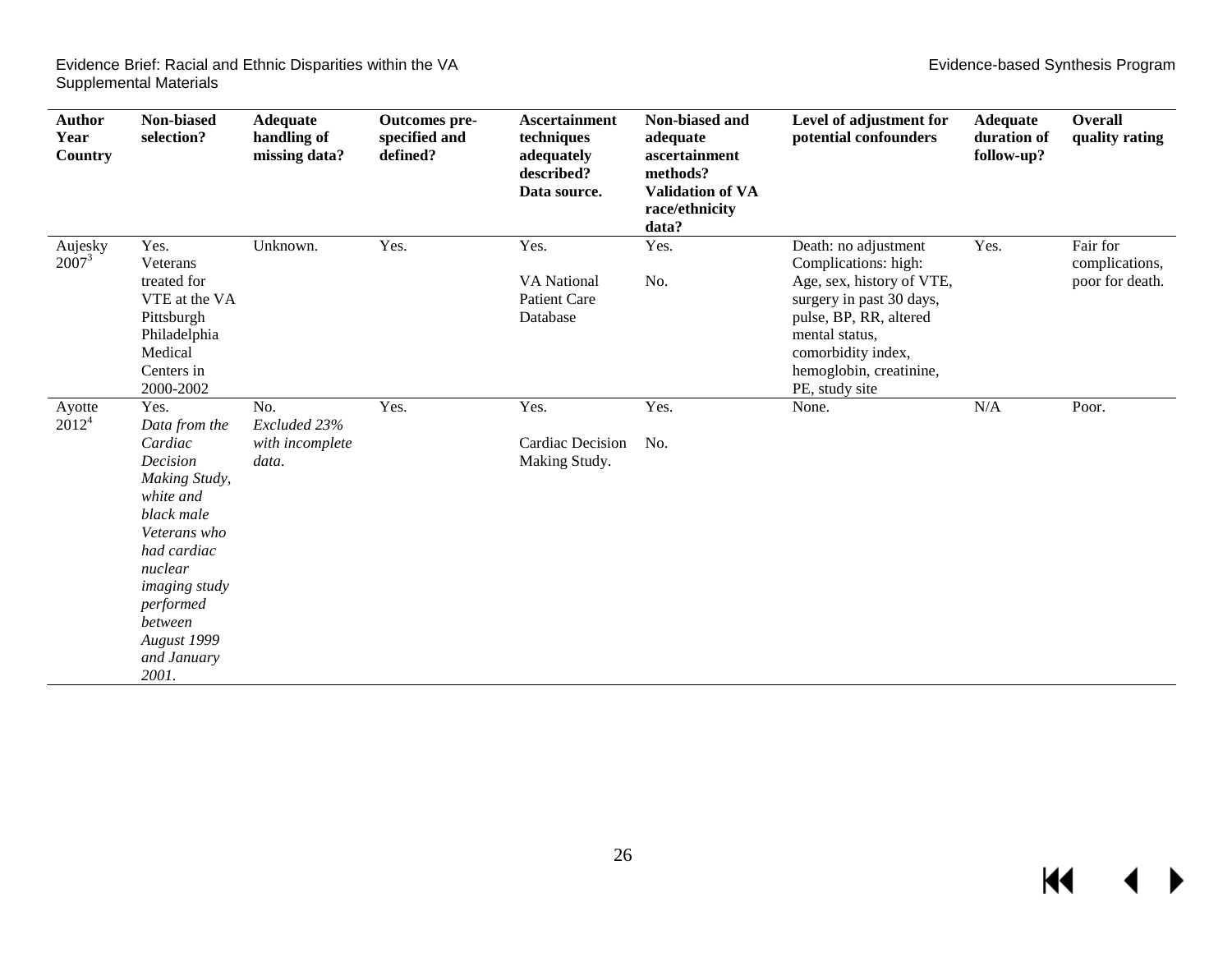| Author Year Country | Non-biased selection? | Adequate handling of missing data? | Outcomes pre-specified and defined? | Ascertainment techniques adequately described? Data source. | Non-biased and adequate ascertainment methods? Validation of VA race/ethnicity data? | Level of adjustment for potential confounders | Adequate duration of follow-up? | Overall quality rating |
|---|---|---|---|---|---|---|---|---|
| Aujesky 2007[3] | Yes. Veterans treated for VTE at the VA Pittsburgh Philadelphia Medical Centers in 2000-2002 | Unknown. | Yes. | Yes. VA National Patient Care Database | Yes. No. | Death: no adjustment Complications: high: Age, sex, history of VTE, surgery in past 30 days, pulse, BP, RR, altered mental status, comorbidity index, hemoglobin, creatinine, PE, study site | Yes. | Fair for complications, poor for death. |
| Ayotte 2012[4] | Yes. *Data from the Cardiac Decision Making Study, white and black male Veterans who had cardiac nuclear imaging study performed between August 1999 and January 2001.* | No. *Excluded 23% with incomplete data.* | Yes. | Yes. Cardiac Decision Making Study. | Yes. No. | None. | N/A | Poor. |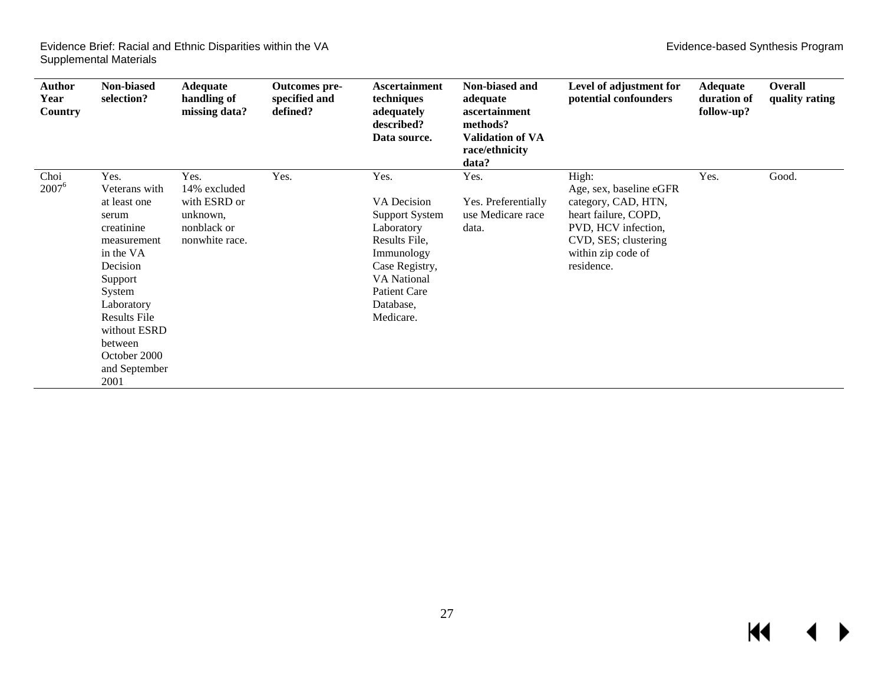| Author Year Country | Non-biased selection? | Adequate handling of missing data? | Outcomes pre-specified and defined? | Ascertainment techniques adequately described? Data source. | Non-biased and adequate ascertainment methods? Validation of VA race/ethnicity data? | Level of adjustment for potential confounders | Adequate duration of follow-up? | Overall quality rating |
|---|---|---|---|---|---|---|---|---|
| Choi 2007[6] | Yes. Veterans with at least one serum creatinine measurement in the VA Decision Support System Laboratory Results File without ESRD between October 2000 and September 2001 | Yes. 14% excluded with ESRD or unknown, nonblack or nonwhite race. | Yes. | Yes. VA Decision Support System Laboratory Results File, Immunology Case Registry, VA National Patient Care Database, Medicare. | Yes. Yes. Preferentially use Medicare race data. | High: Age, sex, baseline eGFR category, CAD, HTN, heart failure, COPD, PVD, HCV infection, CVD, SES; clustering within zip code of residence. | Yes. | Good. |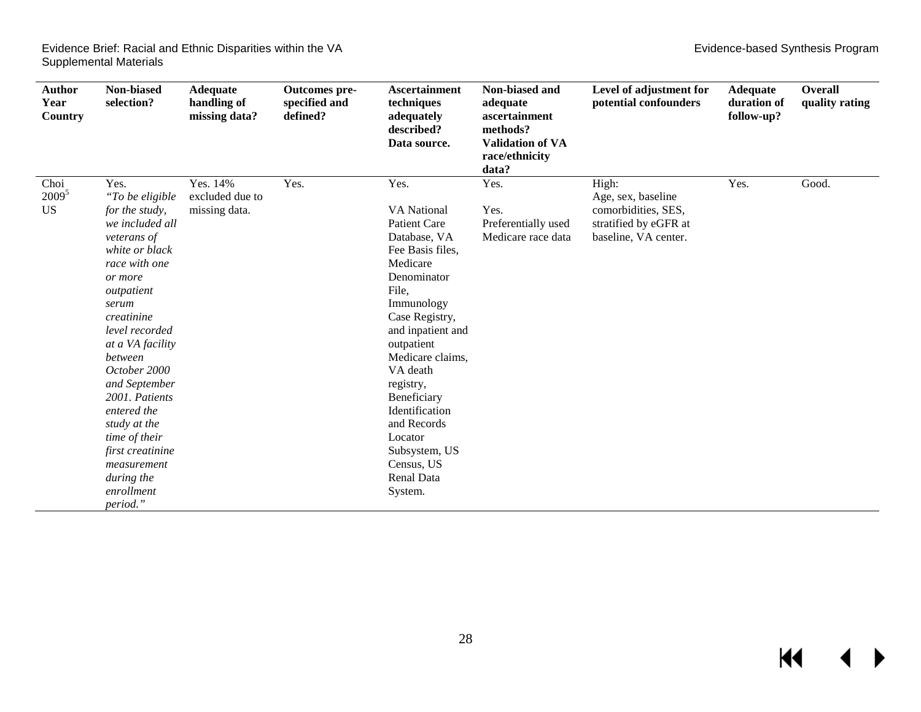| Author Year Country | Non-biased selection? | Adequate handling of missing data? | Outcomes pre-specified and defined? | Ascertainment techniques adequately described? Data source. | Non-biased and adequate ascertainment methods? Validation of VA race/ethnicity data? | Level of adjustment for potential confounders | Adequate duration of follow-up? | Overall quality rating |
|---|---|---|---|---|---|---|---|---|
| Choi 2009[5] US | Yes. *"To be eligible for the study, we included all veterans of white or black race with one or more outpatient serum creatinine level recorded at a VA facility between October 2000 and September 2001. Patients entered the study at the time of their first creatinine measurement during the enrollment period."* | Yes. 14% excluded due to missing data. | Yes. | Yes. VA National Patient Care Database, VA Fee Basis files, Medicare Denominator File, Immunology Case Registry, and inpatient and outpatient Medicare claims, VA death registry, Beneficiary Identification and Records Locator Subsystem, US Census, US Renal Data System. | Yes. Yes. Preferentially used Medicare race data | High: Age, sex, baseline comorbidities, SES, stratified by eGFR at baseline, VA center. | Yes. | Good. |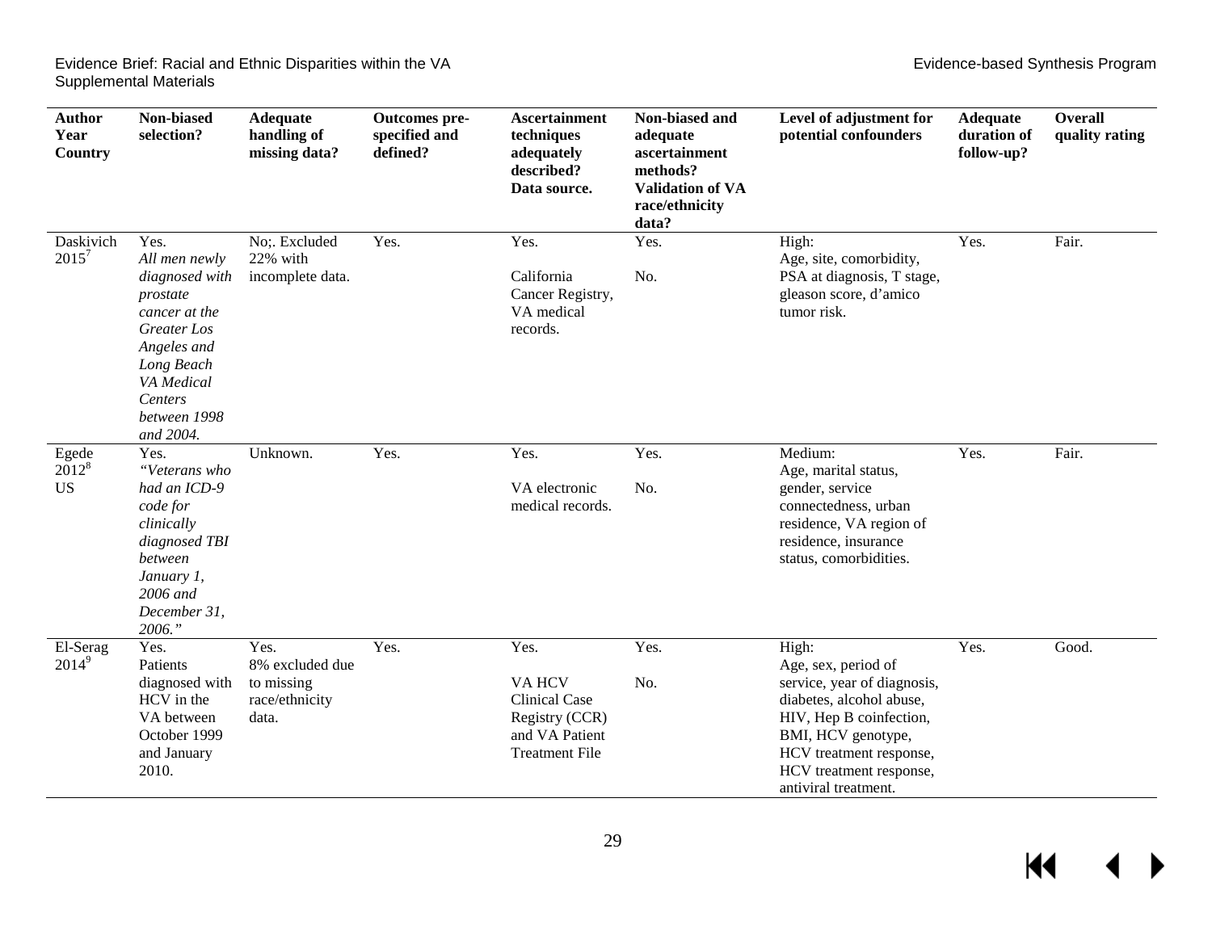| Author Year Country | Non-biased selection? | Adequate handling of missing data? | Outcomes pre-specified and defined? | Ascertainment techniques adequately described? Data source. | Non-biased and adequate ascertainment methods? Validation of VA race/ethnicity data? | Level of adjustment for potential confounders | Adequate duration of follow-up? | Overall quality rating |
|---|---|---|---|---|---|---|---|---|
| Daskivich 2015[7] | Yes. *All men newly diagnosed with prostate cancer at the Greater Los Angeles and Long Beach VA Medical Centers between 1998 and 2004.* | No;. Excluded 22% with incomplete data. | Yes. | Yes. California Cancer Registry, VA medical records. | Yes. No. | High: Age, site, comorbidity, PSA at diagnosis, T stage, gleason score, d'amico tumor risk. | Yes. | Fair. |
| Egede 2012[8] US | Yes. *"Veterans who had an ICD-9 code for clinically diagnosed TBI between January 1, 2006 and December 31, 2006."* | Unknown. | Yes. | Yes. VA electronic medical records. | Yes. No. | Medium: Age, marital status, gender, service connectedness, urban residence, VA region of residence, insurance status, comorbidities. | Yes. | Fair. |
| El-Serag 2014[9] | Yes. Patients diagnosed with HCV in the VA between October 1999 and January 2010. | Yes. 8% excluded due to missing race/ethnicity data. | Yes. | Yes. VA HCV Clinical Case Registry (CCR) and VA Patient Treatment File | Yes. No. | High: Age, sex, period of service, year of diagnosis, diabetes, alcohol abuse, HIV, Hep B coinfection, BMI, HCV genotype, HCV treatment response, HCV treatment response, antiviral treatment. | Yes. | Good. |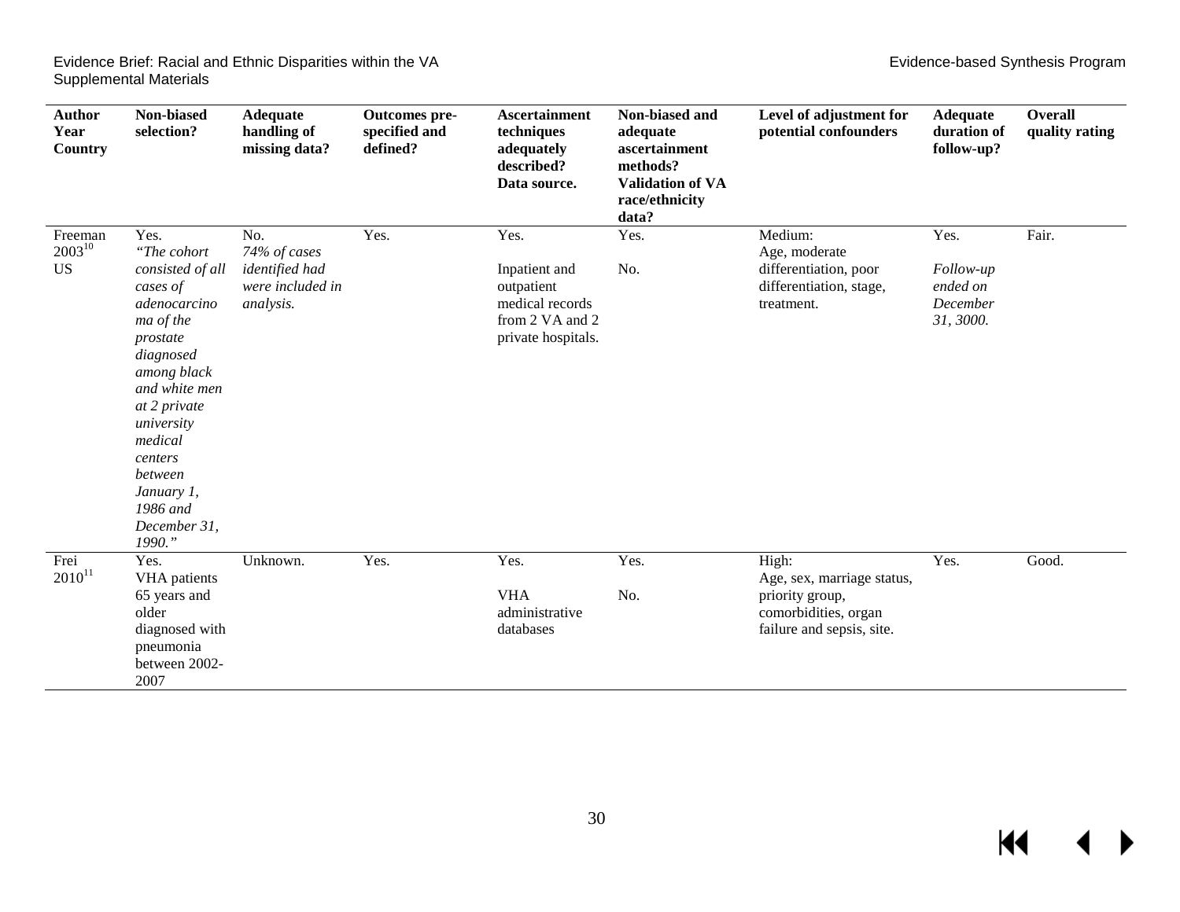| Author Year Country | Non-biased selection? | Adequate handling of missing data? | Outcomes pre-specified and defined? | Ascertainment techniques adequately described? Data source. | Non-biased and adequate ascertainment methods? Validation of VA race/ethnicity data? | Level of adjustment for potential confounders | Adequate duration of follow-up? | Overall quality rating |
|---|---|---|---|---|---|---|---|---|
| Freeman 2003[10] US | Yes. *"The cohort consisted of all cases of adenocarcinoma of the prostate diagnosed among black and white men at 2 private university medical centers between January 1, 1986 and December 31, 1990."* | No. *74% of cases identified had were included in analysis.* | Yes. | Yes.<br><br>Inpatient and outpatient medical records from 2 VA and 2 private hospitals. | Yes.<br><br>No. | Medium: Age, moderate differentiation, poor differentiation, stage, treatment. | Yes.<br><br>*Follow-up ended on December 31, 3000.* | Fair. |
| Frei 2010[11] | Yes. VHA patients 65 years and older diagnosed with pneumonia between 2002-2007 | Unknown. | Yes. | Yes.<br><br>VHA administrative databases | Yes.<br><br>No. | High: Age, sex, marriage status, priority group, comorbidities, organ failure and sepsis, site. | Yes. | Good. |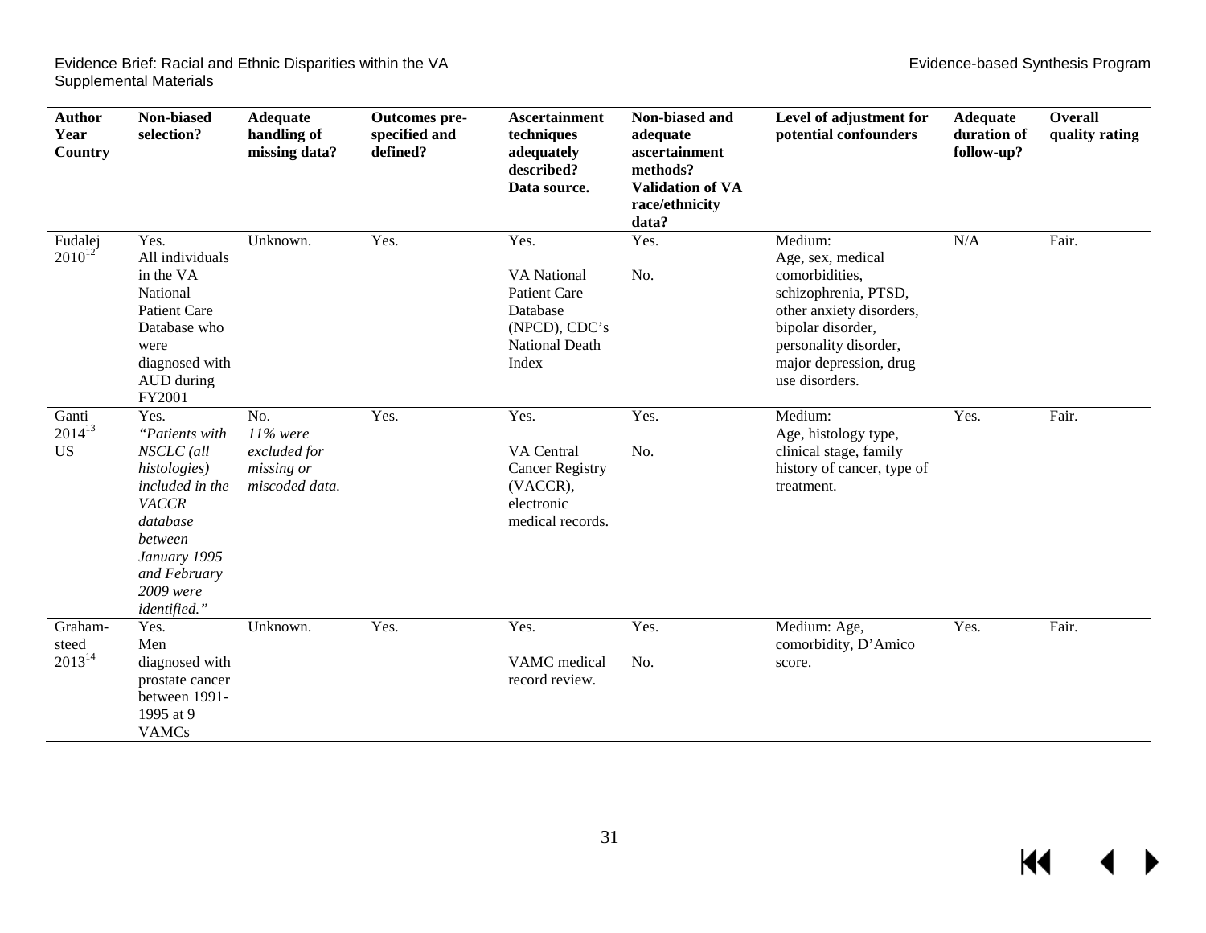| Author Year Country | Non-biased selection? | Adequate handling of missing data? | Outcomes pre-specified and defined? | Ascertainment techniques adequately described? Data source. | Non-biased and adequate ascertainment methods? Validation of VA race/ethnicity data? | Level of adjustment for potential confounders | Adequate duration of follow-up? | Overall quality rating |
|---|---|---|---|---|---|---|---|---|
| Fudalej 2010[12] | Yes. All individuals in the VA National Patient Care Database who were diagnosed with AUD during FY2001 | Unknown. | Yes. | Yes. VA National Patient Care Database (NPCD), CDC's National Death Index | Yes. No. | Medium: Age, sex, medical comorbidities, schizophrenia, PTSD, other anxiety disorders, bipolar disorder, personality disorder, major depression, drug use disorders. | N/A | Fair. |
| Ganti 2014[13] US | Yes. *"Patients with NSCLC (all histologies) included in the VACCR database between January 1995 and February 2009 were identified."* | No. *11% were excluded for missing or miscoded data.* | Yes. | Yes. VA Central Cancer Registry (VACCR), electronic medical records. | Yes. No. | Medium: Age, histology type, clinical stage, family history of cancer, type of treatment. | Yes. | Fair. |
| Graham-steed 2013[14] | Yes. Men diagnosed with prostate cancer between 1991-1995 at 9 VAMCs | Unknown. | Yes. | Yes. VAMC medical record review. | Yes. No. | Medium: Age, comorbidity, D'Amico score. | Yes. | Fair. |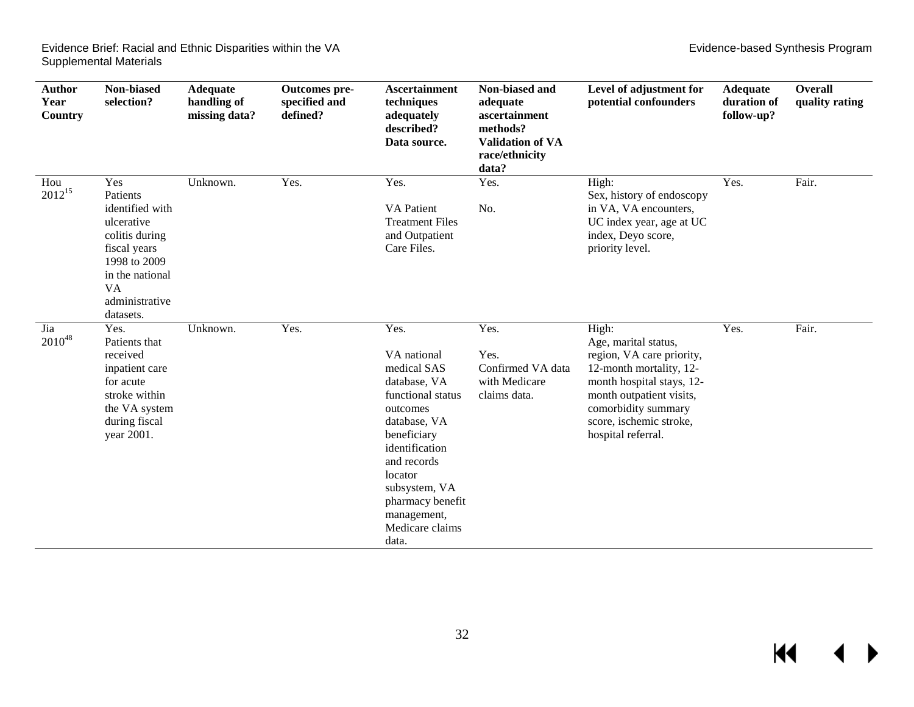| Author Year Country | Non-biased selection? | Adequate handling of missing data? | Outcomes pre-specified and defined? | Ascertainment techniques adequately described? Data source. | Non-biased and adequate ascertainment methods? Validation of VA race/ethnicity data? | Level of adjustment for potential confounders | Adequate duration of follow-up? | Overall quality rating |
|---|---|---|---|---|---|---|---|---|
| Hou 2012[15] | Yes Patients identified with ulcerative colitis during fiscal years 1998 to 2009 in the national VA administrative datasets. | Unknown. | Yes. | Yes. VA Patient Treatment Files and Outpatient Care Files. | Yes. No. | High: Sex, history of endoscopy in VA, VA encounters, UC index year, age at UC index, Deyo score, priority level. | Yes. | Fair. |
| Jia 2010[48] | Yes. Patients that received inpatient care for acute stroke within the VA system during fiscal year 2001. | Unknown. | Yes. | Yes. VA national medical SAS database, VA functional status outcomes database, VA beneficiary identification and records locator subsystem, VA pharmacy benefit management, Medicare claims data. | Yes. Yes. Confirmed VA data with Medicare claims data. | High: Age, marital status, region, VA care priority, 12-month mortality, 12-month hospital stays, 12-month outpatient visits, comorbidity summary score, ischemic stroke, hospital referral. | Yes. | Fair. |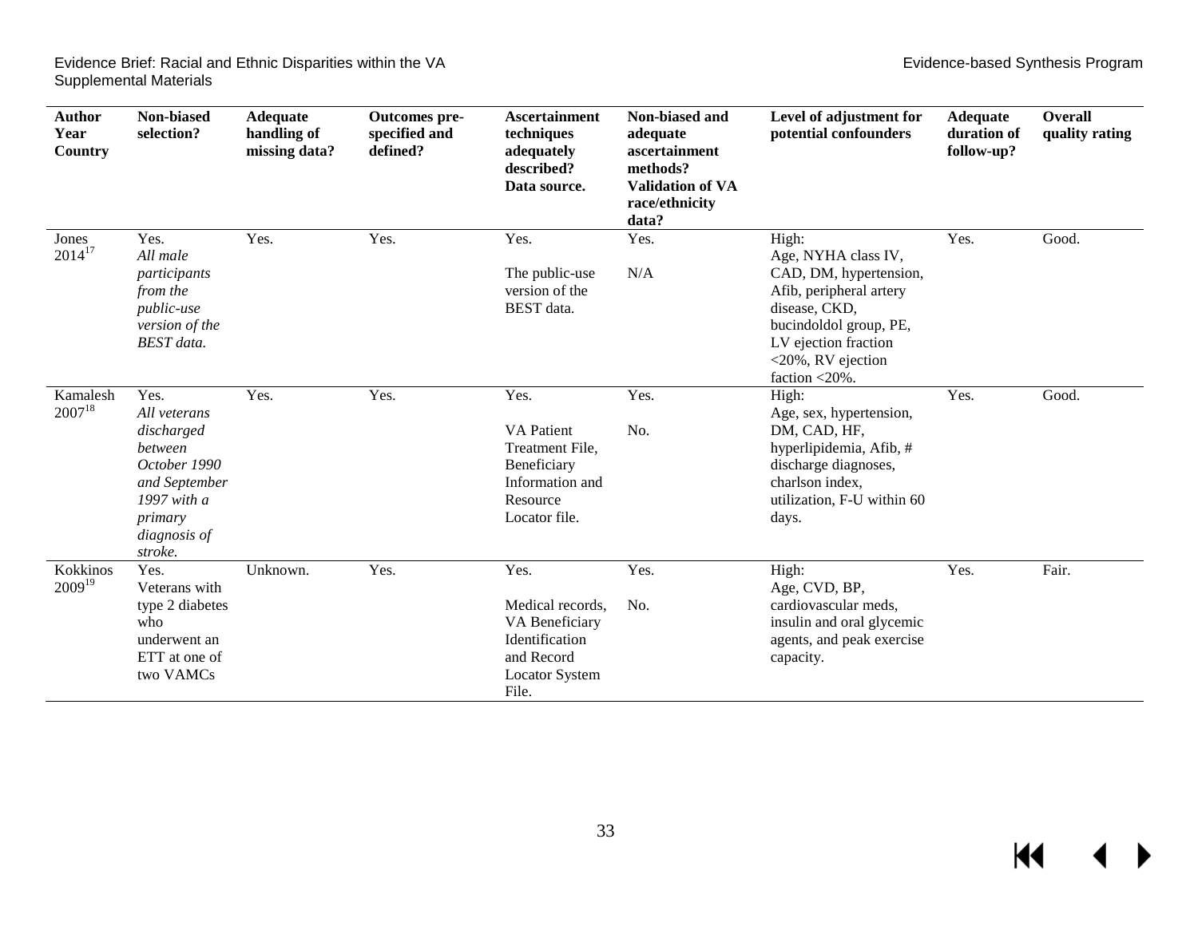| Author Year Country | Non-biased selection? | Adequate handling of missing data? | Outcomes pre-specified and defined? | Ascertainment techniques adequately described? Data source. | Non-biased and adequate ascertainment methods? Validation of VA race/ethnicity data? | Level of adjustment for potential confounders | Adequate duration of follow-up? | Overall quality rating |
|---|---|---|---|---|---|---|---|---|
| Jones 2014[17] | Yes. *All male participants from the public-use version of the BEST data.* | Yes. | Yes. | Yes. The public-use version of the BEST data. | Yes. N/A | High: Age, NYHA class IV, CAD, DM, hypertension, Afib, peripheral artery disease, CKD, bucindoldol group, PE, LV ejection fraction <20%, RV ejection faction <20%. | Yes. | Good. |
| Kamalesh 2007[18] | Yes. *All veterans discharged between October 1990 and September 1997 with a primary diagnosis of stroke.* | Yes. | Yes. | Yes. VA Patient Treatment File, Beneficiary Information and Resource Locator file. | Yes. No. | High: Age, sex, hypertension, DM, CAD, HF, hyperlipidemia, Afib, # discharge diagnoses, charlson index, utilization, F-U within 60 days. | Yes. | Good. |
| Kokkinos 2009[19] | Yes. Veterans with type 2 diabetes who underwent an ETT at one of two VAMCs | Unknown. | Yes. | Yes. Medical records, VA Beneficiary Identification and Record Locator System File. | Yes. No. | High: Age, CVD, BP, cardiovascular meds, insulin and oral glycemic agents, and peak exercise capacity. | Yes. | Fair. |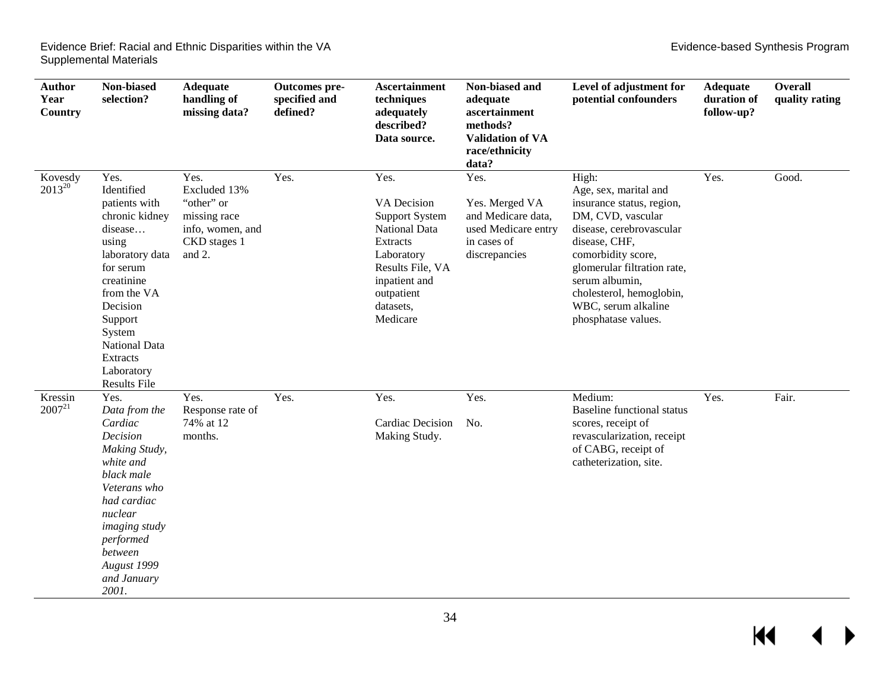| Author Year Country | Non-biased selection? | Adequate handling of missing data? | Outcomes pre-specified and defined? | Ascertainment techniques adequately described? Data source. | Non-biased and adequate ascertainment methods? Validation of VA race/ethnicity data? | Level of adjustment for potential confounders | Adequate duration of follow-up? | Overall quality rating |
|---|---|---|---|---|---|---|---|---|
| Kovesdy 2013[20] | Yes. Identified patients with chronic kidney disease… using laboratory data for serum creatinine from the VA Decision Support System National Data Extracts Laboratory Results File | Yes. Excluded 13% "other" or missing race info, women, and CKD stages 1 and 2. | Yes. | Yes. VA Decision Support System National Data Extracts Laboratory Results File, VA inpatient and outpatient datasets, Medicare | Yes. Yes. Merged VA and Medicare data, used Medicare entry in cases of discrepancies | High: Age, sex, marital and insurance status, region, DM, CVD, vascular disease, cerebrovascular disease, CHF, comorbidity score, glomerular filtration rate, serum albumin, cholesterol, hemoglobin, WBC, serum alkaline phosphatase values. | Yes. | Good. |
| Kressin 2007[21] | Yes. *Data from the Cardiac Decision Making Study, white and black male Veterans who had cardiac nuclear imaging study performed between August 1999 and January 2001.* | Yes. Response rate of 74% at 12 months. | Yes. | Yes. Cardiac Decision Making Study. | Yes. No. | Medium: Baseline functional status scores, receipt of revascularization, receipt of CABG, receipt of catheterization, site. | Yes. | Fair. |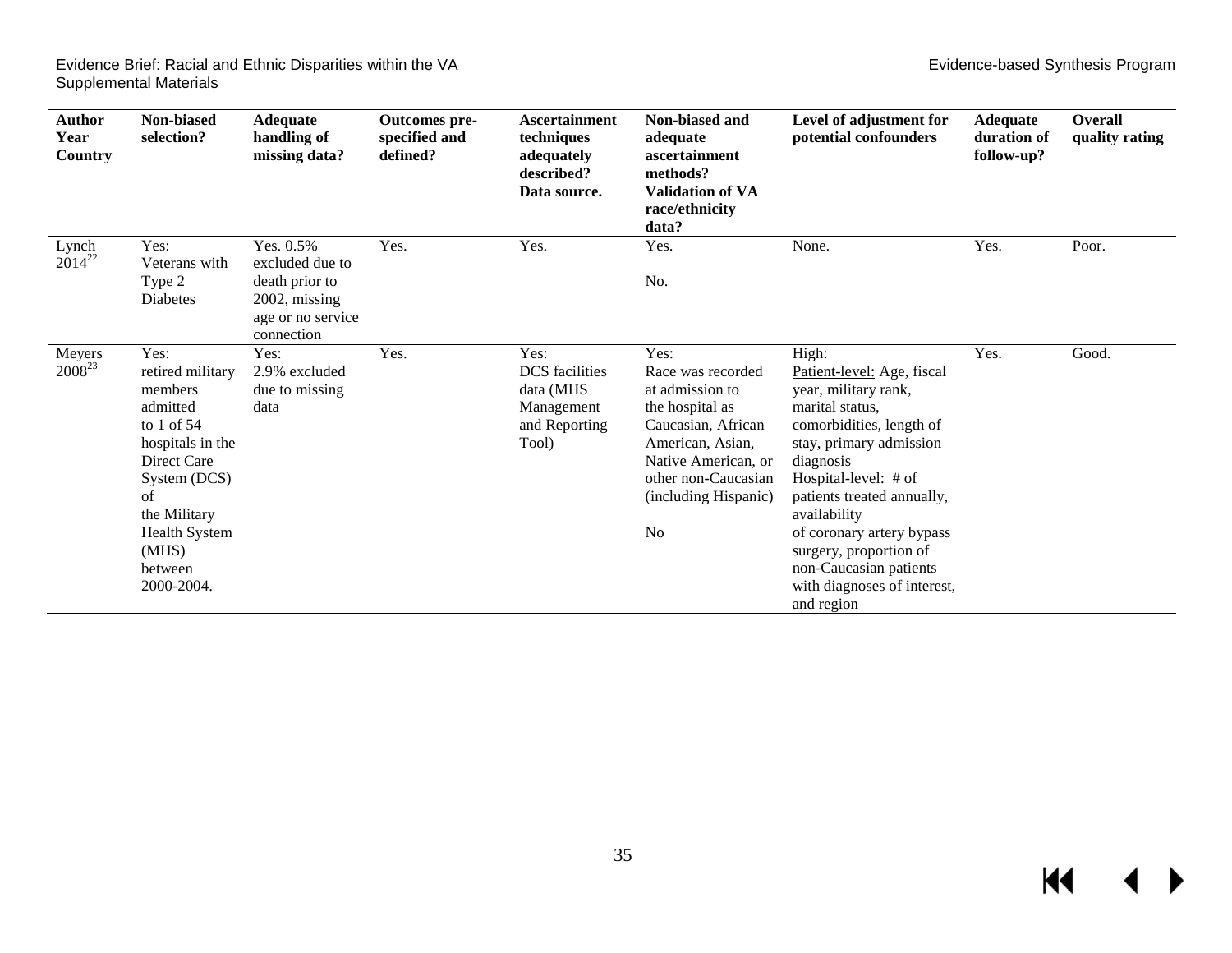| Author Year Country | Non-biased selection? | Adequate handling of missing data? | Outcomes pre-specified and defined? | Ascertainment techniques adequately described? Data source. | Non-biased and adequate ascertainment methods? Validation of VA race/ethnicity data? | Level of adjustment for potential confounders | Adequate duration of follow-up? | Overall quality rating |
|---|---|---|---|---|---|---|---|---|
| Lynch 2014[22] | Yes: Veterans with Type 2 Diabetes | Yes. 0.5% excluded due to death prior to 2002, missing age or no service connection | Yes. | Yes. | Yes.<br><br>No. | None. | Yes. | Poor. |
| Meyers 2008[23] | Yes: retired military members admitted to 1 of 54 hospitals in the Direct Care System (DCS) of the Military Health System (MHS) between 2000-2004. | Yes: 2.9% excluded due to missing data | Yes. | Yes: DCS facilities data (MHS Management and Reporting Tool) | Yes: Race was recorded at admission to the hospital as Caucasian, African American, Asian, Native American, or other non-Caucasian (including Hispanic)<br><br>No | High: Patient-level: Age, fiscal year, military rank, marital status, comorbidities, length of stay, primary admission diagnosis Hospital-level: # of patients treated annually, availability of coronary artery bypass surgery, proportion of non-Caucasian patients with diagnoses of interest, and region | Yes. | Good. |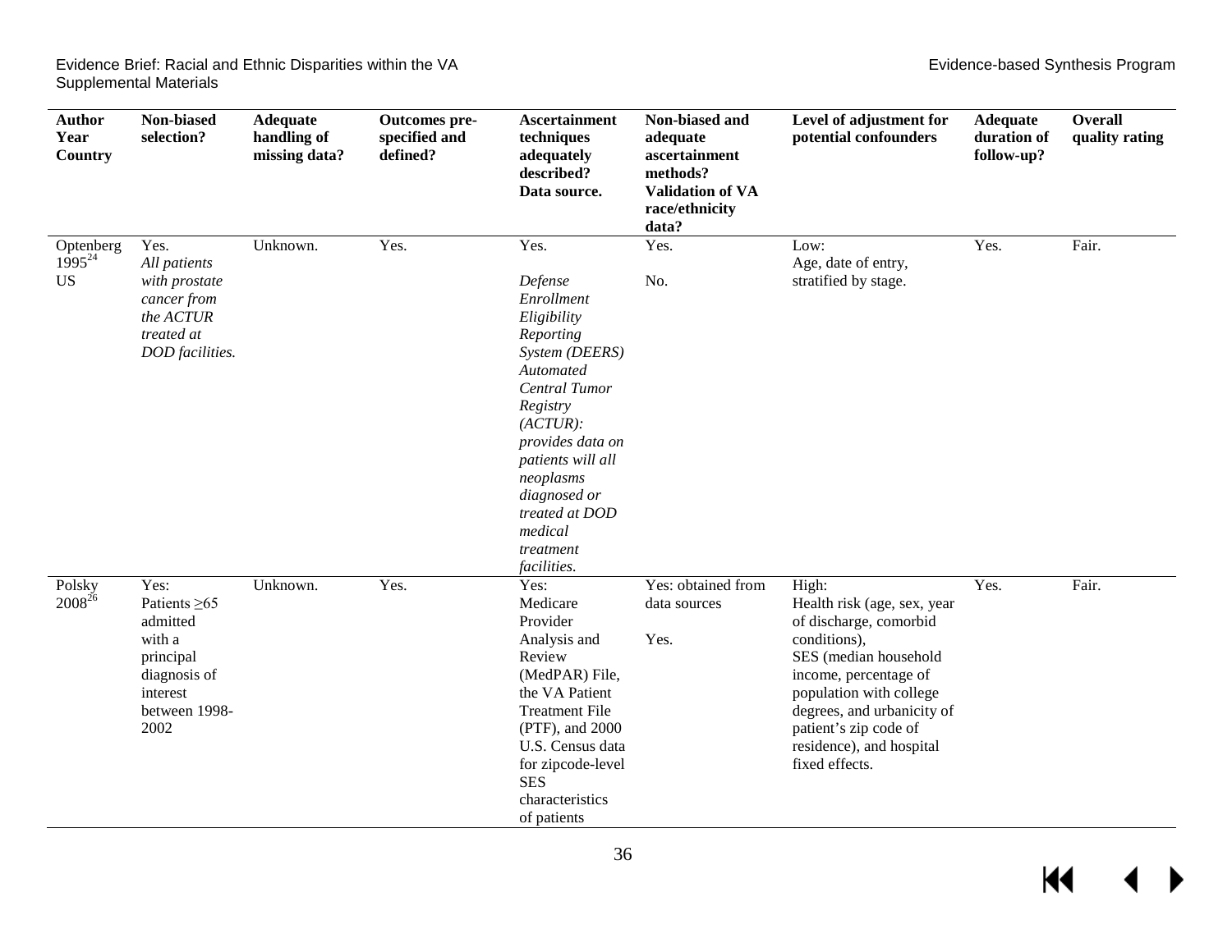| Author Year Country | Non-biased selection? | Adequate handling of missing data? | Outcomes pre-specified and defined? | Ascertainment techniques adequately described? Data source. | Non-biased and adequate ascertainment methods? Validation of VA race/ethnicity data? | Level of adjustment for potential confounders | Adequate duration of follow-up? | Overall quality rating |
|---|---|---|---|---|---|---|---|---|
| Optenberg 1995[24] US | Yes. *All patients with prostate cancer from the ACTUR treated at DOD facilities.* | Unknown. | Yes. | Yes. *Defense Enrollment Eligibility Reporting System (DEERS) Automated Central Tumor Registry (ACTUR): provides data on patients will all neoplasms diagnosed or treated at DOD medical treatment facilities.* | Yes. No. | Low: Age, date of entry, stratified by stage. | Yes. | Fair. |
| Polsky 2008[26] | Yes: Patients ≥65 admitted with a principal diagnosis of interest between 1998-2002 | Unknown. | Yes. | Yes: Medicare Provider Analysis and Review (MedPAR) File, the VA Patient Treatment File (PTF), and 2000 U.S. Census data for zipcode-level SES characteristics of patients | Yes: obtained from data sources Yes. | High: Health risk (age, sex, year of discharge, comorbid conditions), SES (median household income, percentage of population with college degrees, and urbanicity of patient's zip code of residence), and hospital fixed effects. | Yes. | Fair. |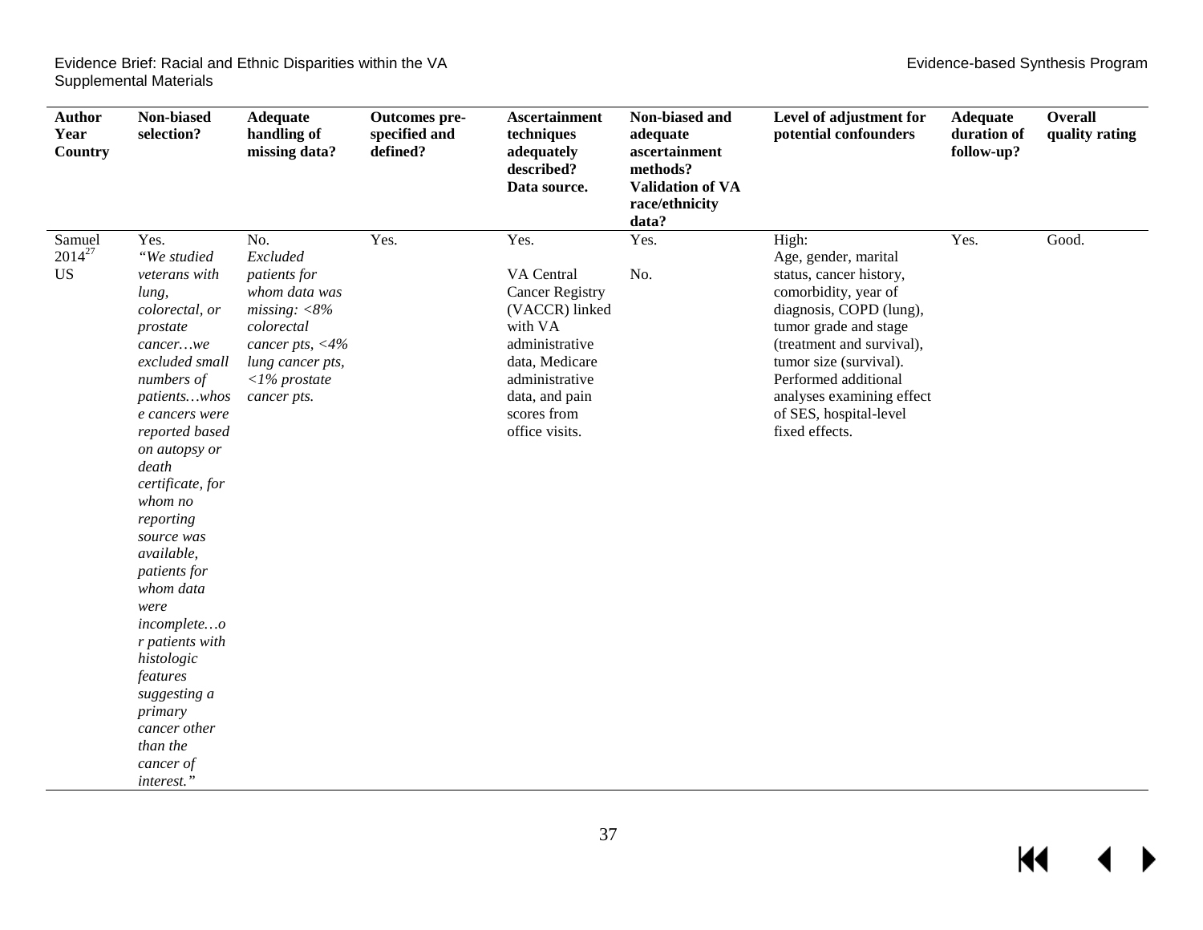| Author Year Country | Non-biased selection? | Adequate handling of missing data? | Outcomes pre-specified and defined? | Ascertainment techniques adequately described? Data source. | Non-biased and adequate ascertainment methods? Validation of VA race/ethnicity data? | Level of adjustment for potential confounders | Adequate duration of follow-up? | Overall quality rating |
|---|---|---|---|---|---|---|---|---|
| Samuel 2014[27] US | Yes. *"We studied veterans with lung, colorectal, or prostate cancer…we excluded small numbers of patients…whose cancers were reported based on autopsy or death certificate, for whom no reporting source was available, patients for whom data were incomplete…or patients with histologic features suggesting a primary cancer other than the cancer of interest."* | No. *Excluded patients for whom data was missing: <8% colorectal cancer pts, <4% lung cancer pts, <1% prostate cancer pts.* | Yes. | Yes. VA Central Cancer Registry (VACCR) linked with VA administrative data, Medicare administrative data, and pain scores from office visits. | Yes. No. | High: Age, gender, marital status, cancer history, comorbidity, year of diagnosis, COPD (lung), tumor grade and stage (treatment and survival), tumor size (survival). Performed additional analyses examining effect of SES, hospital-level fixed effects. | Yes. | Good. |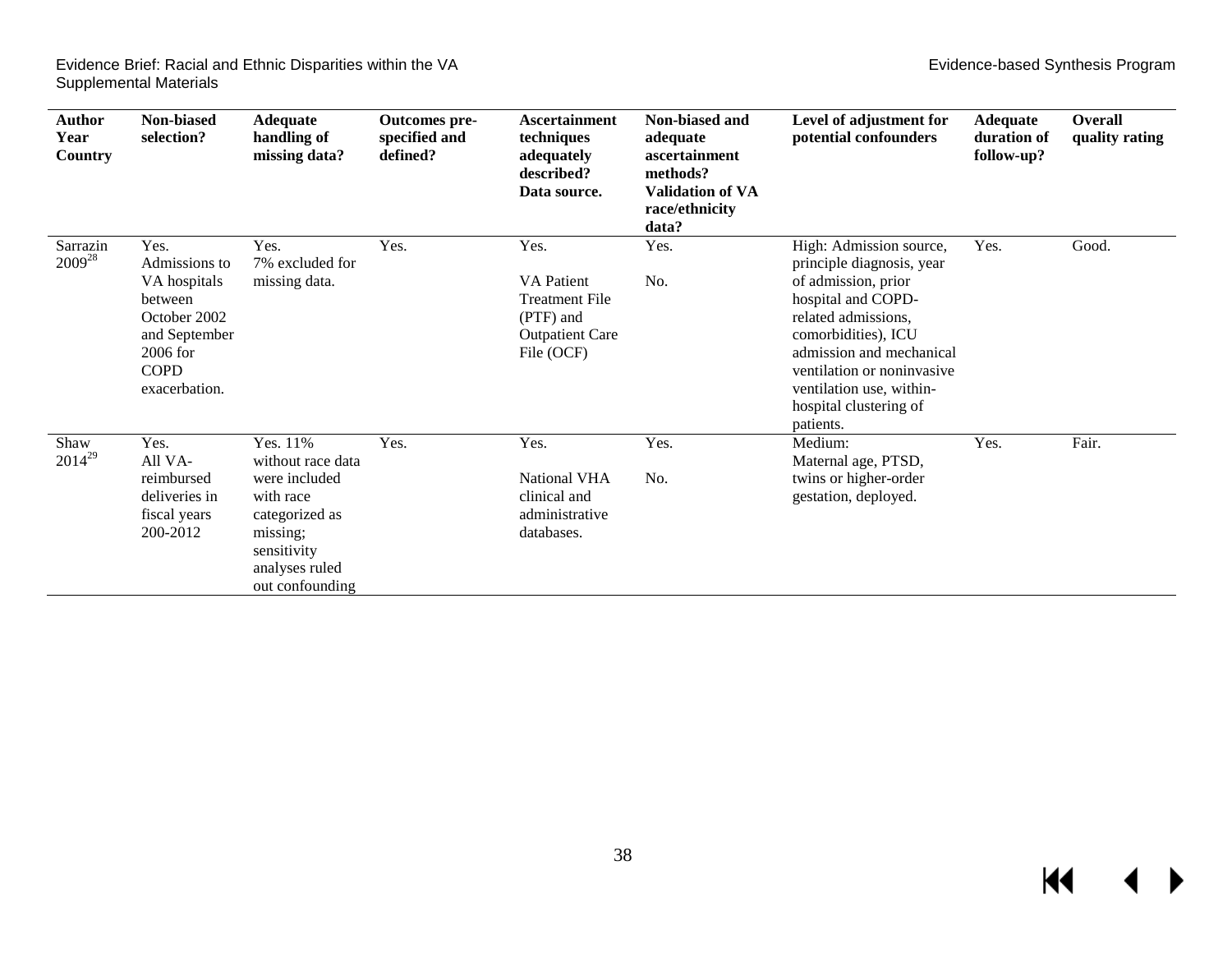| Author Year Country | Non-biased selection? | Adequate handling of missing data? | Outcomes pre-specified and defined? | Ascertainment techniques adequately described? Data source. | Non-biased and adequate ascertainment methods? Validation of VA race/ethnicity data? | Level of adjustment for potential confounders | Adequate duration of follow-up? | Overall quality rating |
|---|---|---|---|---|---|---|---|---|
| Sarrazin 2009[28] | Yes. Admissions to VA hospitals between October 2002 and September 2006 for COPD exacerbation. | Yes. 7% excluded for missing data. | Yes. | Yes. VA Patient Treatment File (PTF) and Outpatient Care File (OCF) | Yes. No. | High: Admission source, principle diagnosis, year of admission, prior hospital and COPD-related admissions, comorbidities), ICU admission and mechanical ventilation or noninvasive ventilation use, within-hospital clustering of patients. | Yes. | Good. |
| Shaw 2014[29] | Yes. All VA-reimbursed deliveries in fiscal years 200-2012 | Yes. 11% without race data were included with race categorized as missing; sensitivity analyses ruled out confounding | Yes. | Yes. National VHA clinical and administrative databases. | Yes. No. | Medium: Maternal age, PTSD, twins or higher-order gestation, deployed. | Yes. | Fair. |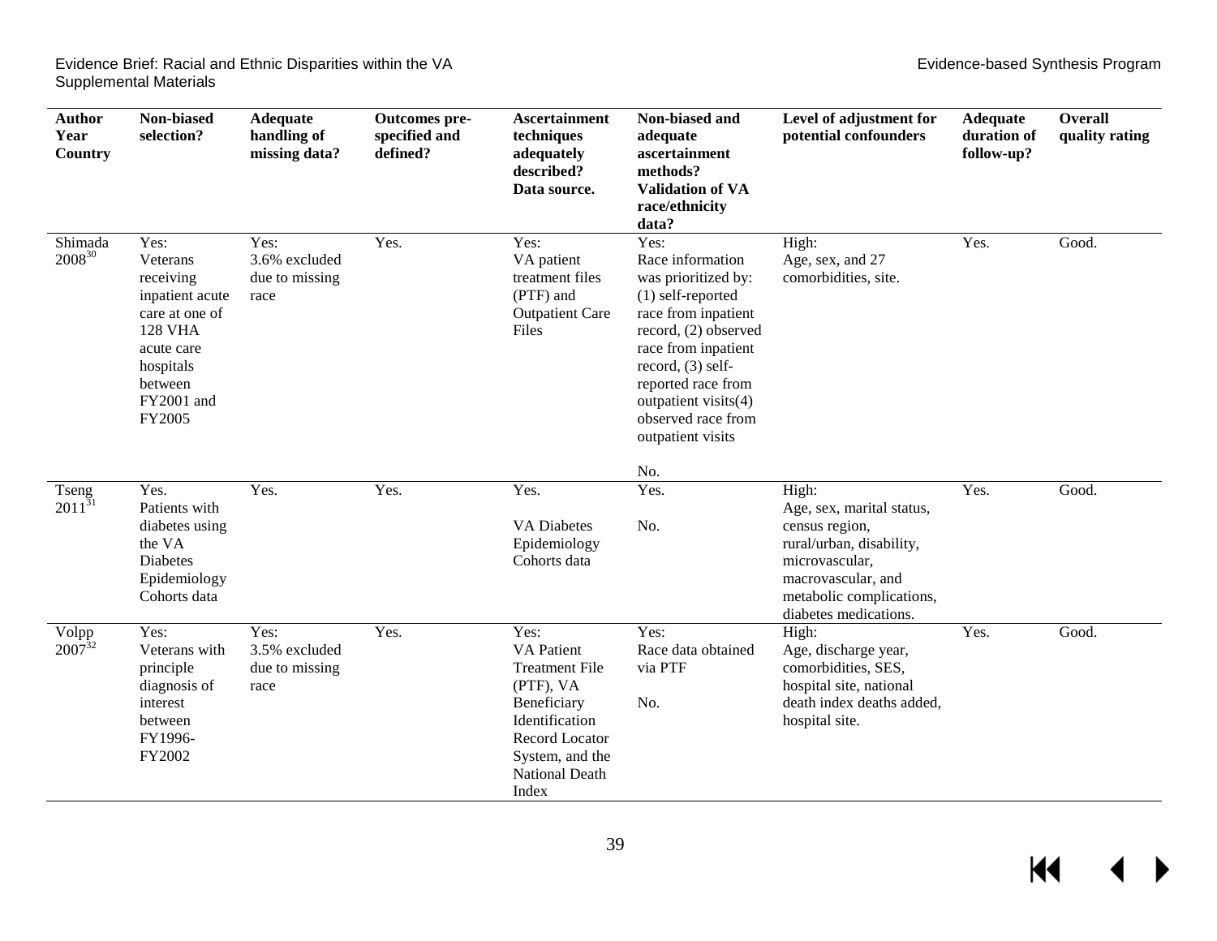| Author Year Country | Non-biased selection? | Adequate handling of missing data? | Outcomes pre-specified and defined? | Ascertainment techniques adequately described? Data source. | Non-biased and adequate ascertainment methods? Validation of VA race/ethnicity data? | Level of adjustment for potential confounders | Adequate duration of follow-up? | Overall quality rating |
|---|---|---|---|---|---|---|---|---|
| Shimada 2008[30] | Yes: Veterans receiving inpatient acute care at one of 128 VHA acute care hospitals between FY2001 and FY2005 | Yes: 3.6% excluded due to missing race | Yes. | Yes: VA patient treatment files (PTF) and Outpatient Care Files | Yes: Race information was prioritized by: (1) self-reported race from inpatient record, (2) observed race from inpatient record, (3) self-reported race from outpatient visits(4) observed race from outpatient visits<br><br>No. | High: Age, sex, and 27 comorbidities, site. | Yes. | Good. |
| Tseng 2011[31] | Yes. Patients with diabetes using the VA Diabetes Epidemiology Cohorts data | Yes. | Yes. | Yes.<br><br>VA Diabetes Epidemiology Cohorts data | Yes.<br><br>No. | High: Age, sex, marital status, census region, rural/urban, disability, microvascular, macrovascular, and metabolic complications, diabetes medications. | Yes. | Good. |
| Volpp 2007[32] | Yes: Veterans with principle diagnosis of interest between FY1996-FY2002 | Yes: 3.5% excluded due to missing race | Yes. | Yes: VA Patient Treatment File (PTF), VA Beneficiary Identification Record Locator System, and the National Death Index | Yes: Race data obtained via PTF<br><br>No. | High: Age, discharge year, comorbidities, SES, hospital site, national death index deaths added, hospital site. | Yes. | Good. |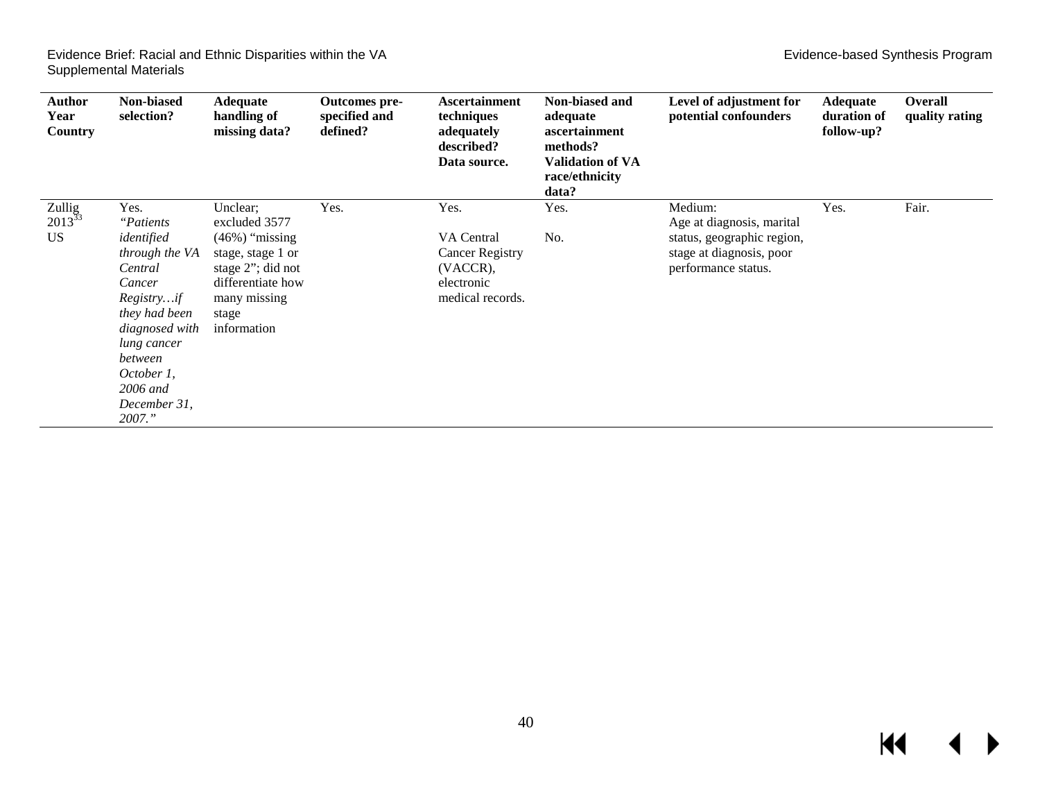| Author Year Country | Non-biased selection? | Adequate handling of missing data? | Outcomes pre-specified and defined? | Ascertainment techniques adequately described? Data source. | Non-biased and adequate ascertainment methods? Validation of VA race/ethnicity data? | Level of adjustment for potential confounders | Adequate duration of follow-up? | Overall quality rating |
|---|---|---|---|---|---|---|---|---|
| Zullig 2013[33] US | Yes. *"Patients identified through the VA Central Cancer Registry…if they had been diagnosed with lung cancer between October 1, 2006 and December 31, 2007."* | Unclear; excluded 3577 (46%) "missing stage, stage 1 or stage 2"; did not differentiate how many missing stage information | Yes. | Yes. VA Central Cancer Registry (VACCR), electronic medical records. | Yes. No. | Medium: Age at diagnosis, marital status, geographic region, stage at diagnosis, poor performance status. | Yes. | Fair. |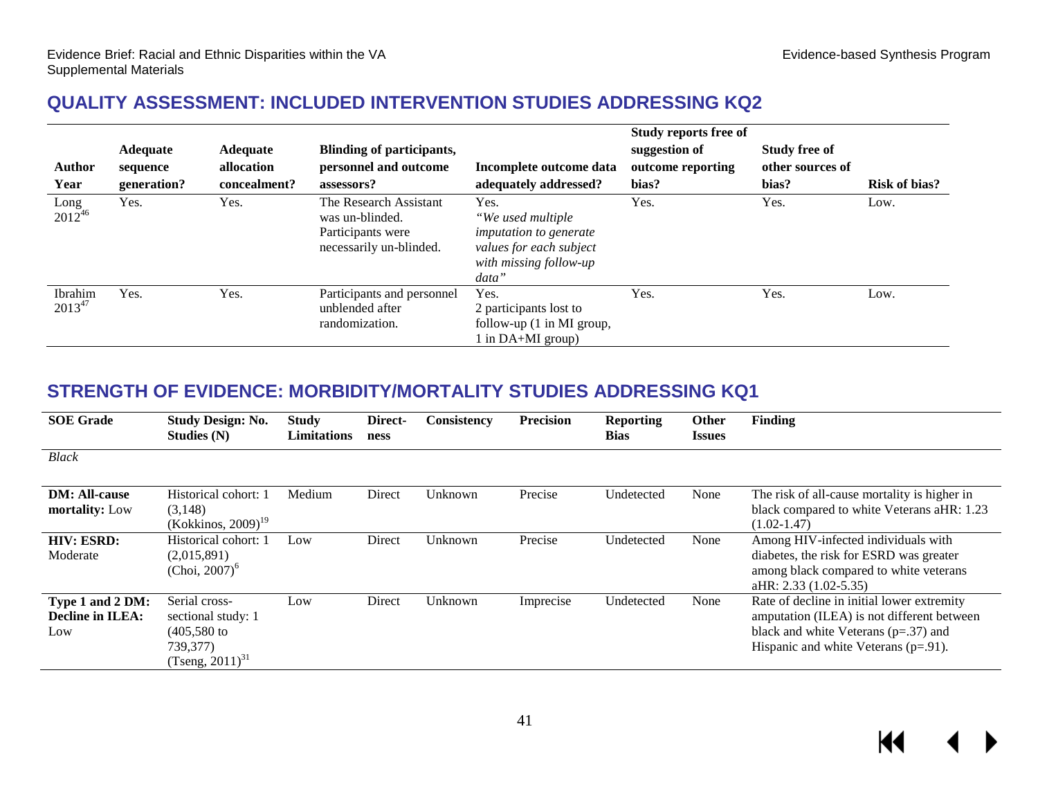## QUALITY ASSESSMENT: INCLUDED INTERVENTION STUDIES ADDRESSING KQ2

| Author Year | Adequate sequence generation? | Adequate allocation concealment? | Blinding of participants, personnel and outcome assessors? | Incomplete outcome data adequately addressed? | Study reports free of suggestion of outcome reporting bias? | Study free of other sources of bias? | Risk of bias? |
|---|---|---|---|---|---|---|---|
| Long 2012[46] | Yes. | Yes. | The Research Assistant was un-blinded. Participants were necessarily un-blinded. | Yes. *"We used multiple imputation to generate values for each subject with missing follow-up data"* | Yes. | Yes. | Low. |
| Ibrahim 2013[47] | Yes. | Yes. | Participants and personnel unblended after randomization. | Yes. 2 participants lost to follow-up (1 in MI group, 1 in DA+MI group) | Yes. | Yes. | Low. |

## STRENGTH OF EVIDENCE: MORBIDITY/MORTALITY STUDIES ADDRESSING KQ1

| SOE Grade | Study Design: No. Studies (N) | Study Limitations | Directness | Consistency | Precision | Reporting Bias | Other Issues | Finding |
|---|---|---|---|---|---|---|---|---|
| *Black* | | | | | | | | |
| **DM: All-cause mortality:** Low | Historical cohort: 1 (3,148) (Kokkinos, 2009)[19] | Medium | Direct | Unknown | Precise | Undetected | None | The risk of all-cause mortality is higher in black compared to white Veterans aHR: 1.23 (1.02-1.47) |
| **HIV: ESRD:** Moderate | Historical cohort: 1 (2,015,891) (Choi, 2007)[6] | Low | Direct | Unknown | Precise | Undetected | None | Among HIV-infected individuals with diabetes, the risk for ESRD was greater among black compared to white veterans aHR: 2.33 (1.02-5.35) |
| **Type 1 and 2 DM: Decline in ILEA:** Low | Serial cross-sectional study: 1 (405,580 to 739,377) (Tseng, 2011)[31] | Low | Direct | Unknown | Imprecise | Undetected | None | Rate of decline in initial lower extremity amputation (ILEA) is not different between black and white Veterans (p=.37) and Hispanic and white Veterans (p=.91). |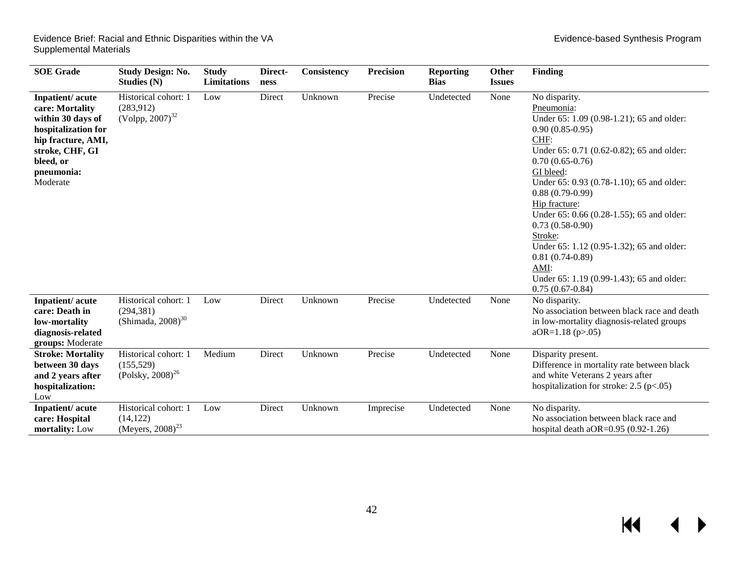| SOE Grade | Study Design: No. Studies (N) | Study Limitations | Direct-ness | Consistency | Precision | Reporting Bias | Other Issues | Finding |
|---|---|---|---|---|---|---|---|---|
| **Inpatient/ acute care: Mortality within 30 days of hospitalization for hip fracture, AMI, stroke, CHF, GI bleed, or pneumonia:** Moderate | Historical cohort: 1 (283,912) (Volpp, 2007)[32] | Low | Direct | Unknown | Precise | Undetected | None | No disparity.<br>Pneumonia:<br>Under 65: 1.09 (0.98-1.21); 65 and older: 0.90 (0.85-0.95)<br>CHF:<br>Under 65: 0.71 (0.62-0.82); 65 and older: 0.70 (0.65-0.76)<br>GI bleed:<br>Under 65: 0.93 (0.78-1.10); 65 and older: 0.88 (0.79-0.99)<br>Hip fracture:<br>Under 65: 0.66 (0.28-1.55); 65 and older: 0.73 (0.58-0.90)<br>Stroke:<br>Under 65: 1.12 (0.95-1.32); 65 and older: 0.81 (0.74-0.89)<br>AMI:<br>Under 65: 1.19 (0.99-1.43); 65 and older: 0.75 (0.67-0.84) |
| **Inpatient/ acute care: Death in low-mortality diagnosis-related groups:** Moderate | Historical cohort: 1 (294,381) (Shimada, 2008)[30] | Low | Direct | Unknown | Precise | Undetected | None | No disparity.<br>No association between black race and death in low-mortality diagnosis-related groups aOR=1.18 (p>.05) |
| **Stroke: Mortality between 30 days and 2 years after hospitalization:** Low | Historical cohort: 1 (155,529) (Polsky, 2008)[26] | Medium | Direct | Unknown | Precise | Undetected | None | Disparity present.<br>Difference in mortality rate between black and white Veterans 2 years after hospitalization for stroke: 2.5 (p<.05) |
| **Inpatient/ acute care: Hospital mortality:** Low | Historical cohort: 1 (14,122) (Meyers, 2008)[23] | Low | Direct | Unknown | Imprecise | Undetected | None | No disparity.<br>No association between black race and hospital death aOR=0.95 (0.92-1.26) |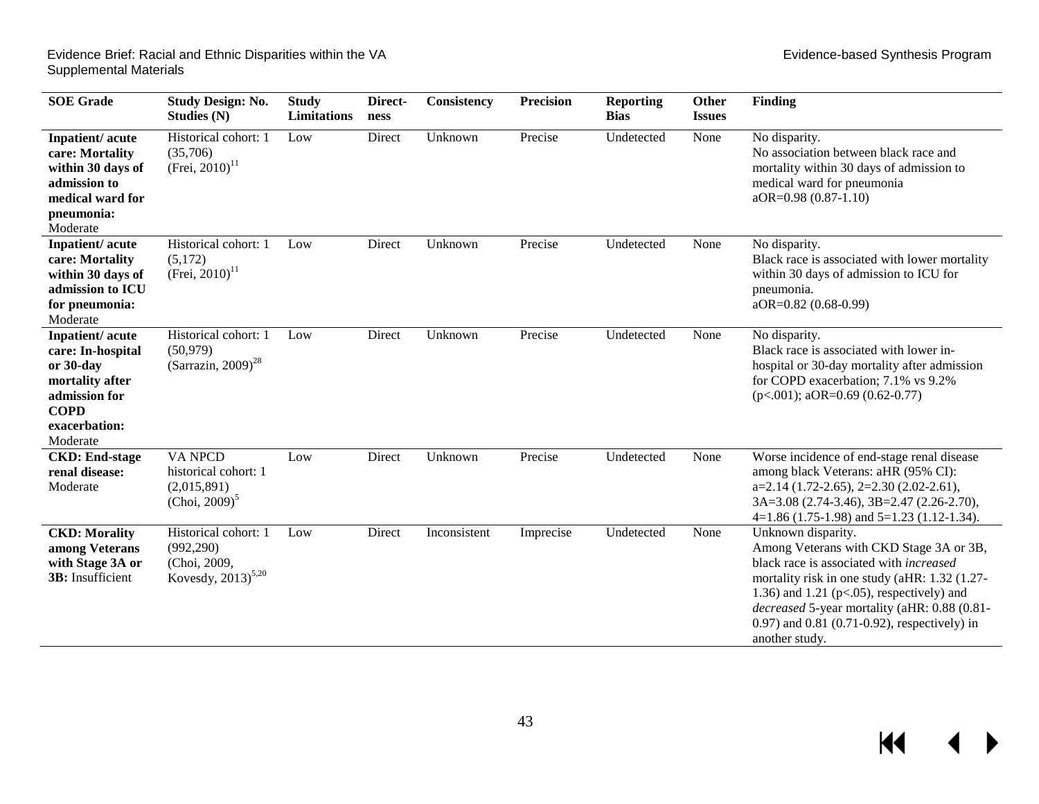| SOE Grade | Study Design: No. Studies (N) | Study Limitations | Directness | Consistency | Precision | Reporting Bias | Other Issues | Finding |
|---|---|---|---|---|---|---|---|---|
| **Inpatient/ acute care: Mortality within 30 days of admission to medical ward for pneumonia:** Moderate | Historical cohort: 1 (35,706) (Frei, 2010)[11] | Low | Direct | Unknown | Precise | Undetected | None | No disparity. No association between black race and mortality within 30 days of admission to medical ward for pneumonia aOR=0.98 (0.87-1.10) |
| **Inpatient/ acute care: Mortality within 30 days of admission to ICU for pneumonia:** Moderate | Historical cohort: 1 (5,172) (Frei, 2010)[11] | Low | Direct | Unknown | Precise | Undetected | None | No disparity. Black race is associated with lower mortality within 30 days of admission to ICU for pneumonia. aOR=0.82 (0.68-0.99) |
| **Inpatient/ acute care: In-hospital or 30-day mortality after admission for COPD exacerbation:** Moderate | Historical cohort: 1 (50,979) (Sarrazin, 2009)[28] | Low | Direct | Unknown | Precise | Undetected | None | No disparity. Black race is associated with lower in-hospital or 30-day mortality after admission for COPD exacerbation; 7.1% vs 9.2% ($p<.001$); aOR=0.69 (0.62-0.77) |
| **CKD: End-stage renal disease:** Moderate | VA NPCD historical cohort: 1 (2,015,891) (Choi, 2009)[5] | Low | Direct | Unknown | Precise | Undetected | None | Worse incidence of end-stage renal disease among black Veterans: aHR (95% CI): a=2.14 (1.72-2.65), 2=2.30 (2.02-2.61), 3A=3.08 (2.74-3.46), 3B=2.47 (2.26-2.70), 4=1.86 (1.75-1.98) and 5=1.23 (1.12-1.34). |
| **CKD: Morality among Veterans with Stage 3A or 3B:** Insufficient | Historical cohort: 1 (992,290) (Choi, 2009, Kovesdy, 2013)[5,20] | Low | Direct | Inconsistent | Imprecise | Undetected | None | Unknown disparity. Among Veterans with CKD Stage 3A or 3B, black race is associated with *increased* mortality risk in one study (aHR: 1.32 (1.27-1.36) and 1.21 ($p<.05$), respectively) and *decreased* 5-year mortality (aHR: 0.88 (0.81-0.97) and 0.81 (0.71-0.92), respectively) in another study. |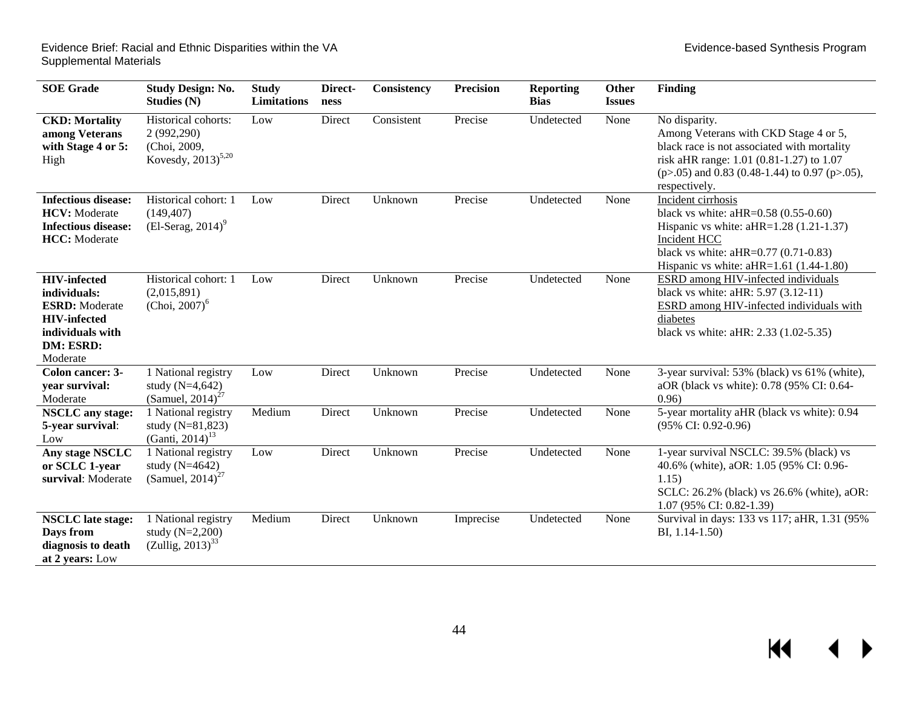| SOE Grade | Study Design: No. Studies (N) | Study Limitations | Direct-ness | Consistency | Precision | Reporting Bias | Other Issues | Finding |
|---|---|---|---|---|---|---|---|---|
| **CKD: Mortality among Veterans with Stage 4 or 5:** High | Historical cohorts: 2 (992,290) (Choi, 2009, Kovesdy, 2013)[5,20] | Low | Direct | Consistent | Precise | Undetected | None | No disparity.<br>Among Veterans with CKD Stage 4 or 5, black race is not associated with mortality risk aHR range: 1.01 (0.81-1.27) to 1.07 (p>.05) and 0.83 (0.48-1.44) to 0.97 (p>.05), respectively. |
| **Infectious disease: HCV:** Moderate<br>**Infectious disease: HCC:** Moderate | Historical cohort: 1 (149,407) (El-Serag, 2014)[9] | Low | Direct | Unknown | Precise | Undetected | None | Incident cirrhosis<br>black vs white: aHR=0.58 (0.55-0.60)<br>Hispanic vs white: aHR=1.28 (1.21-1.37)<br>Incident HCC<br>black vs white: aHR=0.77 (0.71-0.83)<br>Hispanic vs white: aHR=1.61 (1.44-1.80) |
| **HIV-infected individuals: ESRD:** Moderate<br>**HIV-infected individuals with DM: ESRD:** Moderate | Historical cohort: 1 (2,015,891) (Choi, 2007)[6] | Low | Direct | Unknown | Precise | Undetected | None | ESRD among HIV-infected individuals<br>black vs white: aHR: 5.97 (3.12-11)<br>ESRD among HIV-infected individuals with diabetes<br>black vs white: aHR: 2.33 (1.02-5.35) |
| **Colon cancer: 3-year survival:** Moderate | 1 National registry study (N=4,642) (Samuel, 2014)[27] | Low | Direct | Unknown | Precise | Undetected | None | 3-year survival: 53% (black) vs 61% (white), aOR (black vs white): 0.78 (95% CI: 0.64-0.96) |
| **NSCLC any stage: 5-year survival**: Low | 1 National registry study (N=81,823) (Ganti, 2014)[13] | Medium | Direct | Unknown | Precise | Undetected | None | 5-year mortality aHR (black vs white): 0.94 (95% CI: 0.92-0.96) |
| **Any stage NSCLC or SCLC 1-year survival**: Moderate | 1 National registry study (N=4642) (Samuel, 2014)[27] | Low | Direct | Unknown | Precise | Undetected | None | 1-year survival NSCLC: 39.5% (black) vs 40.6% (white), aOR: 1.05 (95% CI: 0.96-1.15)<br>SCLC: 26.2% (black) vs 26.6% (white), aOR: 1.07 (95% CI: 0.82-1.39) |
| **NSCLC late stage: Days from diagnosis to death at 2 years:** Low | 1 National registry study (N=2,200) (Zullig, 2013)[33] | Medium | Direct | Unknown | Imprecise | Undetected | None | Survival in days: 133 vs 117; aHR, 1.31 (95% BI, 1.14-1.50) |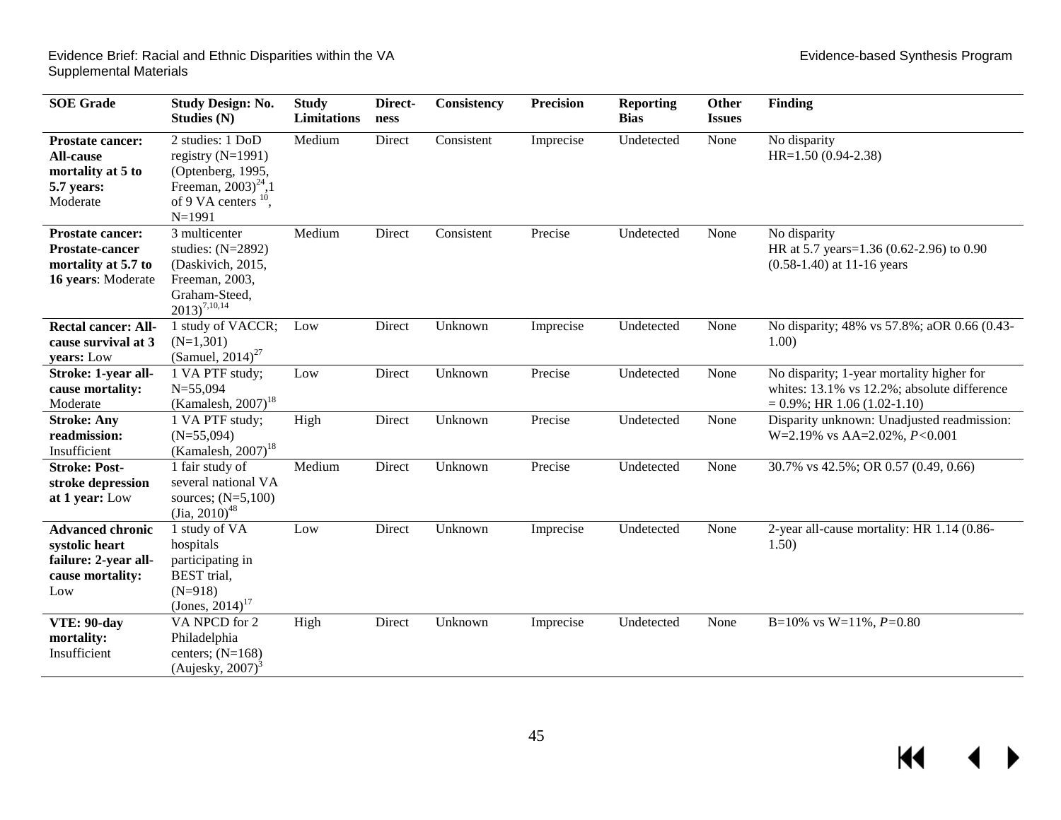| SOE Grade | Study Design: No. Studies (N) | Study Limitations | Direct-ness | Consistency | Precision | Reporting Bias | Other Issues | Finding |
|---|---|---|---|---|---|---|---|---|
| **Prostate cancer: All-cause mortality at 5 to 5.7 years:** Moderate | 2 studies: 1 DoD registry (N=1991) (Optenberg, 1995, Freeman, 2003)[24],1 of 9 VA centers [10], N=1991 | Medium | Direct | Consistent | Imprecise | Undetected | None | No disparity HR=1.50 (0.94-2.38) |
| **Prostate cancer: Prostate-cancer mortality at 5.7 to 16 years**: Moderate | 3 multicenter studies: (N=2892) (Daskivich, 2015, Freeman, 2003, Graham-Steed, 2013)[7,10,14] | Medium | Direct | Consistent | Precise | Undetected | None | No disparity HR at 5.7 years=1.36 (0.62-2.96) to 0.90 (0.58-1.40) at 11-16 years |
| **Rectal cancer: All-cause survival at 3 years:** Low | 1 study of VACCR; (N=1,301) (Samuel, 2014)[27] | Low | Direct | Unknown | Imprecise | Undetected | None | No disparity; 48% vs 57.8%; aOR 0.66 (0.43-1.00) |
| **Stroke: 1-year all-cause mortality:** Moderate | 1 VA PTF study; N=55,094 (Kamalesh, 2007)[18] | Low | Direct | Unknown | Precise | Undetected | None | No disparity; 1-year mortality higher for whites: 13.1% vs 12.2%; absolute difference = 0.9%; HR 1.06 (1.02-1.10) |
| **Stroke: Any readmission:** Insufficient | 1 VA PTF study; (N=55,094) (Kamalesh, 2007)[18] | High | Direct | Unknown | Precise | Undetected | None | Disparity unknown: Unadjusted readmission: W=2.19% vs AA=2.02%, $P<0.001$ |
| **Stroke: Post-stroke depression at 1 year:** Low | 1 fair study of several national VA sources; (N=5,100) (Jia, 2010)[48] | Medium | Direct | Unknown | Precise | Undetected | None | 30.7% vs 42.5%; OR 0.57 (0.49, 0.66) |
| **Advanced chronic systolic heart failure: 2-year all-cause mortality:** Low | 1 study of VA hospitals participating in BEST trial, (N=918) (Jones, 2014)[17] | Low | Direct | Unknown | Imprecise | Undetected | None | 2-year all-cause mortality: HR 1.14 (0.86-1.50) |
| **VTE: 90-day mortality:** Insufficient | VA NPCD for 2 Philadelphia centers; (N=168) (Aujesky, 2007)[3] | High | Direct | Unknown | Imprecise | Undetected | None | B=10% vs W=11%, $P=0.80$ |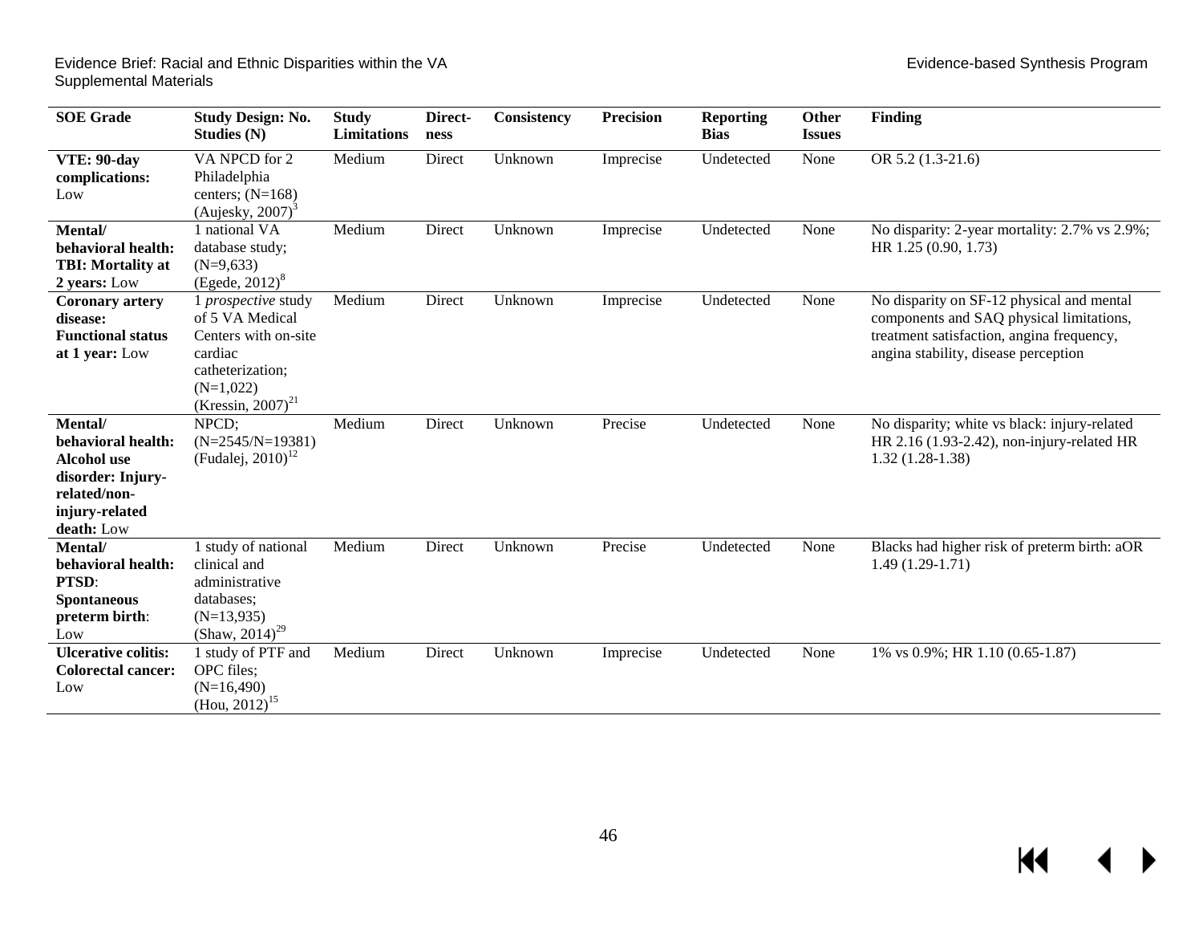| SOE Grade | Study Design: No. Studies (N) | Study Limitations | Direct-ness | Consistency | Precision | Reporting Bias | Other Issues | Finding |
|---|---|---|---|---|---|---|---|---|
| **VTE: 90-day complications:** Low | VA NPCD for 2 Philadelphia centers; (N=168) (Aujesky, 2007)[3] | Medium | Direct | Unknown | Imprecise | Undetected | None | OR 5.2 (1.3-21.6) |
| **Mental/ behavioral health: TBI: Mortality at 2 years:** Low | 1 national VA database study; (N=9,633) (Egede, 2012)[8] | Medium | Direct | Unknown | Imprecise | Undetected | None | No disparity: 2-year mortality: 2.7% vs 2.9%; HR 1.25 (0.90, 1.73) |
| **Coronary artery disease: Functional status at 1 year:** Low | 1 *prospective* study of 5 VA Medical Centers with on-site cardiac catheterization; (N=1,022) (Kressin, 2007)[21] | Medium | Direct | Unknown | Imprecise | Undetected | None | No disparity on SF-12 physical and mental components and SAQ physical limitations, treatment satisfaction, angina frequency, angina stability, disease perception |
| **Mental/ behavioral health: Alcohol use disorder: Injury-related/non-injury-related death:** Low | NPCD; (N=2545/N=19381) (Fudalej, 2010)[12] | Medium | Direct | Unknown | Precise | Undetected | None | No disparity; white vs black: injury-related HR 2.16 (1.93-2.42), non-injury-related HR 1.32 (1.28-1.38) |
| **Mental/ behavioral health: PTSD: Spontaneous preterm birth:** Low | 1 study of national clinical and administrative databases; (N=13,935) (Shaw, 2014)[29] | Medium | Direct | Unknown | Precise | Undetected | None | Blacks had higher risk of preterm birth: aOR 1.49 (1.29-1.71) |
| **Ulcerative colitis: Colorectal cancer:** Low | 1 study of PTF and OPC files; (N=16,490) (Hou, 2012)[15] | Medium | Direct | Unknown | Imprecise | Undetected | None | 1% vs 0.9%; HR 1.10 (0.65-1.87) |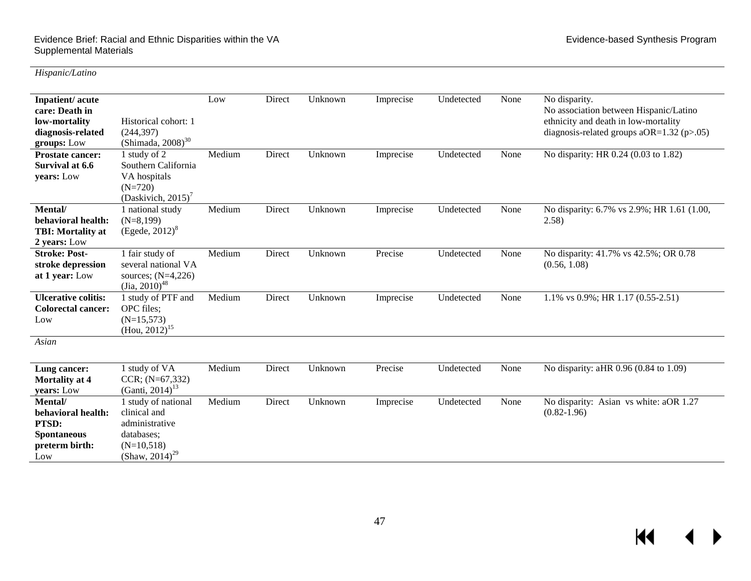*Hispanic/Latino*

| | | | | | | | | |
|---|---|---|---|---|---|---|---|---|
| **Inpatient/ acute care: Death in low-mortality diagnosis-related groups:** Low | Historical cohort: 1 (244,397) (Shimada, 2008)[30] | Low | Direct | Unknown | Imprecise | Undetected | None | No disparity. No association between Hispanic/Latino ethnicity and death in low-mortality diagnosis-related groups aOR=1.32 (p>.05) |
| **Prostate cancer: Survival at 6.6 years:** Low | 1 study of 2 Southern California VA hospitals (N=720) (Daskivich, 2015)[7] | Medium | Direct | Unknown | Imprecise | Undetected | None | No disparity: HR 0.24 (0.03 to 1.82) |
| **Mental/ behavioral health: TBI: Mortality at 2 years:** Low | 1 national study (N=8,199) (Egede, 2012)[8] | Medium | Direct | Unknown | Imprecise | Undetected | None | No disparity: 6.7% vs 2.9%; HR 1.61 (1.00, 2.58) |
| **Stroke: Post-stroke depression at 1 year:** Low | 1 fair study of several national VA sources; (N=4,226) (Jia, 2010)[48] | Medium | Direct | Unknown | Precise | Undetected | None | No disparity: 41.7% vs 42.5%; OR 0.78 (0.56, 1.08) |
| **Ulcerative colitis: Colorectal cancer:** Low | 1 study of PTF and OPC files; (N=15,573) (Hou, 2012)[15] | Medium | Direct | Unknown | Imprecise | Undetected | None | 1.1% vs 0.9%; HR 1.17 (0.55-2.51) |

*Asian*

| | | | | | | | | |
|---|---|---|---|---|---|---|---|---|
| **Lung cancer: Mortality at 4 years:** Low | 1 study of VA CCR; (N=67,332) (Ganti, 2014)[13] | Medium | Direct | Unknown | Precise | Undetected | None | No disparity: aHR 0.96 (0.84 to 1.09) |
| **Mental/ behavioral health: PTSD: Spontaneous preterm birth:** Low | 1 study of national clinical and administrative databases; (N=10,518) (Shaw, 2014)[29] | Medium | Direct | Unknown | Imprecise | Undetected | None | No disparity: Asian vs white: aOR 1.27 (0.82-1.96) |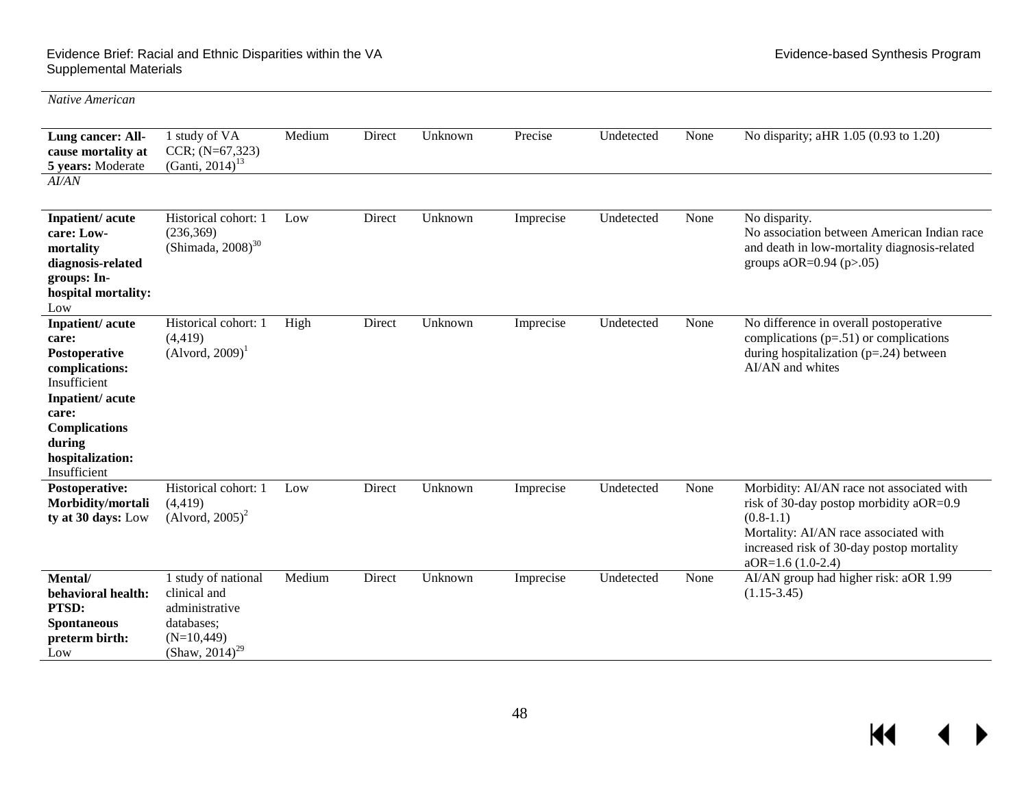| | | | | | | | | |
|---|---|---|---|---|---|---|---|---|
| *Native American* | | | | | | | | |
| **Lung cancer: All-cause mortality at 5 years:** Moderate | 1 study of VA CCR; (N=67,323) (Ganti, 2014)[13] | Medium | Direct | Unknown | Precise | Undetected | None | No disparity; aHR 1.05 (0.93 to 1.20) |
| *AI/AN* | | | | | | | | |
| **Inpatient/ acute care: Low-mortality diagnosis-related groups: In-hospital mortality:** Low | Historical cohort: 1 (236,369) (Shimada, 2008)[30] | Low | Direct | Unknown | Imprecise | Undetected | None | No disparity. No association between American Indian race and death in low-mortality diagnosis-related groups aOR=0.94 (p>.05) |
| **Inpatient/ acute care: Postoperative complications:** Insufficient **Inpatient/ acute care: Complications during hospitalization:** Insufficient | Historical cohort: 1 (4,419) (Alvord, 2009)[1] | High | Direct | Unknown | Imprecise | Undetected | None | No difference in overall postoperative complications (p=.51) or complications during hospitalization (p=.24) between AI/AN and whites |
| **Postoperative: Morbidity/mortality at 30 days:** Low | Historical cohort: 1 (4,419) (Alvord, 2005)[2] | Low | Direct | Unknown | Imprecise | Undetected | None | Morbidity: AI/AN race not associated with risk of 30-day postop morbidity aOR=0.9 (0.8-1.1) Mortality: AI/AN race associated with increased risk of 30-day postop mortality aOR=1.6 (1.0-2.4) |
| **Mental/ behavioral health: PTSD: Spontaneous preterm birth:** Low | 1 study of national clinical and administrative databases; (N=10,449) (Shaw, 2014)[29] | Medium | Direct | Unknown | Imprecise | Undetected | None | AI/AN group had higher risk: aOR 1.99 (1.15-3.45) |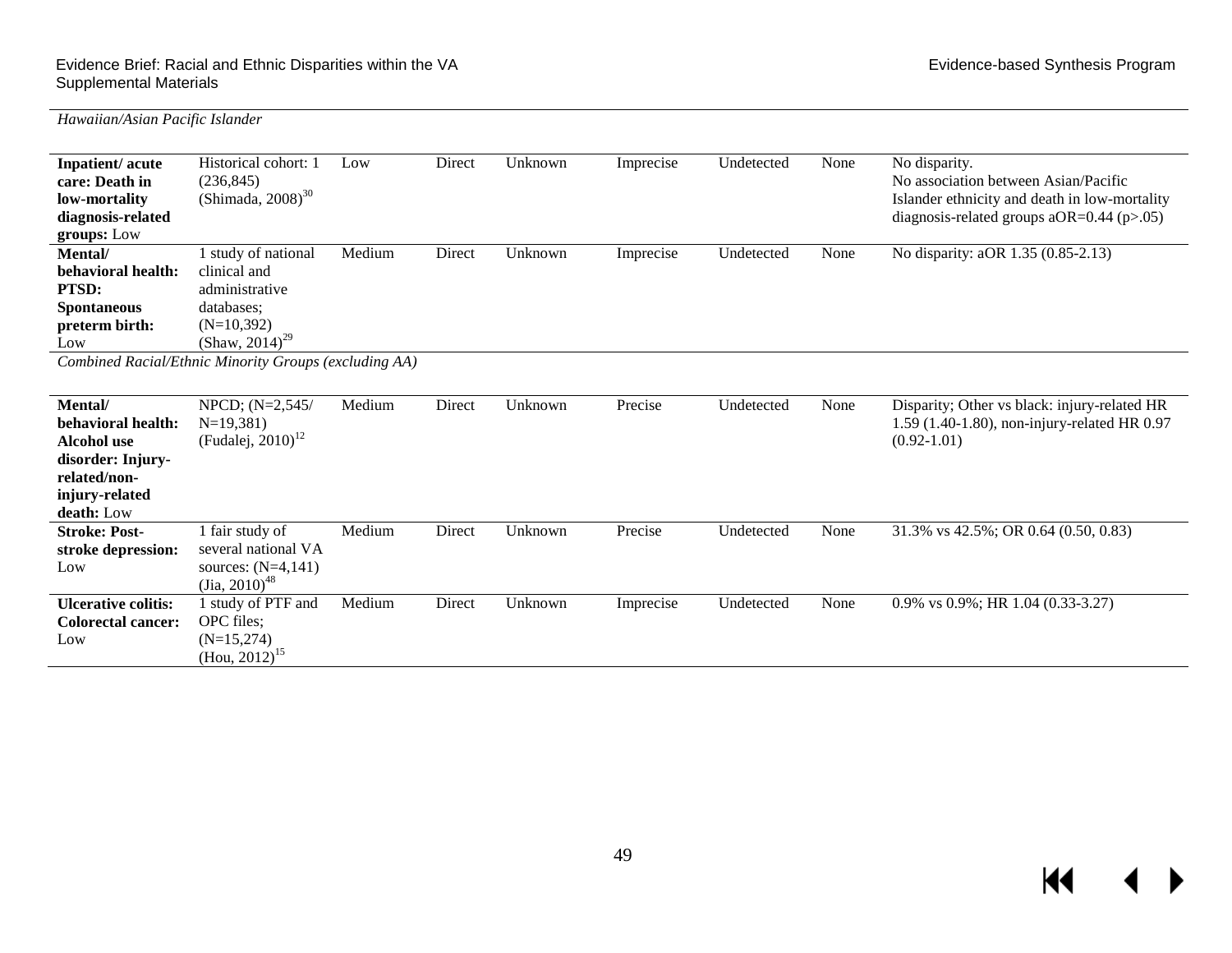| | | | | | | | | |
|---|---|---|---|---|---|---|---|---|
| *Hawaiian/Asian Pacific Islander* | | | | | | | | |
| **Inpatient/ acute care: Death in low-mortality diagnosis-related groups:** Low | Historical cohort: 1 (236,845) (Shimada, 2008)[30] | Low | Direct | Unknown | Imprecise | Undetected | None | No disparity. No association between Asian/Pacific Islander ethnicity and death in low-mortality diagnosis-related groups aOR=0.44 (p>.05) |
| **Mental/ behavioral health: PTSD: Spontaneous preterm birth:** Low | 1 study of national clinical and administrative databases; (N=10,392) (Shaw, 2014)[29] | Medium | Direct | Unknown | Imprecise | Undetected | None | No disparity: aOR 1.35 (0.85-2.13) |
| *Combined Racial/Ethnic Minority Groups (excluding AA)* | | | | | | | | |
| **Mental/ behavioral health: Alcohol use disorder: Injury-related/non-injury-related death:** Low | NPCD; (N=2,545/ N=19,381) (Fudalej, 2010)[12] | Medium | Direct | Unknown | Precise | Undetected | None | Disparity; Other vs black: injury-related HR 1.59 (1.40-1.80), non-injury-related HR 0.97 (0.92-1.01) |
| **Stroke: Post-stroke depression:** Low | 1 fair study of several national VA sources: (N=4,141) (Jia, 2010)[48] | Medium | Direct | Unknown | Precise | Undetected | None | 31.3% vs 42.5%; OR 0.64 (0.50, 0.83) |
| **Ulcerative colitis: Colorectal cancer:** Low | 1 study of PTF and OPC files; (N=15,274) (Hou, 2012)[15] | Medium | Direct | Unknown | Imprecise | Undetected | None | 0.9% vs 0.9%; HR 1.04 (0.33-3.27) |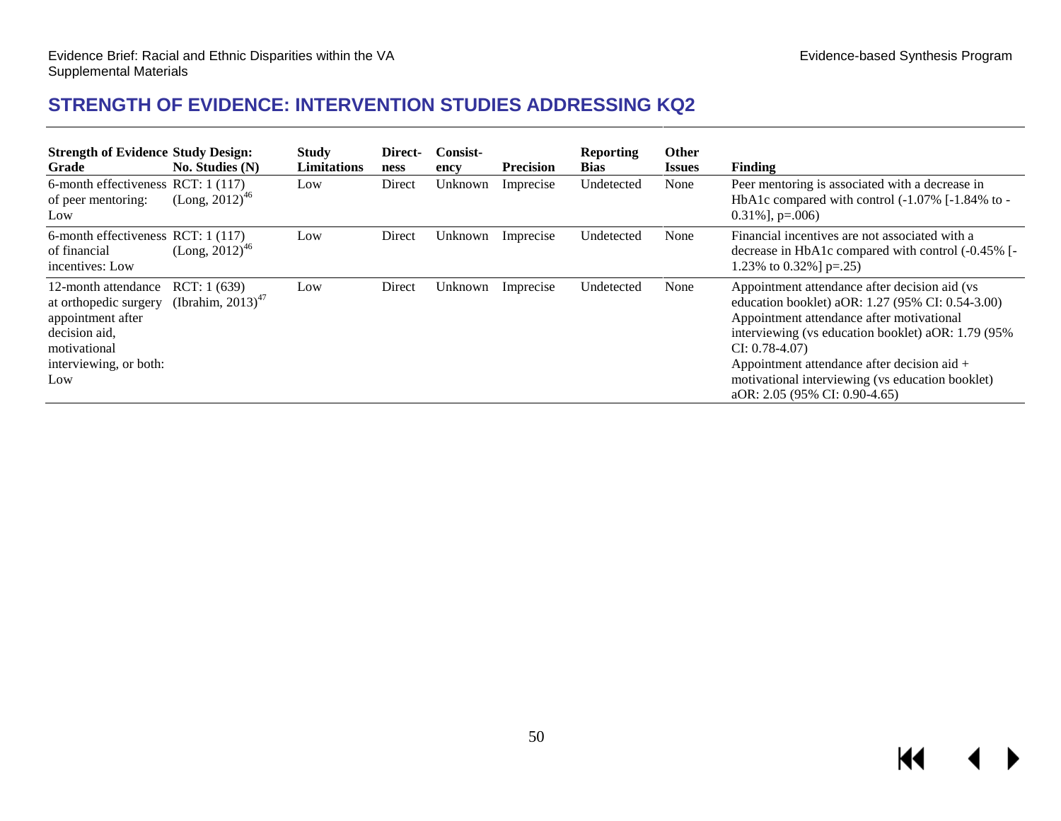## STRENGTH OF EVIDENCE: INTERVENTION STUDIES ADDRESSING KQ2

| Strength of Evidence Grade | Study Design: No. Studies (N) | Study Limitations | Directness | Consistency | Precision | Reporting Bias | Other Issues | Finding |
|---|---|---|---|---|---|---|---|---|
| 6-month effectiveness of peer mentoring: Low | RCT: 1 (117) (Long, 2012)[46] | Low | Direct | Unknown | Imprecise | Undetected | None | Peer mentoring is associated with a decrease in HbA1c compared with control (-1.07% [-1.84% to -0.31%], p=.006) |
| 6-month effectiveness of financial incentives: Low | RCT: 1 (117) (Long, 2012)[46] | Low | Direct | Unknown | Imprecise | Undetected | None | Financial incentives are not associated with a decrease in HbA1c compared with control (-0.45% [-1.23% to 0.32%] p=.25) |
| 12-month attendance at orthopedic surgery appointment after decision aid, motivational interviewing, or both: Low | RCT: 1 (639) (Ibrahim, 2013)[47] | Low | Direct | Unknown | Imprecise | Undetected | None | Appointment attendance after decision aid (vs education booklet) aOR: 1.27 (95% CI: 0.54-3.00) Appointment attendance after motivational interviewing (vs education booklet) aOR: 1.79 (95% CI: 0.78-4.07) Appointment attendance after decision aid + motivational interviewing (vs education booklet) aOR: 2.05 (95% CI: 0.90-4.65) |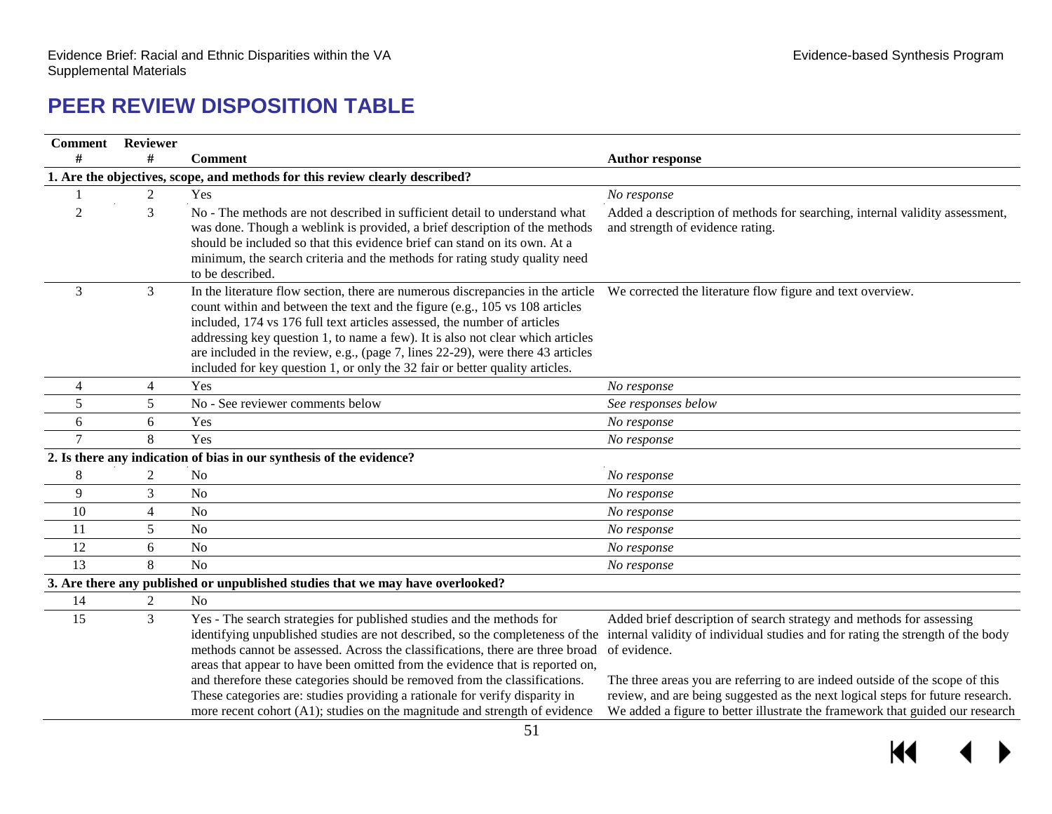# PEER REVIEW DISPOSITION TABLE

| Comment # | Reviewer # | Comment | Author response |
|---|---|---|---|
| **1. Are the objectives, scope, and methods for this review clearly described?** | | | |
| 1 | 2 | Yes | *No response* |
| 2 | 3 | No - The methods are not described in sufficient detail to understand what was done. Though a weblink is provided, a brief description of the methods should be included so that this evidence brief can stand on its own. At a minimum, the search criteria and the methods for rating study quality need to be described. | Added a description of methods for searching, internal validity assessment, and strength of evidence rating. |
| 3 | 3 | In the literature flow section, there are numerous discrepancies in the article count within and between the text and the figure (e.g., 105 vs 108 articles included, 174 vs 176 full text articles assessed, the number of articles addressing key question 1, to name a few). It is also not clear which articles are included in the review, e.g., (page 7, lines 22-29), were there 43 articles included for key question 1, or only the 32 fair or better quality articles. | We corrected the literature flow figure and text overview. |
| 4 | 4 | Yes | *No response* |
| 5 | 5 | No - See reviewer comments below | *See responses below* |
| 6 | 6 | Yes | *No response* |
| 7 | 8 | Yes | *No response* |
| **2. Is there any indication of bias in our synthesis of the evidence?** | | | |
| 8 | 2 | No | *No response* |
| 9 | 3 | No | *No response* |
| 10 | 4 | No | *No response* |
| 11 | 5 | No | *No response* |
| 12 | 6 | No | *No response* |
| 13 | 8 | No | *No response* |
| **3. Are there any published or unpublished studies that we may have overlooked?** | | | |
| 14 | 2 | No | |
| 15 | 3 | Yes - The search strategies for published studies and the methods for identifying unpublished studies are not described, so the completeness of the methods cannot be assessed. Across the classifications, there are three broad areas that appear to have been omitted from the evidence that is reported on, and therefore these categories should be removed from the classifications. These categories are: studies providing a rationale for verify disparity in more recent cohort (A1); studies on the magnitude and strength of evidence | Added brief description of search strategy and methods for assessing internal validity of individual studies and for rating the strength of the body of evidence.<br><br>The three areas you are referring to are indeed outside of the scope of this review, and are being suggested as the next logical steps for future research. We added a figure to better illustrate the framework that guided our research |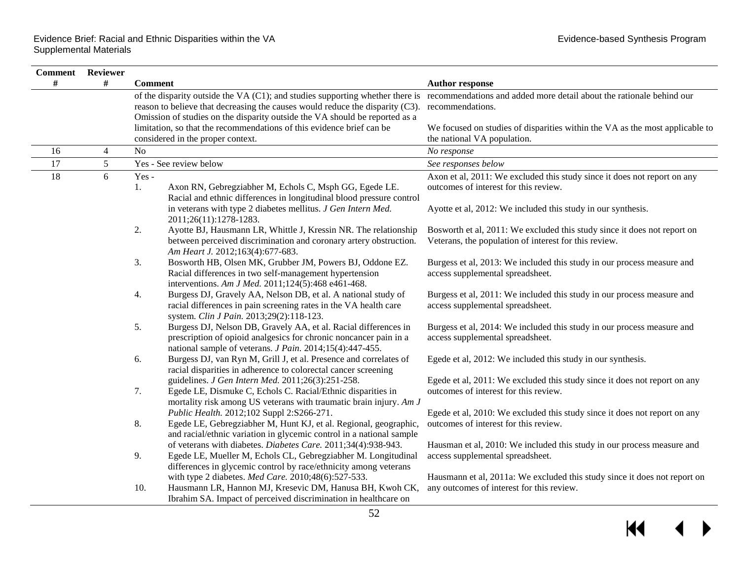| Comment # | Reviewer # | Comment | Author response |
|---|---|---|---|
| | | of the disparity outside the VA (C1); and studies supporting whether there is reason to believe that decreasing the causes would reduce the disparity (C3). Omission of studies on the disparity outside the VA should be reported as a limitation, so that the recommendations of this evidence brief can be considered in the proper context. | recommendations and added more detail about the rationale behind our recommendations.<br><br>We focused on studies of disparities within the VA as the most applicable to the national VA population. |
| 16 | 4 | No | *No response* |
| 17 | 5 | Yes - See review below | *See responses below* |
| 18 | 6 | Yes -<br>1. Axon RN, Gebregziabher M, Echols C, Msph GG, Egede LE. Racial and ethnic differences in longitudinal blood pressure control in veterans with type 2 diabetes mellitus. *J Gen Intern Med.* 2011;26(11):1278-1283.<br>2. Ayotte BJ, Hausmann LR, Whittle J, Kressin NR. The relationship between perceived discrimination and coronary artery obstruction. *Am Heart J.* 2012;163(4):677-683.<br>3. Bosworth HB, Olsen MK, Grubber JM, Powers BJ, Oddone EZ. Racial differences in two self-management hypertension interventions. *Am J Med.* 2011;124(5):468 e461-468.<br>4. Burgess DJ, Gravely AA, Nelson DB, et al. A national study of racial differences in pain screening rates in the VA health care system. *Clin J Pain.* 2013;29(2):118-123.<br>5. Burgess DJ, Nelson DB, Gravely AA, et al. Racial differences in prescription of opioid analgesics for chronic noncancer pain in a national sample of veterans. *J Pain.* 2014;15(4):447-455.<br>6. Burgess DJ, van Ryn M, Grill J, et al. Presence and correlates of racial disparities in adherence to colorectal cancer screening guidelines. *J Gen Intern Med.* 2011;26(3):251-258.<br>7. Egede LE, Dismuke C, Echols C. Racial/Ethnic disparities in mortality risk among US veterans with traumatic brain injury. *Am J Public Health.* 2012;102 Suppl 2:S266-271.<br>8. Egede LE, Gebregziabher M, Hunt KJ, et al. Regional, geographic, and racial/ethnic variation in glycemic control in a national sample of veterans with diabetes. *Diabetes Care.* 2011;34(4):938-943.<br>9. Egede LE, Mueller M, Echols CL, Gebregziabher M. Longitudinal differences in glycemic control by race/ethnicity among veterans with type 2 diabetes. *Med Care.* 2010;48(6):527-533.<br>10. Hausmann LR, Hannon MJ, Kresevic DM, Hanusa BH, Kwoh CK, Ibrahim SA. Impact of perceived discrimination in healthcare on | Axon et al, 2011: We excluded this study since it does not report on any outcomes of interest for this review.<br><br>Ayotte et al, 2012: We included this study in our synthesis.<br><br>Bosworth et al, 2011: We excluded this study since it does not report on Veterans, the population of interest for this review.<br><br>Burgess et al, 2013: We included this study in our process measure and access supplemental spreadsheet.<br><br>Burgess et al, 2011: We included this study in our process measure and access supplemental spreadsheet.<br><br>Burgess et al, 2014: We included this study in our process measure and access supplemental spreadsheet.<br><br>Egede et al, 2012: We included this study in our synthesis.<br><br>Egede et al, 2011: We excluded this study since it does not report on any outcomes of interest for this review.<br><br>Egede et al, 2010: We excluded this study since it does not report on any outcomes of interest for this review.<br><br>Hausman et al, 2010: We included this study in our process measure and access supplemental spreadsheet.<br><br>Hausmann et al, 2011a: We excluded this study since it does not report on any outcomes of interest for this review. |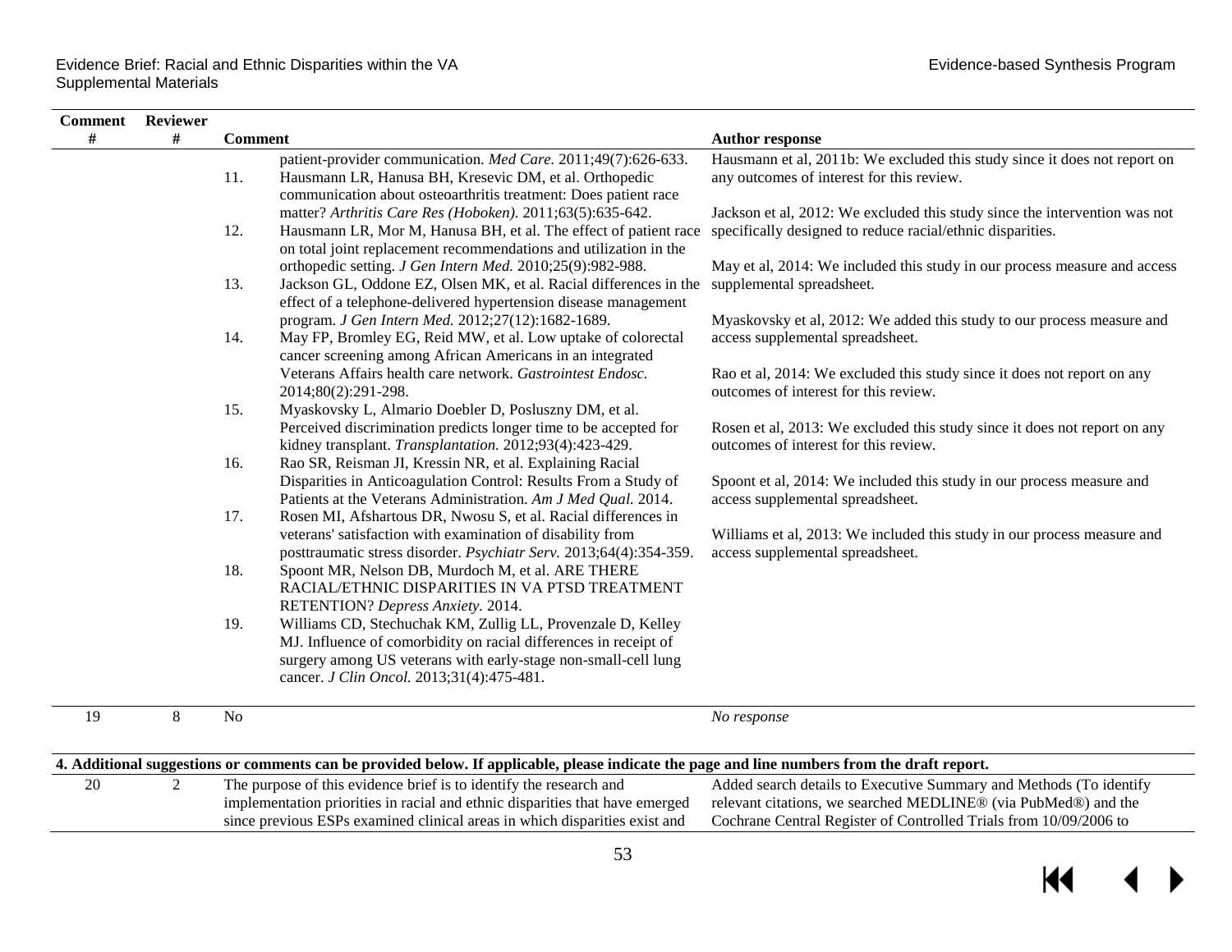| Comment # | Reviewer # | Comment | Author response |
|---|---|---|---|
| | | patient-provider communication. *Med Care.* 2011;49(7):626-633.<br>11. Hausmann LR, Hanusa BH, Kresevic DM, et al. Orthopedic communication about osteoarthritis treatment: Does patient race matter? *Arthritis Care Res (Hoboken).* 2011;63(5):635-642.<br>12. Hausmann LR, Mor M, Hanusa BH, et al. The effect of patient race on total joint replacement recommendations and utilization in the orthopedic setting. *J Gen Intern Med.* 2010;25(9):982-988.<br>13. Jackson GL, Oddone EZ, Olsen MK, et al. Racial differences in the effect of a telephone-delivered hypertension disease management program. *J Gen Intern Med.* 2012;27(12):1682-1689.<br>14. May FP, Bromley EG, Reid MW, et al. Low uptake of colorectal cancer screening among African Americans in an integrated Veterans Affairs health care network. *Gastrointest Endosc.* 2014;80(2):291-298.<br>15. Myaskovsky L, Almario Doebler D, Posluszny DM, et al. Perceived discrimination predicts longer time to be accepted for kidney transplant. *Transplantation.* 2012;93(4):423-429.<br>16. Rao SR, Reisman JI, Kressin NR, et al. Explaining Racial Disparities in Anticoagulation Control: Results From a Study of Patients at the Veterans Administration. *Am J Med Qual.* 2014.<br>17. Rosen MI, Afshartous DR, Nwosu S, et al. Racial differences in veterans' satisfaction with examination of disability from posttraumatic stress disorder. *Psychiatr Serv.* 2013;64(4):354-359.<br>18. Spoont MR, Nelson DB, Murdoch M, et al. ARE THERE RACIAL/ETHNIC DISPARITIES IN VA PTSD TREATMENT RETENTION? *Depress Anxiety.* 2014.<br>19. Williams CD, Stechuchak KM, Zullig LL, Provenzale D, Kelley MJ. Influence of comorbidity on racial differences in receipt of surgery among US veterans with early-stage non-small-cell lung cancer. *J Clin Oncol.* 2013;31(4):475-481. | Hausmann et al, 2011b: We excluded this study since it does not report on any outcomes of interest for this review.<br><br>Jackson et al, 2012: We excluded this study since the intervention was not specifically designed to reduce racial/ethnic disparities.<br><br>May et al, 2014: We included this study in our process measure and access supplemental spreadsheet.<br><br>Myaskovsky et al, 2012: We added this study to our process measure and access supplemental spreadsheet.<br><br>Rao et al, 2014: We excluded this study since it does not report on any outcomes of interest for this review.<br><br>Rosen et al, 2013: We excluded this study since it does not report on any outcomes of interest for this review.<br><br>Spoont et al, 2014: We included this study in our process measure and access supplemental spreadsheet.<br><br>Williams et al, 2013: We included this study in our process measure and access supplemental spreadsheet. |
| 19 | 8 | No | *No response* |
| **4. Additional suggestions or comments can be provided below. If applicable, please indicate the page and line numbers from the draft report.** | | | |
| 20 | 2 | The purpose of this evidence brief is to identify the research and implementation priorities in racial and ethnic disparities that have emerged since previous ESPs examined clinical areas in which disparities exist and | Added search details to Executive Summary and Methods (To identify relevant citations, we searched MEDLINE® (via PubMed®) and the Cochrane Central Register of Controlled Trials from 10/09/2006 to |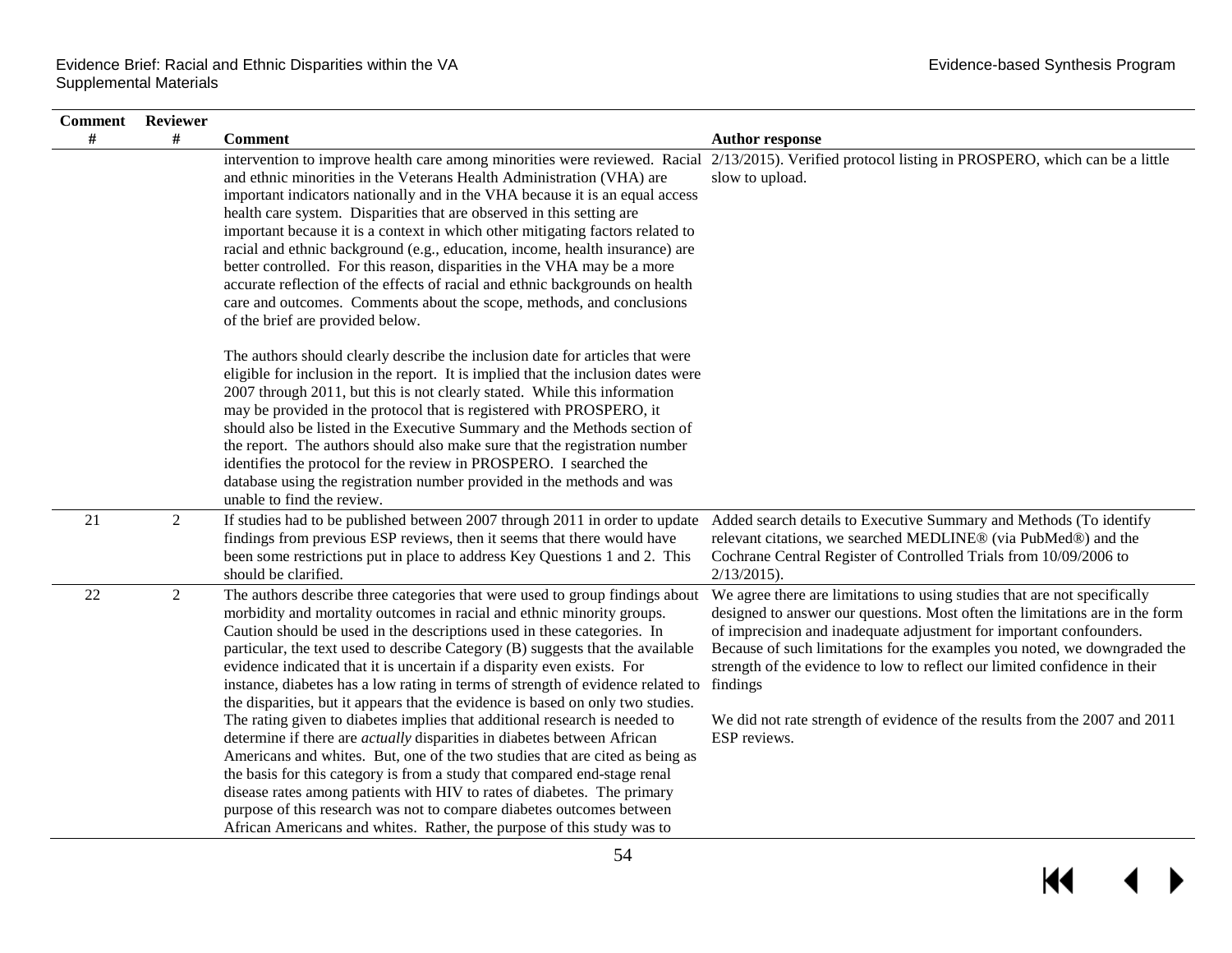| Comment # | Reviewer # | Comment | Author response |
|---|---|---|---|
| | | intervention to improve health care among minorities were reviewed. Racial and ethnic minorities in the Veterans Health Administration (VHA) are important indicators nationally and in the VHA because it is an equal access health care system. Disparities that are observed in this setting are important because it is a context in which other mitigating factors related to racial and ethnic background (e.g., education, income, health insurance) are better controlled. For this reason, disparities in the VHA may be a more accurate reflection of the effects of racial and ethnic backgrounds on health care and outcomes. Comments about the scope, methods, and conclusions of the brief are provided below.<br><br>The authors should clearly describe the inclusion date for articles that were eligible for inclusion in the report. It is implied that the inclusion dates were 2007 through 2011, but this is not clearly stated. While this information may be provided in the protocol that is registered with PROSPERO, it should also be listed in the Executive Summary and the Methods section of the report. The authors should also make sure that the registration number identifies the protocol for the review in PROSPERO. I searched the database using the registration number provided in the methods and was unable to find the review. | 2/13/2015). Verified protocol listing in PROSPERO, which can be a little slow to upload. |
| 21 | 2 | If studies had to be published between 2007 through 2011 in order to update findings from previous ESP reviews, then it seems that there would have been some restrictions put in place to address Key Questions 1 and 2. This should be clarified. | Added search details to Executive Summary and Methods (To identify relevant citations, we searched MEDLINE® (via PubMed®) and the Cochrane Central Register of Controlled Trials from 10/09/2006 to 2/13/2015). |
| 22 | 2 | The authors describe three categories that were used to group findings about morbidity and mortality outcomes in racial and ethnic minority groups. Caution should be used in the descriptions used in these categories. In particular, the text used to describe Category (B) suggests that the available evidence indicated that it is uncertain if a disparity even exists. For instance, diabetes has a low rating in terms of strength of evidence related to the disparities, but it appears that the evidence is based on only two studies. The rating given to diabetes implies that additional research is needed to determine if there are *actually* disparities in diabetes between African Americans and whites. But, one of the two studies that are cited as being as the basis for this category is from a study that compared end-stage renal disease rates among patients with HIV to rates of diabetes. The primary purpose of this research was not to compare diabetes outcomes between African Americans and whites. Rather, the purpose of this study was to | We agree there are limitations to using studies that are not specifically designed to answer our questions. Most often the limitations are in the form of imprecision and inadequate adjustment for important confounders. Because of such limitations for the examples you noted, we downgraded the strength of the evidence to low to reflect our limited confidence in their findings<br><br>We did not rate strength of evidence of the results from the 2007 and 2011 ESP reviews. |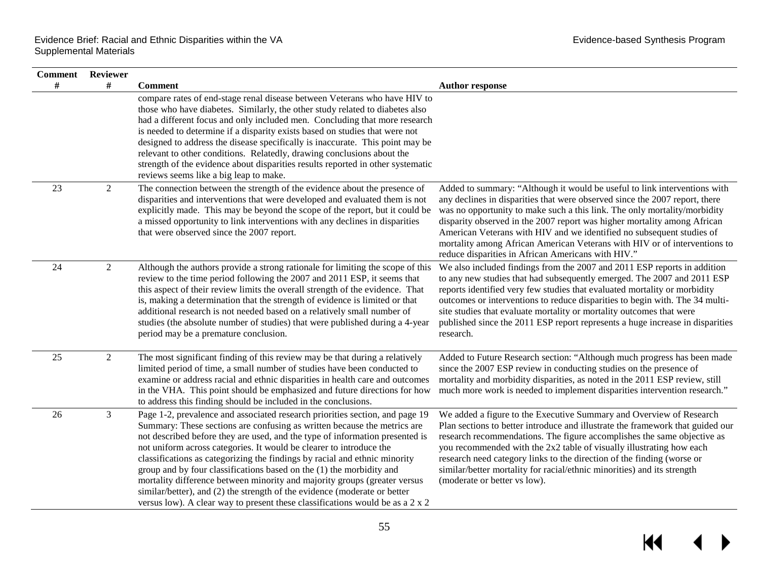| Comment # | Reviewer # | Comment | Author response |
|---|---|---|---|
| | | compare rates of end-stage renal disease between Veterans who have HIV to those who have diabetes. Similarly, the other study related to diabetes also had a different focus and only included men. Concluding that more research is needed to determine if a disparity exists based on studies that were not designed to address the disease specifically is inaccurate. This point may be relevant to other conditions. Relatedly, drawing conclusions about the strength of the evidence about disparities results reported in other systematic reviews seems like a big leap to make. | |
| 23 | 2 | The connection between the strength of the evidence about the presence of disparities and interventions that were developed and evaluated them is not explicitly made. This may be beyond the scope of the report, but it could be a missed opportunity to link interventions with any declines in disparities that were observed since the 2007 report. | Added to summary: "Although it would be useful to link interventions with any declines in disparities that were observed since the 2007 report, there was no opportunity to make such a this link. The only mortality/morbidity disparity observed in the 2007 report was higher mortality among African American Veterans with HIV and we identified no subsequent studies of mortality among African American Veterans with HIV or of interventions to reduce disparities in African Americans with HIV." |
| 24 | 2 | Although the authors provide a strong rationale for limiting the scope of this review to the time period following the 2007 and 2011 ESP, it seems that this aspect of their review limits the overall strength of the evidence. That is, making a determination that the strength of evidence is limited or that additional research is not needed based on a relatively small number of studies (the absolute number of studies) that were published during a 4-year period may be a premature conclusion. | We also included findings from the 2007 and 2011 ESP reports in addition to any new studies that had subsequently emerged. The 2007 and 2011 ESP reports identified very few studies that evaluated mortality or morbidity outcomes or interventions to reduce disparities to begin with. The 34 multi-site studies that evaluate mortality or mortality outcomes that were published since the 2011 ESP report represents a huge increase in disparities research. |
| 25 | 2 | The most significant finding of this review may be that during a relatively limited period of time, a small number of studies have been conducted to examine or address racial and ethnic disparities in health care and outcomes in the VHA. This point should be emphasized and future directions for how to address this finding should be included in the conclusions. | Added to Future Research section: "Although much progress has been made since the 2007 ESP review in conducting studies on the presence of mortality and morbidity disparities, as noted in the 2011 ESP review, still much more work is needed to implement disparities intervention research." |
| 26 | 3 | Page 1-2, prevalence and associated research priorities section, and page 19 Summary: These sections are confusing as written because the metrics are not described before they are used, and the type of information presented is not uniform across categories. It would be clearer to introduce the classifications as categorizing the findings by racial and ethnic minority group and by four classifications based on the (1) the morbidity and mortality difference between minority and majority groups (greater versus similar/better), and (2) the strength of the evidence (moderate or better versus low). A clear way to present these classifications would be as a 2 x 2 | We added a figure to the Executive Summary and Overview of Research Plan sections to better introduce and illustrate the framework that guided our research recommendations. The figure accomplishes the same objective as you recommended with the 2x2 table of visually illustrating how each research need category links to the direction of the finding (worse or similar/better mortality for racial/ethnic minorities) and its strength (moderate or better vs low). |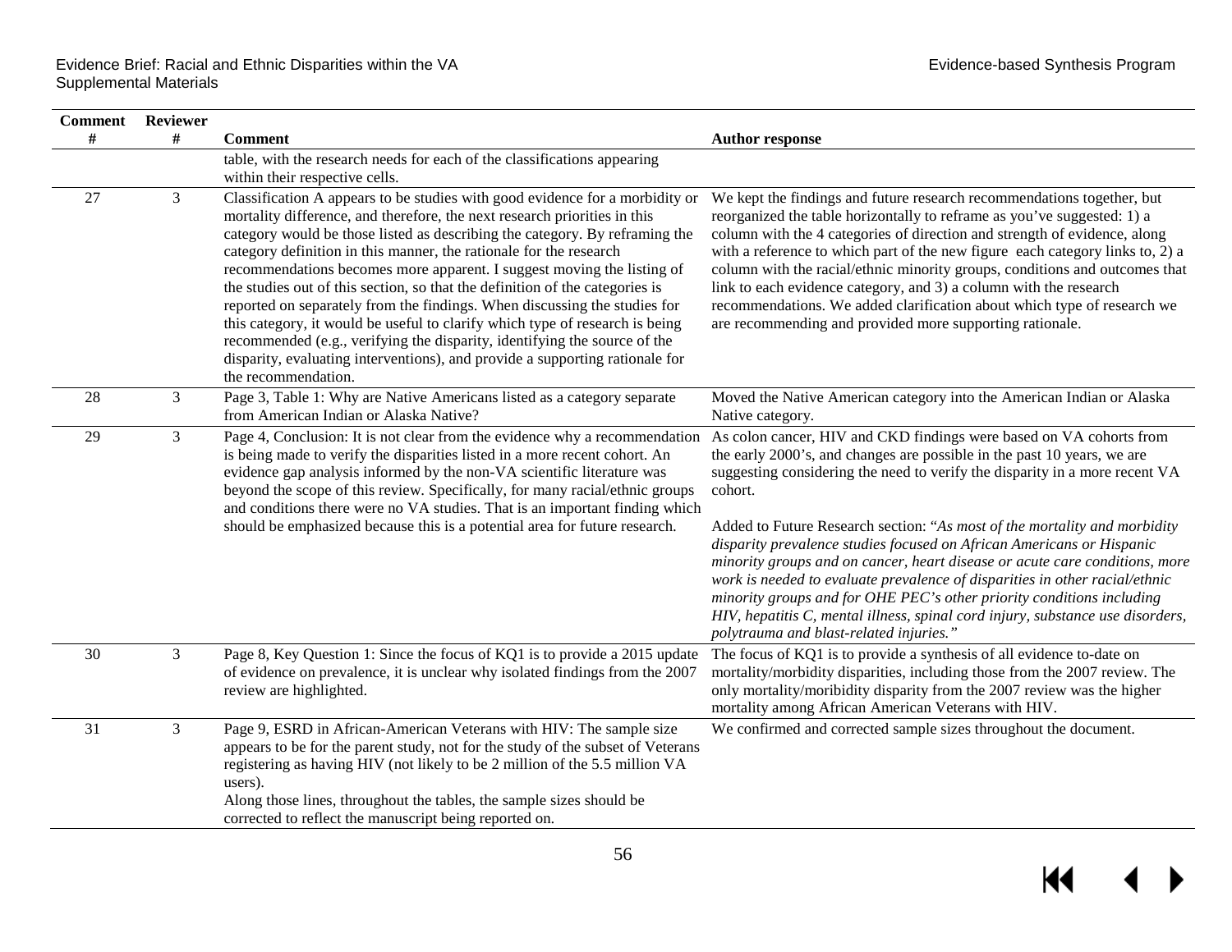| Comment # | Reviewer # | Comment | Author response |
|---|---|---|---|
| | | table, with the research needs for each of the classifications appearing within their respective cells. | |
| 27 | 3 | Classification A appears to be studies with good evidence for a morbidity or mortality difference, and therefore, the next research priorities in this category would be those listed as describing the category. By reframing the category definition in this manner, the rationale for the research recommendations becomes more apparent. I suggest moving the listing of the studies out of this section, so that the definition of the categories is reported on separately from the findings. When discussing the studies for this category, it would be useful to clarify which type of research is being recommended (e.g., verifying the disparity, identifying the source of the disparity, evaluating interventions), and provide a supporting rationale for the recommendation. | We kept the findings and future research recommendations together, but reorganized the table horizontally to reframe as you've suggested: 1) a column with the 4 categories of direction and strength of evidence, along with a reference to which part of the new figure each category links to, 2) a column with the racial/ethnic minority groups, conditions and outcomes that link to each evidence category, and 3) a column with the research recommendations. We added clarification about which type of research we are recommending and provided more supporting rationale. |
| 28 | 3 | Page 3, Table 1: Why are Native Americans listed as a category separate from American Indian or Alaska Native? | Moved the Native American category into the American Indian or Alaska Native category. |
| 29 | 3 | Page 4, Conclusion: It is not clear from the evidence why a recommendation is being made to verify the disparities listed in a more recent cohort. An evidence gap analysis informed by the non-VA scientific literature was beyond the scope of this review. Specifically, for many racial/ethnic groups and conditions there were no VA studies. That is an important finding which should be emphasized because this is a potential area for future research. | As colon cancer, HIV and CKD findings were based on VA cohorts from the early 2000's, and changes are possible in the past 10 years, we are suggesting considering the need to verify the disparity in a more recent VA cohort.<br><br>Added to Future Research section: "*As most of the mortality and morbidity disparity prevalence studies focused on African Americans or Hispanic minority groups and on cancer, heart disease or acute care conditions, more work is needed to evaluate prevalence of disparities in other racial/ethnic minority groups and for OHE PEC's other priority conditions including HIV, hepatitis C, mental illness, spinal cord injury, substance use disorders, polytrauma and blast-related injuries.*" |
| 30 | 3 | Page 8, Key Question 1: Since the focus of KQ1 is to provide a 2015 update of evidence on prevalence, it is unclear why isolated findings from the 2007 review are highlighted. | The focus of KQ1 is to provide a synthesis of all evidence to-date on mortality/morbidity disparities, including those from the 2007 review. The only mortality/moribidity disparity from the 2007 review was the higher mortality among African American Veterans with HIV. |
| 31 | 3 | Page 9, ESRD in African-American Veterans with HIV: The sample size appears to be for the parent study, not for the study of the subset of Veterans registering as having HIV (not likely to be 2 million of the 5.5 million VA users).<br>Along those lines, throughout the tables, the sample sizes should be corrected to reflect the manuscript being reported on. | We confirmed and corrected sample sizes throughout the document. |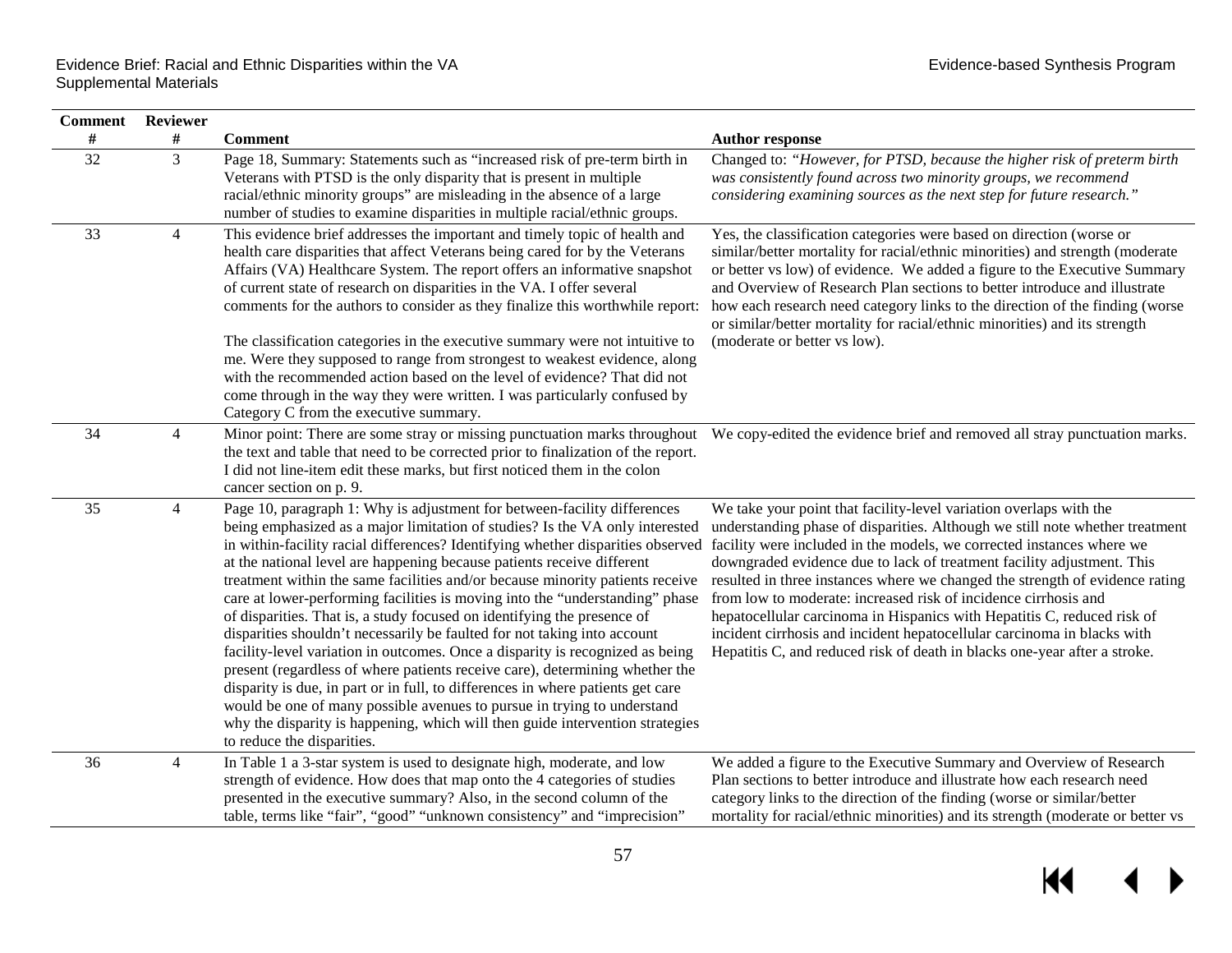| Comment # | Reviewer # | Comment | Author response |
|---|---|---|---|
| 32 | 3 | Page 18, Summary: Statements such as "increased risk of pre-term birth in Veterans with PTSD is the only disparity that is present in multiple racial/ethnic minority groups" are misleading in the absence of a large number of studies to examine disparities in multiple racial/ethnic groups. | Changed to: *"However, for PTSD, because the higher risk of preterm birth was consistently found across two minority groups, we recommend considering examining sources as the next step for future research."* |
| 33 | 4 | This evidence brief addresses the important and timely topic of health and health care disparities that affect Veterans being cared for by the Veterans Affairs (VA) Healthcare System. The report offers an informative snapshot of current state of research on disparities in the VA. I offer several comments for the authors to consider as they finalize this worthwhile report:<br><br>The classification categories in the executive summary were not intuitive to me. Were they supposed to range from strongest to weakest evidence, along with the recommended action based on the level of evidence? That did not come through in the way they were written. I was particularly confused by Category C from the executive summary. | Yes, the classification categories were based on direction (worse or similar/better mortality for racial/ethnic minorities) and strength (moderate or better vs low) of evidence. We added a figure to the Executive Summary and Overview of Research Plan sections to better introduce and illustrate how each research need category links to the direction of the finding (worse or similar/better mortality for racial/ethnic minorities) and its strength (moderate or better vs low). |
| 34 | 4 | Minor point: There are some stray or missing punctuation marks throughout the text and table that need to be corrected prior to finalization of the report. I did not line-item edit these marks, but first noticed them in the colon cancer section on p. 9. | We copy-edited the evidence brief and removed all stray punctuation marks. |
| 35 | 4 | Page 10, paragraph 1: Why is adjustment for between-facility differences being emphasized as a major limitation of studies? Is the VA only interested in within-facility racial differences? Identifying whether disparities observed at the national level are happening because patients receive different treatment within the same facilities and/or because minority patients receive care at lower-performing facilities is moving into the "understanding" phase of disparities. That is, a study focused on identifying the presence of disparities shouldn't necessarily be faulted for not taking into account facility-level variation in outcomes. Once a disparity is recognized as being present (regardless of where patients receive care), determining whether the disparity is due, in part or in full, to differences in where patients get care would be one of many possible avenues to pursue in trying to understand why the disparity is happening, which will then guide intervention strategies to reduce the disparities. | We take your point that facility-level variation overlaps with the understanding phase of disparities. Although we still note whether treatment facility were included in the models, we corrected instances where we downgraded evidence due to lack of treatment facility adjustment. This resulted in three instances where we changed the strength of evidence rating from low to moderate: increased risk of incidence cirrhosis and hepatocellular carcinoma in Hispanics with Hepatitis C, reduced risk of incident cirrhosis and incident hepatocellular carcinoma in blacks with Hepatitis C, and reduced risk of death in blacks one-year after a stroke. |
| 36 | 4 | In Table 1 a 3-star system is used to designate high, moderate, and low strength of evidence. How does that map onto the 4 categories of studies presented in the executive summary? Also, in the second column of the table, terms like "fair", "good" "unknown consistency" and "imprecision" | We added a figure to the Executive Summary and Overview of Research Plan sections to better introduce and illustrate how each research need category links to the direction of the finding (worse or similar/better mortality for racial/ethnic minorities) and its strength (moderate or better vs |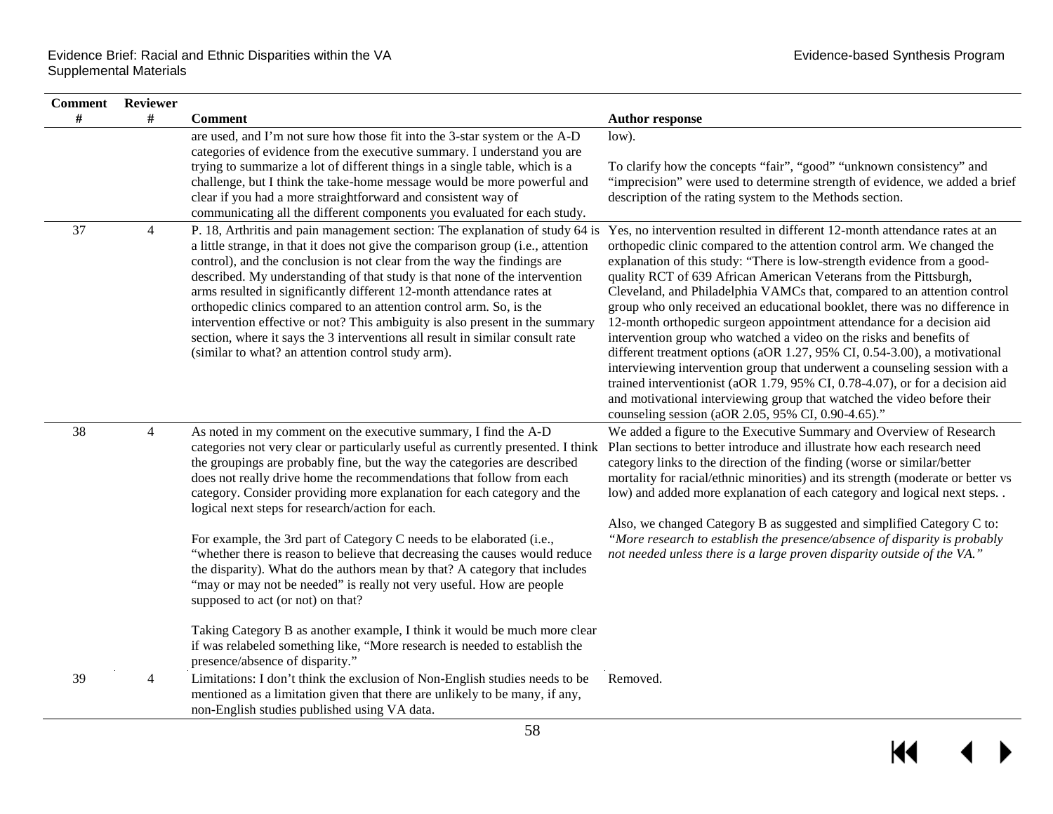| Comment # | Reviewer # | Comment | Author response |
|---|---|---|---|
| | | are used, and I'm not sure how those fit into the 3-star system or the A-D categories of evidence from the executive summary. I understand you are trying to summarize a lot of different things in a single table, which is a challenge, but I think the take-home message would be more powerful and clear if you had a more straightforward and consistent way of communicating all the different components you evaluated for each study. | low).<br><br>To clarify how the concepts "fair", "good" "unknown consistency" and "imprecision" were used to determine strength of evidence, we added a brief description of the rating system to the Methods section. |
| 37 | 4 | P. 18, Arthritis and pain management section: The explanation of study 64 is a little strange, in that it does not give the comparison group (i.e., attention control), and the conclusion is not clear from the way the findings are described. My understanding of that study is that none of the intervention arms resulted in significantly different 12-month attendance rates at orthopedic clinics compared to an attention control arm. So, is the intervention effective or not? This ambiguity is also present in the summary section, where it says the 3 interventions all result in similar consult rate (similar to what? an attention control study arm). | Yes, no intervention resulted in different 12-month attendance rates at an orthopedic clinic compared to the attention control arm. We changed the explanation of this study: "There is low-strength evidence from a good-quality RCT of 639 African American Veterans from the Pittsburgh, Cleveland, and Philadelphia VAMCs that, compared to an attention control group who only received an educational booklet, there was no difference in 12-month orthopedic surgeon appointment attendance for a decision aid intervention group who watched a video on the risks and benefits of different treatment options (aOR 1.27, 95% CI, 0.54-3.00), a motivational interviewing intervention group that underwent a counseling session with a trained interventionist (aOR 1.79, 95% CI, 0.78-4.07), or for a decision aid and motivational interviewing group that watched the video before their counseling session (aOR 2.05, 95% CI, 0.90-4.65)." |
| 38 | 4 | As noted in my comment on the executive summary, I find the A-D categories not very clear or particularly useful as currently presented. I think the groupings are probably fine, but the way the categories are described does not really drive home the recommendations that follow from each category. Consider providing more explanation for each category and the logical next steps for research/action for each.<br><br>For example, the 3rd part of Category C needs to be elaborated (i.e., "whether there is reason to believe that decreasing the causes would reduce the disparity). What do the authors mean by that? A category that includes "may or may not be needed" is really not very useful. How are people supposed to act (or not) on that?<br><br>Taking Category B as another example, I think it would be much more clear if was relabeled something like, "More research is needed to establish the presence/absence of disparity." | We added a figure to the Executive Summary and Overview of Research Plan sections to better introduce and illustrate how each research need category links to the direction of the finding (worse or similar/better mortality for racial/ethnic minorities) and its strength (moderate or better vs low) and added more explanation of each category and logical next steps. .<br><br>Also, we changed Category B as suggested and simplified Category C to: *"More research to establish the presence/absence of disparity is probably not needed unless there is a large proven disparity outside of the VA."* |
| 39 | 4 | Limitations: I don't think the exclusion of Non-English studies needs to be mentioned as a limitation given that there are unlikely to be many, if any, non-English studies published using VA data. | Removed. |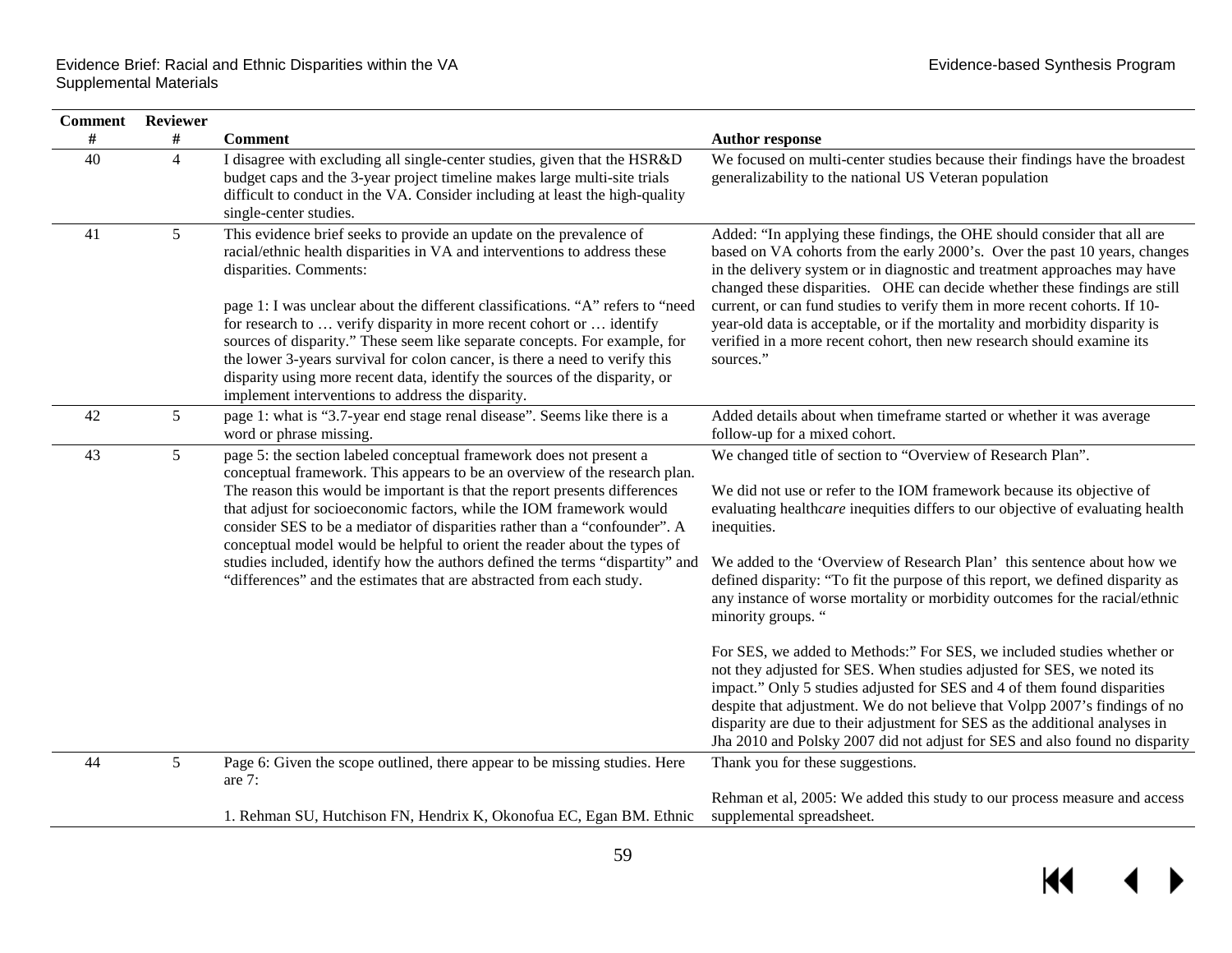| Comment # | Reviewer # | Comment | Author response |
|---|---|---|---|
| 40 | 4 | I disagree with excluding all single-center studies, given that the HSR&D budget caps and the 3-year project timeline makes large multi-site trials difficult to conduct in the VA. Consider including at least the high-quality single-center studies. | We focused on multi-center studies because their findings have the broadest generalizability to the national US Veteran population |
| 41 | 5 | This evidence brief seeks to provide an update on the prevalence of racial/ethnic health disparities in VA and interventions to address these disparities. Comments:<br><br>page 1: I was unclear about the different classifications. "A" refers to "need for research to … verify disparity in more recent cohort or … identify sources of disparity." These seem like separate concepts. For example, for the lower 3-years survival for colon cancer, is there a need to verify this disparity using more recent data, identify the sources of the disparity, or implement interventions to address the disparity. | Added: "In applying these findings, the OHE should consider that all are based on VA cohorts from the early 2000's. Over the past 10 years, changes in the delivery system or in diagnostic and treatment approaches may have changed these disparities. OHE can decide whether these findings are still current, or can fund studies to verify them in more recent cohorts. If 10-year-old data is acceptable, or if the mortality and morbidity disparity is verified in a more recent cohort, then new research should examine its sources." |
| 42 | 5 | page 1: what is "3.7-year end stage renal disease". Seems like there is a word or phrase missing. | Added details about when timeframe started or whether it was average follow-up for a mixed cohort. |
| 43 | 5 | page 5: the section labeled conceptual framework does not present a conceptual framework. This appears to be an overview of the research plan. The reason this would be important is that the report presents differences that adjust for socioeconomic factors, while the IOM framework would consider SES to be a mediator of disparities rather than a "confounder". A conceptual model would be helpful to orient the reader about the types of studies included, identify how the authors defined the terms "dispartity" and "differences" and the estimates that are abstracted from each study. | We changed title of section to "Overview of Research Plan".<br><br>We did not use or refer to the IOM framework because its objective of evaluating health*care* inequities differs to our objective of evaluating health inequities.<br><br>We added to the 'Overview of Research Plan' this sentence about how we defined disparity: "To fit the purpose of this report, we defined disparity as any instance of worse mortality or morbidity outcomes for the racial/ethnic minority groups. "<br><br>For SES, we added to Methods:" For SES, we included studies whether or not they adjusted for SES. When studies adjusted for SES, we noted its impact." Only 5 studies adjusted for SES and 4 of them found disparities despite that adjustment. We do not believe that Volpp 2007's findings of no disparity are due to their adjustment for SES as the additional analyses in Jha 2010 and Polsky 2007 did not adjust for SES and also found no disparity |
| 44 | 5 | Page 6: Given the scope outlined, there appear to be missing studies. Here are 7:<br><br>1. Rehman SU, Hutchison FN, Hendrix K, Okonofua EC, Egan BM. Ethnic | Thank you for these suggestions.<br><br>Rehman et al, 2005: We added this study to our process measure and access supplemental spreadsheet. |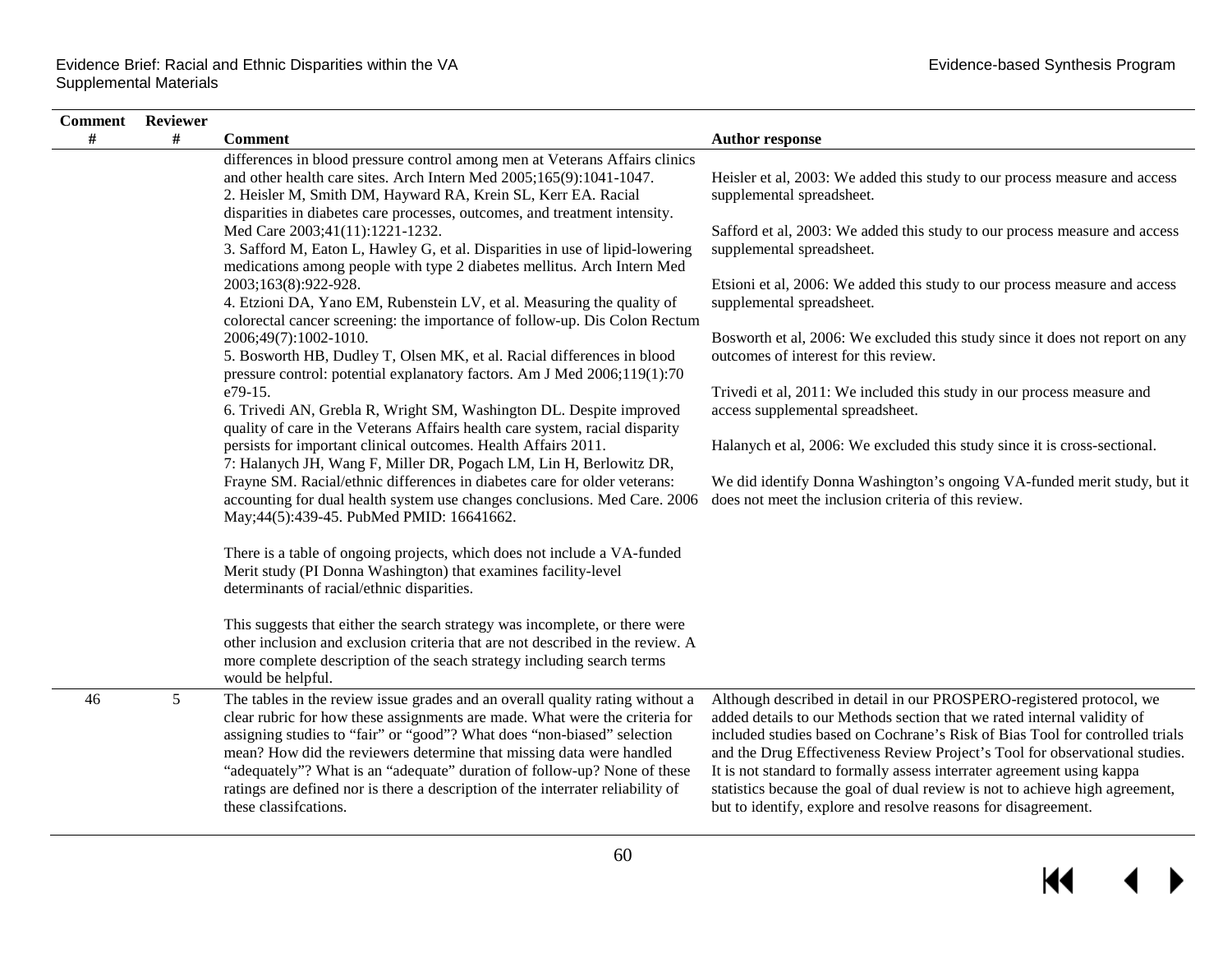| Comment # | Reviewer # | Comment | Author response |
|---|---|---|---|
| | | differences in blood pressure control among men at Veterans Affairs clinics and other health care sites. Arch Intern Med 2005;165(9):1041-1047.<br>2. Heisler M, Smith DM, Hayward RA, Krein SL, Kerr EA. Racial disparities in diabetes care processes, outcomes, and treatment intensity. Med Care 2003;41(11):1221-1232.<br>3. Safford M, Eaton L, Hawley G, et al. Disparities in use of lipid-lowering medications among people with type 2 diabetes mellitus. Arch Intern Med 2003;163(8):922-928.<br>4. Etzioni DA, Yano EM, Rubenstein LV, et al. Measuring the quality of colorectal cancer screening: the importance of follow-up. Dis Colon Rectum 2006;49(7):1002-1010.<br>5. Bosworth HB, Dudley T, Olsen MK, et al. Racial differences in blood pressure control: potential explanatory factors. Am J Med 2006;119(1):70 e79-15.<br>6. Trivedi AN, Grebla R, Wright SM, Washington DL. Despite improved quality of care in the Veterans Affairs health care system, racial disparity persists for important clinical outcomes. Health Affairs 2011.<br>7: Halanych JH, Wang F, Miller DR, Pogach LM, Lin H, Berlowitz DR, Frayne SM. Racial/ethnic differences in diabetes care for older veterans: accounting for dual health system use changes conclusions. Med Care. 2006 May;44(5):439-45. PubMed PMID: 16641662.<br><br>There is a table of ongoing projects, which does not include a VA-funded Merit study (PI Donna Washington) that examines facility-level determinants of racial/ethnic disparities.<br><br>This suggests that either the search strategy was incomplete, or there were other inclusion and exclusion criteria that are not described in the review. A more complete description of the seach strategy including search terms would be helpful. | Heisler et al, 2003: We added this study to our process measure and access supplemental spreadsheet.<br><br>Safford et al, 2003: We added this study to our process measure and access supplemental spreadsheet.<br><br>Etsioni et al, 2006: We added this study to our process measure and access supplemental spreadsheet.<br><br>Bosworth et al, 2006: We excluded this study since it does not report on any outcomes of interest for this review.<br><br>Trivedi et al, 2011: We included this study in our process measure and access supplemental spreadsheet.<br><br>Halanych et al, 2006: We excluded this study since it is cross-sectional.<br><br>We did identify Donna Washington's ongoing VA-funded merit study, but it does not meet the inclusion criteria of this review. |
| 46 | 5 | The tables in the review issue grades and an overall quality rating without a clear rubric for how these assignments are made. What were the criteria for assigning studies to "fair" or "good"? What does "non-biased" selection mean? How did the reviewers determine that missing data were handled "adequately"? What is an "adequate" duration of follow-up? None of these ratings are defined nor is there a description of the interrater reliability of these classifcations. | Although described in detail in our PROSPERO-registered protocol, we added details to our Methods section that we rated internal validity of included studies based on Cochrane's Risk of Bias Tool for controlled trials and the Drug Effectiveness Review Project's Tool for observational studies. It is not standard to formally assess interrater agreement using kappa statistics because the goal of dual review is not to achieve high agreement, but to identify, explore and resolve reasons for disagreement. |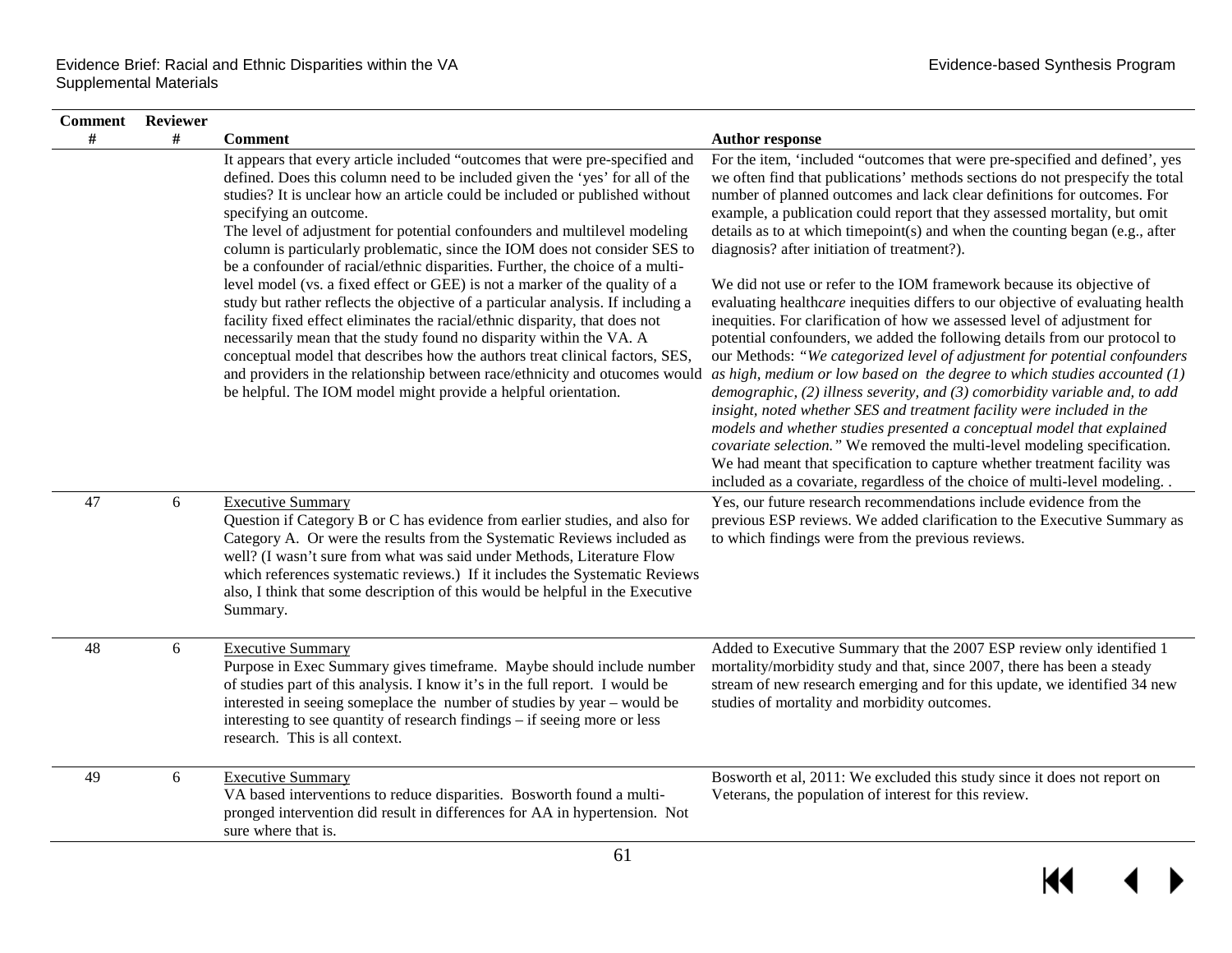| Comment # | Reviewer # | Comment | Author response |
|---|---|---|---|
| | | It appears that every article included "outcomes that were pre-specified and defined. Does this column need to be included given the 'yes' for all of the studies? It is unclear how an article could be included or published without specifying an outcome.<br>The level of adjustment for potential confounders and multilevel modeling column is particularly problematic, since the IOM does not consider SES to be a confounder of racial/ethnic disparities. Further, the choice of a multi-level model (vs. a fixed effect or GEE) is not a marker of the quality of a study but rather reflects the objective of a particular analysis. If including a facility fixed effect eliminates the racial/ethnic disparity, that does not necessarily mean that the study found no disparity within the VA. A conceptual model that describes how the authors treat clinical factors, SES, and providers in the relationship between race/ethnicity and otucomes would be helpful. The IOM model might provide a helpful orientation. | For the item, 'included "outcomes that were pre-specified and defined', yes we often find that publications' methods sections do not prespecify the total number of planned outcomes and lack clear definitions for outcomes. For example, a publication could report that they assessed mortality, but omit details as to at which timepoint(s) and when the counting began (e.g., after diagnosis? after initiation of treatment?).<br><br>We did not use or refer to the IOM framework because its objective of evaluating health*care* inequities differs to our objective of evaluating health inequities. For clarification of how we assessed level of adjustment for potential confounders, we added the following details from our protocol to our Methods: *"We categorized level of adjustment for potential confounders as high, medium or low based on the degree to which studies accounted (1) demographic, (2) illness severity, and (3) comorbidity variable and, to add insight, noted whether SES and treatment facility were included in the models and whether studies presented a conceptual model that explained covariate selection."* We removed the multi-level modeling specification. We had meant that specification to capture whether treatment facility was included as a covariate, regardless of the choice of multi-level modeling. . |
| 47 | 6 | <u>Executive Summary</u><br>Question if Category B or C has evidence from earlier studies, and also for Category A. Or were the results from the Systematic Reviews included as well? (I wasn't sure from what was said under Methods, Literature Flow which references systematic reviews.) If it includes the Systematic Reviews also, I think that some description of this would be helpful in the Executive Summary. | Yes, our future research recommendations include evidence from the previous ESP reviews. We added clarification to the Executive Summary as to which findings were from the previous reviews. |
| 48 | 6 | <u>Executive Summary</u><br>Purpose in Exec Summary gives timeframe. Maybe should include number of studies part of this analysis. I know it's in the full report. I would be interested in seeing someplace the number of studies by year – would be interesting to see quantity of research findings – if seeing more or less research. This is all context. | Added to Executive Summary that the 2007 ESP review only identified 1 mortality/morbidity study and that, since 2007, there has been a steady stream of new research emerging and for this update, we identified 34 new studies of mortality and morbidity outcomes. |
| 49 | 6 | <u>Executive Summary</u><br>VA based interventions to reduce disparities. Bosworth found a multi-pronged intervention did result in differences for AA in hypertension. Not sure where that is. | Bosworth et al, 2011: We excluded this study since it does not report on Veterans, the population of interest for this review. |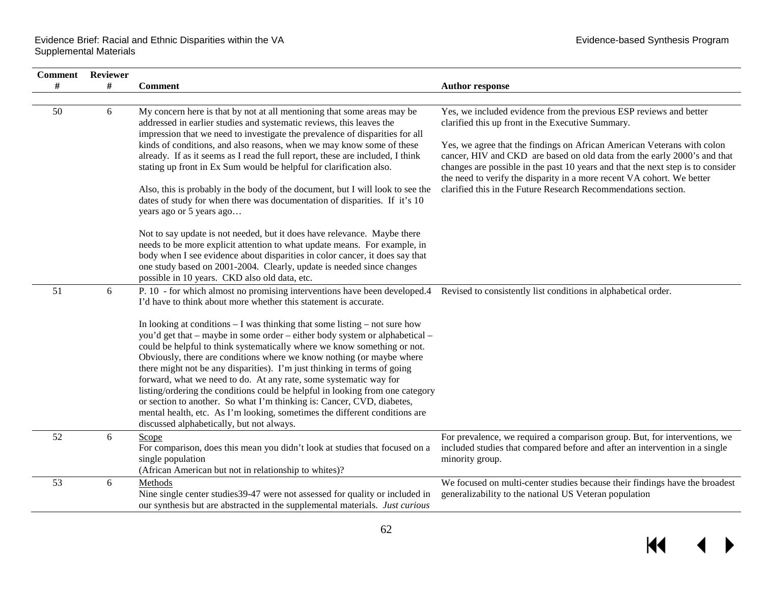| Comment # | Reviewer # | Comment | Author response |
|---|---|---|---|
| 50 | 6 | My concern here is that by not at all mentioning that some areas may be addressed in earlier studies and systematic reviews, this leaves the impression that we need to investigate the prevalence of disparities for all kinds of conditions, and also reasons, when we may know some of these already. If as it seems as I read the full report, these are included, I think stating up front in Ex Sum would be helpful for clarification also.<br><br>Also, this is probably in the body of the document, but I will look to see the dates of study for when there was documentation of disparities. If it's 10 years ago or 5 years ago…<br><br>Not to say update is not needed, but it does have relevance. Maybe there needs to be more explicit attention to what update means. For example, in body when I see evidence about disparities in color cancer, it does say that one study based on 2001-2004. Clearly, update is needed since changes possible in 10 years. CKD also old data, etc. | Yes, we included evidence from the previous ESP reviews and better clarified this up front in the Executive Summary.<br><br>Yes, we agree that the findings on African American Veterans with colon cancer, HIV and CKD are based on old data from the early 2000's and that changes are possible in the past 10 years and that the next step is to consider the need to verify the disparity in a more recent VA cohort. We better clarified this in the Future Research Recommendations section. |
| 51 | 6 | P. 10 - for which almost no promising interventions have been developed.4 I'd have to think about more whether this statement is accurate.<br><br>In looking at conditions – I was thinking that some listing – not sure how you'd get that – maybe in some order – either body system or alphabetical – could be helpful to think systematically where we know something or not. Obviously, there are conditions where we know nothing (or maybe where there might not be any disparities). I'm just thinking in terms of going forward, what we need to do. At any rate, some systematic way for listing/ordering the conditions could be helpful in looking from one category or section to another. So what I'm thinking is: Cancer, CVD, diabetes, mental health, etc. As I'm looking, sometimes the different conditions are discussed alphabetically, but not always. | Revised to consistently list conditions in alphabetical order. |
| 52 | 6 | Scope<br>For comparison, does this mean you didn't look at studies that focused on a single population<br>(African American but not in relationship to whites)? | For prevalence, we required a comparison group. But, for interventions, we included studies that compared before and after an intervention in a single minority group. |
| 53 | 6 | Methods<br>Nine single center studies39-47 were not assessed for quality or included in our synthesis but are abstracted in the supplemental materials. *Just curious* | We focused on multi-center studies because their findings have the broadest generalizability to the national US Veteran population |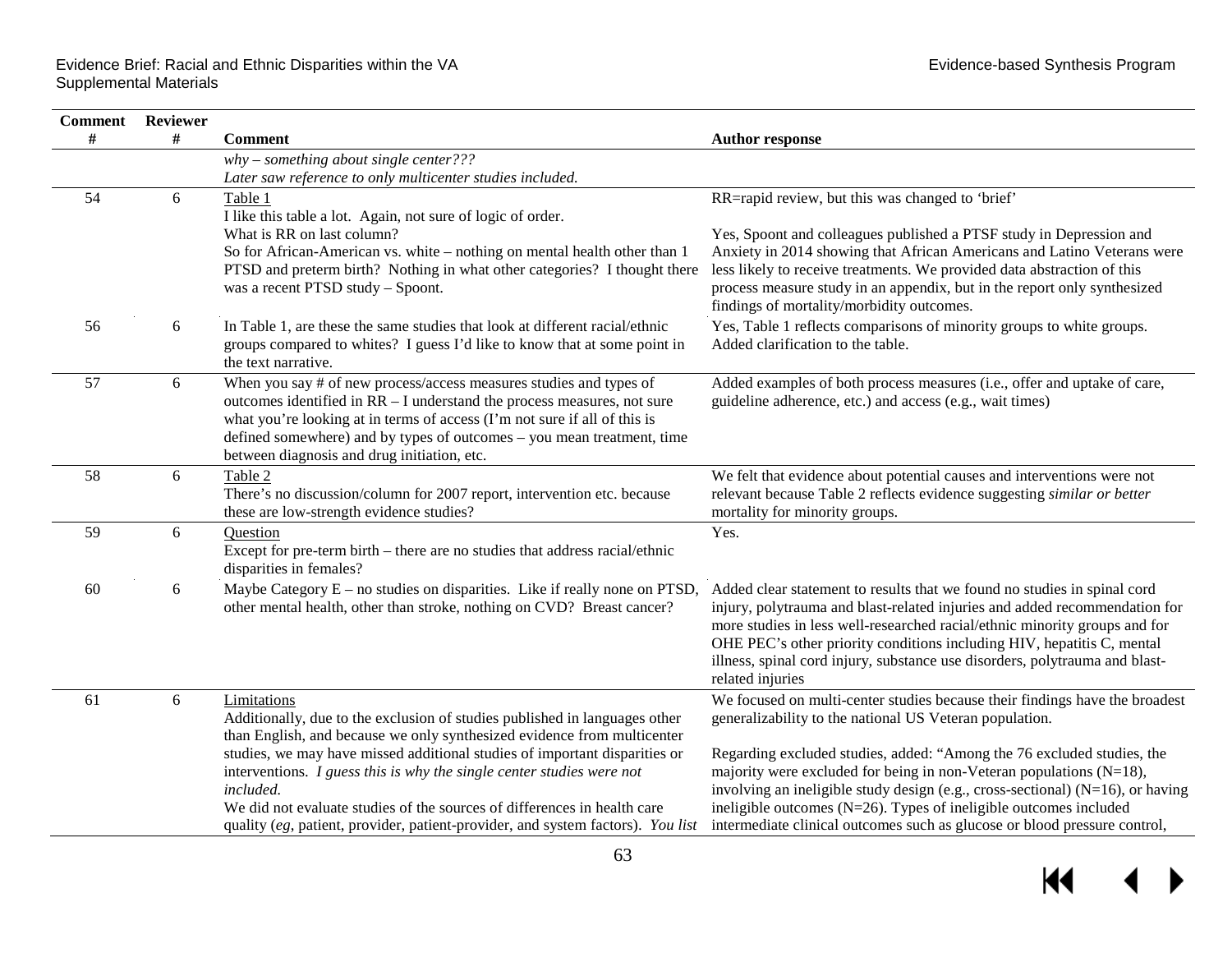| Comment # | Reviewer # | Comment | Author response |
|---|---|---|---|
| | | *why – something about single center???* *Later saw reference to only multicenter studies included.* | |
| 54 | 6 | Table 1 I like this table a lot. Again, not sure of logic of order. What is RR on last column? So for African-American vs. white – nothing on mental health other than 1 PTSD and preterm birth? Nothing in what other categories? I thought there was a recent PTSD study – Spoont. | RR=rapid review, but this was changed to 'brief' Yes, Spoont and colleagues published a PTSF study in Depression and Anxiety in 2014 showing that African Americans and Latino Veterans were less likely to receive treatments. We provided data abstraction of this process measure study in an appendix, but in the report only synthesized findings of mortality/morbidity outcomes. |
| 56 | 6 | In Table 1, are these the same studies that look at different racial/ethnic groups compared to whites? I guess I'd like to know that at some point in the text narrative. | Yes, Table 1 reflects comparisons of minority groups to white groups. Added clarification to the table. |
| 57 | 6 | When you say # of new process/access measures studies and types of outcomes identified in RR – I understand the process measures, not sure what you're looking at in terms of access (I'm not sure if all of this is defined somewhere) and by types of outcomes – you mean treatment, time between diagnosis and drug initiation, etc. | Added examples of both process measures (i.e., offer and uptake of care, guideline adherence, etc.) and access (e.g., wait times) |
| 58 | 6 | Table 2 There's no discussion/column for 2007 report, intervention etc. because these are low-strength evidence studies? | We felt that evidence about potential causes and interventions were not relevant because Table 2 reflects evidence suggesting *similar or better* mortality for minority groups. |
| 59 | 6 | Question Except for pre-term birth – there are no studies that address racial/ethnic disparities in females? | Yes. |
| 60 | 6 | Maybe Category E – no studies on disparities. Like if really none on PTSD, other mental health, other than stroke, nothing on CVD? Breast cancer? | Added clear statement to results that we found no studies in spinal cord injury, polytrauma and blast-related injuries and added recommendation for more studies in less well-researched racial/ethnic minority groups and for OHE PEC's other priority conditions including HIV, hepatitis C, mental illness, spinal cord injury, substance use disorders, polytrauma and blast-related injuries |
| 61 | 6 | Limitations Additionally, due to the exclusion of studies published in languages other than English, and because we only synthesized evidence from multicenter studies, we may have missed additional studies of important disparities or interventions. *I guess this is why the single center studies were not included.* We did not evaluate studies of the sources of differences in health care quality (*eg*, patient, provider, patient-provider, and system factors). *You list* | We focused on multi-center studies because their findings have the broadest generalizability to the national US Veteran population. Regarding excluded studies, added: "Among the 76 excluded studies, the majority were excluded for being in non-Veteran populations (N=18), involving an ineligible study design (e.g., cross-sectional) (N=16), or having ineligible outcomes (N=26). Types of ineligible outcomes included intermediate clinical outcomes such as glucose or blood pressure control, |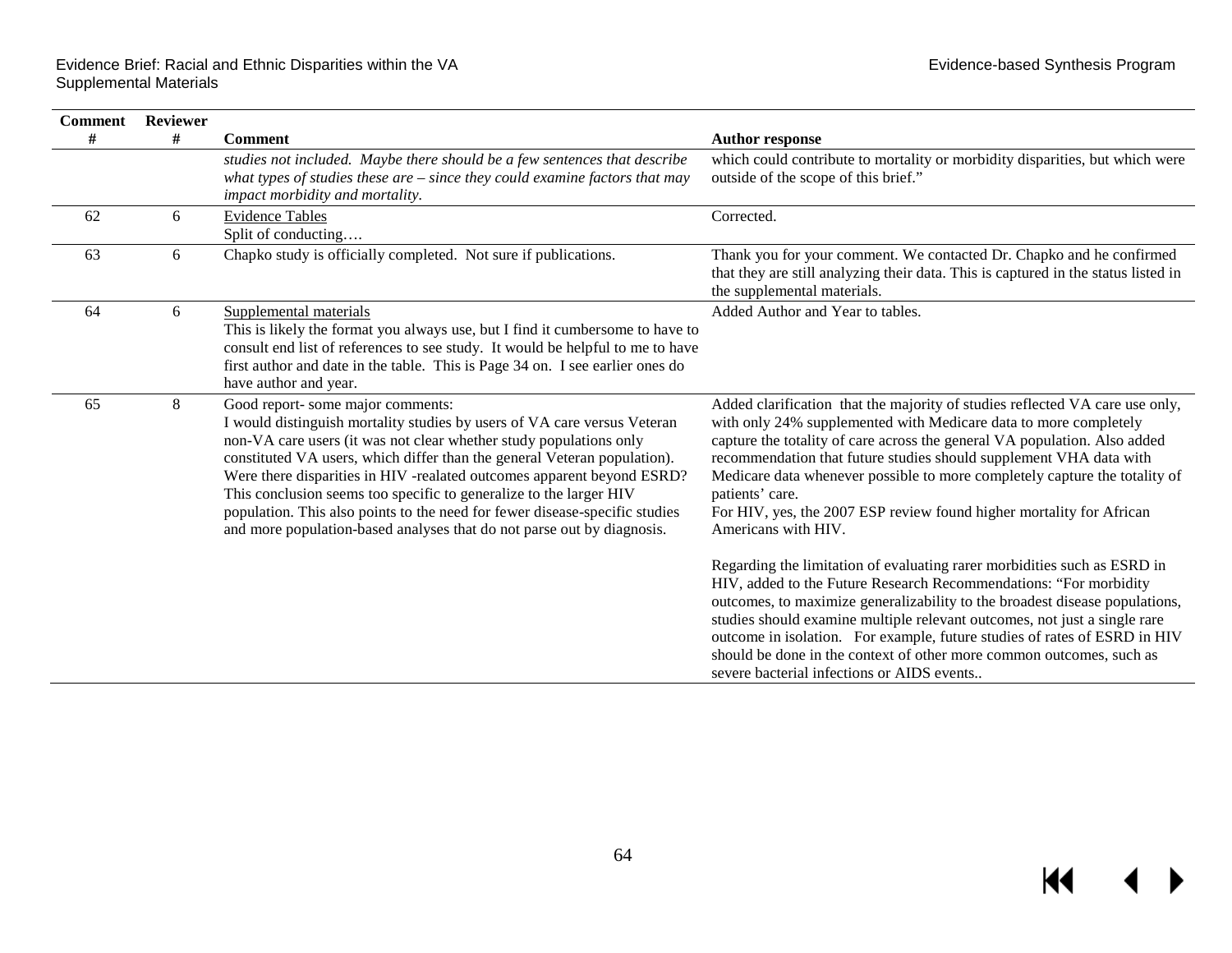| Comment # | Reviewer # | Comment | Author response |
|---|---|---|---|
| | | *studies not included. Maybe there should be a few sentences that describe what types of studies these are – since they could examine factors that may impact morbidity and mortality.* | which could contribute to mortality or morbidity disparities, but which were outside of the scope of this brief." |
| 62 | 6 | Evidence Tables<br>Split of conducting…. | Corrected. |
| 63 | 6 | Chapko study is officially completed. Not sure if publications. | Thank you for your comment. We contacted Dr. Chapko and he confirmed that they are still analyzing their data. This is captured in the status listed in the supplemental materials. |
| 64 | 6 | Supplemental materials<br>This is likely the format you always use, but I find it cumbersome to have to consult end list of references to see study. It would be helpful to me to have first author and date in the table. This is Page 34 on. I see earlier ones do have author and year. | Added Author and Year to tables. |
| 65 | 8 | Good report- some major comments:<br>I would distinguish mortality studies by users of VA care versus Veteran non-VA care users (it was not clear whether study populations only constituted VA users, which differ than the general Veteran population).<br>Were there disparities in HIV -realated outcomes apparent beyond ESRD? This conclusion seems too specific to generalize to the larger HIV population. This also points to the need for fewer disease-specific studies and more population-based analyses that do not parse out by diagnosis. | Added clarification that the majority of studies reflected VA care use only, with only 24% supplemented with Medicare data to more completely capture the totality of care across the general VA population. Also added recommendation that future studies should supplement VHA data with Medicare data whenever possible to more completely capture the totality of patients' care.<br>For HIV, yes, the 2007 ESP review found higher mortality for African Americans with HIV.<br><br>Regarding the limitation of evaluating rarer morbidities such as ESRD in HIV, added to the Future Research Recommendations: "For morbidity outcomes, to maximize generalizability to the broadest disease populations, studies should examine multiple relevant outcomes, not just a single rare outcome in isolation. For example, future studies of rates of ESRD in HIV should be done in the context of other more common outcomes, such as severe bacterial infections or AIDS events.. |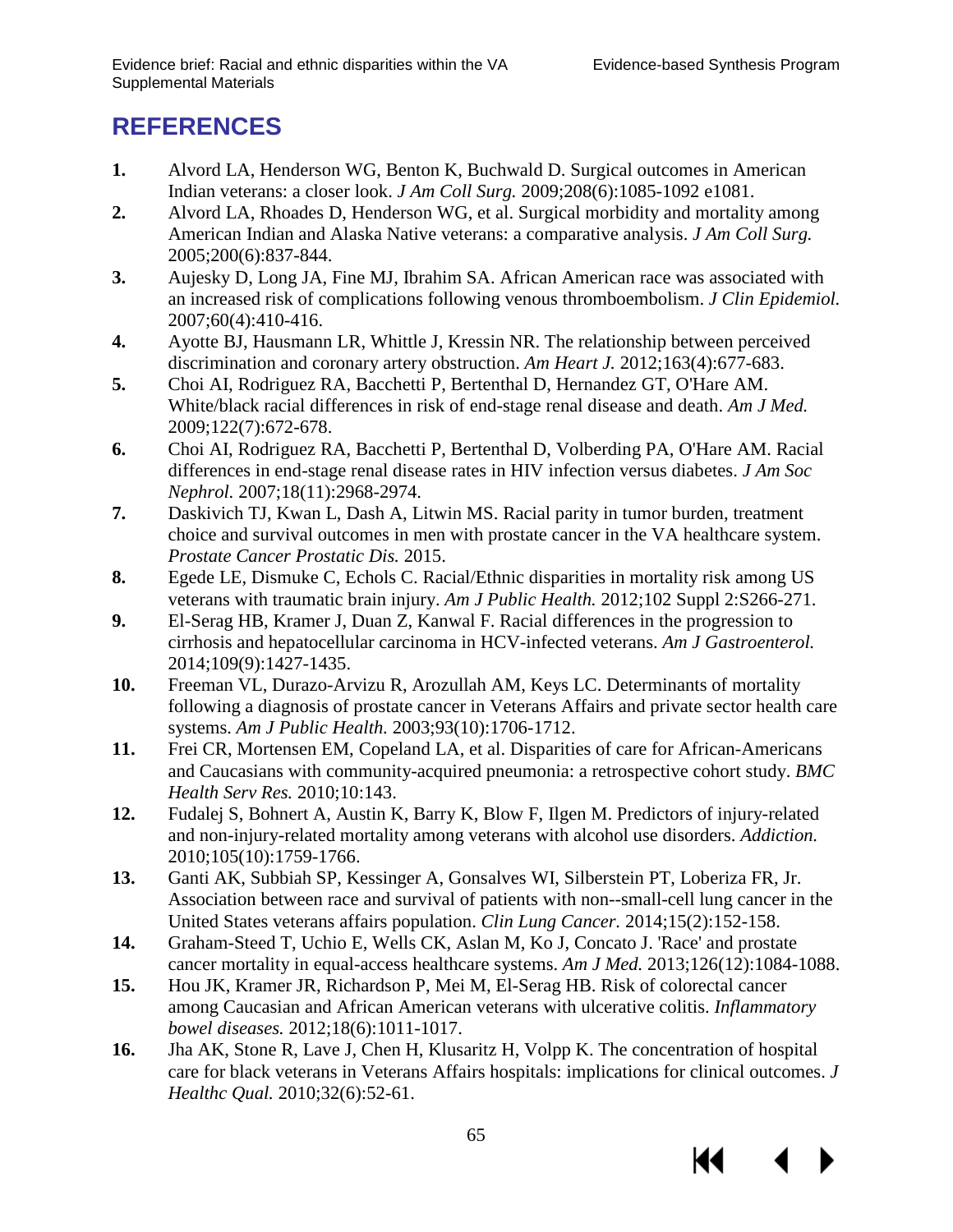# REFERENCES

1. Alvord LA, Henderson WG, Benton K, Buchwald D. Surgical outcomes in American Indian veterans: a closer look. *J Am Coll Surg.* 2009;208(6):1085-1092 e1081.
2. Alvord LA, Rhoades D, Henderson WG, et al. Surgical morbidity and mortality among American Indian and Alaska Native veterans: a comparative analysis. *J Am Coll Surg.* 2005;200(6):837-844.
3. Aujesky D, Long JA, Fine MJ, Ibrahim SA. African American race was associated with an increased risk of complications following venous thromboembolism. *J Clin Epidemiol.* 2007;60(4):410-416.
4. Ayotte BJ, Hausmann LR, Whittle J, Kressin NR. The relationship between perceived discrimination and coronary artery obstruction. *Am Heart J.* 2012;163(4):677-683.
5. Choi AI, Rodriguez RA, Bacchetti P, Bertenthal D, Hernandez GT, O'Hare AM. White/black racial differences in risk of end-stage renal disease and death. *Am J Med.* 2009;122(7):672-678.
6. Choi AI, Rodriguez RA, Bacchetti P, Bertenthal D, Volberding PA, O'Hare AM. Racial differences in end-stage renal disease rates in HIV infection versus diabetes. *J Am Soc Nephrol.* 2007;18(11):2968-2974.
7. Daskivich TJ, Kwan L, Dash A, Litwin MS. Racial parity in tumor burden, treatment choice and survival outcomes in men with prostate cancer in the VA healthcare system. *Prostate Cancer Prostatic Dis.* 2015.
8. Egede LE, Dismuke C, Echols C. Racial/Ethnic disparities in mortality risk among US veterans with traumatic brain injury. *Am J Public Health.* 2012;102 Suppl 2:S266-271.
9. El-Serag HB, Kramer J, Duan Z, Kanwal F. Racial differences in the progression to cirrhosis and hepatocellular carcinoma in HCV-infected veterans. *Am J Gastroenterol.* 2014;109(9):1427-1435.
10. Freeman VL, Durazo-Arvizu R, Arozullah AM, Keys LC. Determinants of mortality following a diagnosis of prostate cancer in Veterans Affairs and private sector health care systems. *Am J Public Health.* 2003;93(10):1706-1712.
11. Frei CR, Mortensen EM, Copeland LA, et al. Disparities of care for African-Americans and Caucasians with community-acquired pneumonia: a retrospective cohort study. *BMC Health Serv Res.* 2010;10:143.
12. Fudalej S, Bohnert A, Austin K, Barry K, Blow F, Ilgen M. Predictors of injury-related and non-injury-related mortality among veterans with alcohol use disorders. *Addiction.* 2010;105(10):1759-1766.
13. Ganti AK, Subbiah SP, Kessinger A, Gonsalves WI, Silberstein PT, Loberiza FR, Jr. Association between race and survival of patients with non--small-cell lung cancer in the United States veterans affairs population. *Clin Lung Cancer.* 2014;15(2):152-158.
14. Graham-Steed T, Uchio E, Wells CK, Aslan M, Ko J, Concato J. 'Race' and prostate cancer mortality in equal-access healthcare systems. *Am J Med.* 2013;126(12):1084-1088.
15. Hou JK, Kramer JR, Richardson P, Mei M, El-Serag HB. Risk of colorectal cancer among Caucasian and African American veterans with ulcerative colitis. *Inflammatory bowel diseases.* 2012;18(6):1011-1017.
16. Jha AK, Stone R, Lave J, Chen H, Klusaritz H, Volpp K. The concentration of hospital care for black veterans in Veterans Affairs hospitals: implications for clinical outcomes. *J Healthc Qual.* 2010;32(6):52-61.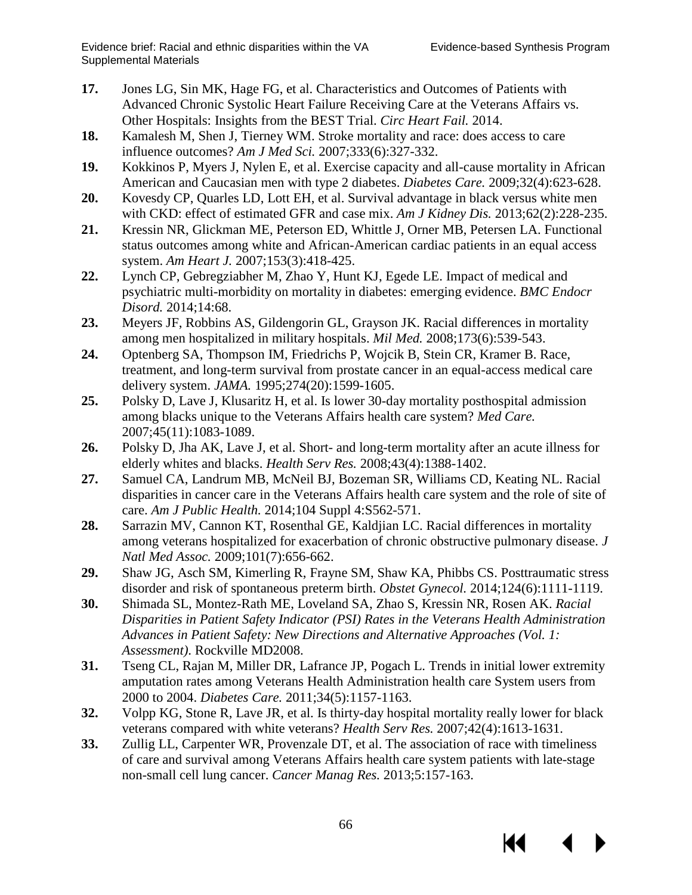**17.** Jones LG, Sin MK, Hage FG, et al. Characteristics and Outcomes of Patients with Advanced Chronic Systolic Heart Failure Receiving Care at the Veterans Affairs vs. Other Hospitals: Insights from the BEST Trial. *Circ Heart Fail.* 2014.

**18.** Kamalesh M, Shen J, Tierney WM. Stroke mortality and race: does access to care influence outcomes? *Am J Med Sci.* 2007;333(6):327-332.

**19.** Kokkinos P, Myers J, Nylen E, et al. Exercise capacity and all-cause mortality in African American and Caucasian men with type 2 diabetes. *Diabetes Care.* 2009;32(4):623-628.

**20.** Kovesdy CP, Quarles LD, Lott EH, et al. Survival advantage in black versus white men with CKD: effect of estimated GFR and case mix. *Am J Kidney Dis.* 2013;62(2):228-235.

**21.** Kressin NR, Glickman ME, Peterson ED, Whittle J, Orner MB, Petersen LA. Functional status outcomes among white and African-American cardiac patients in an equal access system. *Am Heart J.* 2007;153(3):418-425.

**22.** Lynch CP, Gebregziabher M, Zhao Y, Hunt KJ, Egede LE. Impact of medical and psychiatric multi-morbidity on mortality in diabetes: emerging evidence. *BMC Endocr Disord.* 2014;14:68.

**23.** Meyers JF, Robbins AS, Gildengorin GL, Grayson JK. Racial differences in mortality among men hospitalized in military hospitals. *Mil Med.* 2008;173(6):539-543.

**24.** Optenberg SA, Thompson IM, Friedrichs P, Wojcik B, Stein CR, Kramer B. Race, treatment, and long-term survival from prostate cancer in an equal-access medical care delivery system. *JAMA.* 1995;274(20):1599-1605.

**25.** Polsky D, Lave J, Klusaritz H, et al. Is lower 30-day mortality posthospital admission among blacks unique to the Veterans Affairs health care system? *Med Care.* 2007;45(11):1083-1089.

**26.** Polsky D, Jha AK, Lave J, et al. Short- and long-term mortality after an acute illness for elderly whites and blacks. *Health Serv Res.* 2008;43(4):1388-1402.

**27.** Samuel CA, Landrum MB, McNeil BJ, Bozeman SR, Williams CD, Keating NL. Racial disparities in cancer care in the Veterans Affairs health care system and the role of site of care. *Am J Public Health.* 2014;104 Suppl 4:S562-571.

**28.** Sarrazin MV, Cannon KT, Rosenthal GE, Kaldjian LC. Racial differences in mortality among veterans hospitalized for exacerbation of chronic obstructive pulmonary disease. *J Natl Med Assoc.* 2009;101(7):656-662.

**29.** Shaw JG, Asch SM, Kimerling R, Frayne SM, Shaw KA, Phibbs CS. Posttraumatic stress disorder and risk of spontaneous preterm birth. *Obstet Gynecol.* 2014;124(6):1111-1119.

**30.** Shimada SL, Montez-Rath ME, Loveland SA, Zhao S, Kressin NR, Rosen AK. *Racial Disparities in Patient Safety Indicator (PSI) Rates in the Veterans Health Administration Advances in Patient Safety: New Directions and Alternative Approaches (Vol. 1: Assessment).* Rockville MD2008.

**31.** Tseng CL, Rajan M, Miller DR, Lafrance JP, Pogach L. Trends in initial lower extremity amputation rates among Veterans Health Administration health care System users from 2000 to 2004. *Diabetes Care.* 2011;34(5):1157-1163.

**32.** Volpp KG, Stone R, Lave JR, et al. Is thirty-day hospital mortality really lower for black veterans compared with white veterans? *Health Serv Res.* 2007;42(4):1613-1631.

**33.** Zullig LL, Carpenter WR, Provenzale DT, et al. The association of race with timeliness of care and survival among Veterans Affairs health care system patients with late-stage non-small cell lung cancer. *Cancer Manag Res.* 2013;5:157-163.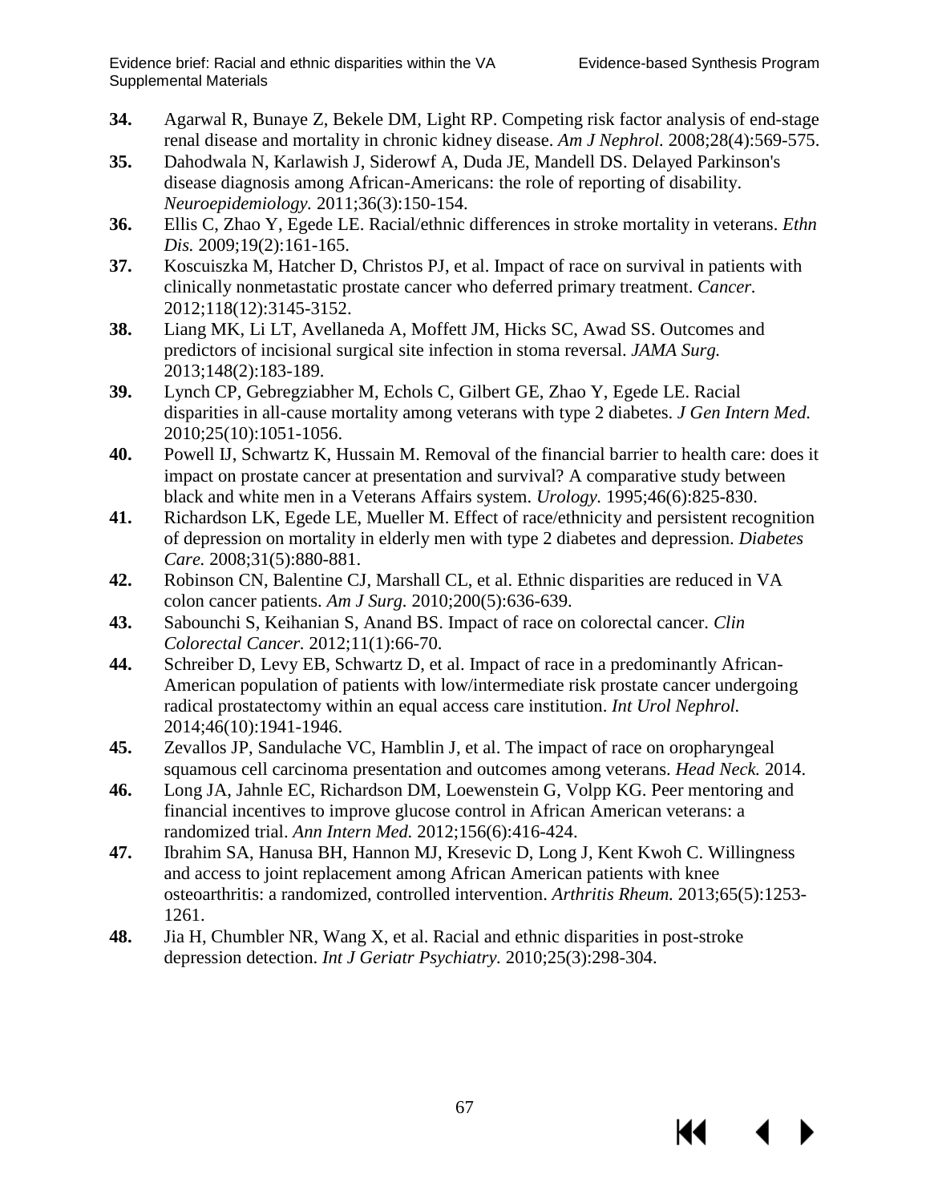34. Agarwal R, Bunaye Z, Bekele DM, Light RP. Competing risk factor analysis of end-stage renal disease and mortality in chronic kidney disease. *Am J Nephrol.* 2008;28(4):569-575.
35. Dahodwala N, Karlawish J, Siderowf A, Duda JE, Mandell DS. Delayed Parkinson's disease diagnosis among African-Americans: the role of reporting of disability. *Neuroepidemiology.* 2011;36(3):150-154.
36. Ellis C, Zhao Y, Egede LE. Racial/ethnic differences in stroke mortality in veterans. *Ethn Dis.* 2009;19(2):161-165.
37. Koscuiszka M, Hatcher D, Christos PJ, et al. Impact of race on survival in patients with clinically nonmetastatic prostate cancer who deferred primary treatment. *Cancer.* 2012;118(12):3145-3152.
38. Liang MK, Li LT, Avellaneda A, Moffett JM, Hicks SC, Awad SS. Outcomes and predictors of incisional surgical site infection in stoma reversal. *JAMA Surg.* 2013;148(2):183-189.
39. Lynch CP, Gebregziabher M, Echols C, Gilbert GE, Zhao Y, Egede LE. Racial disparities in all-cause mortality among veterans with type 2 diabetes. *J Gen Intern Med.* 2010;25(10):1051-1056.
40. Powell IJ, Schwartz K, Hussain M. Removal of the financial barrier to health care: does it impact on prostate cancer at presentation and survival? A comparative study between black and white men in a Veterans Affairs system. *Urology.* 1995;46(6):825-830.
41. Richardson LK, Egede LE, Mueller M. Effect of race/ethnicity and persistent recognition of depression on mortality in elderly men with type 2 diabetes and depression. *Diabetes Care.* 2008;31(5):880-881.
42. Robinson CN, Balentine CJ, Marshall CL, et al. Ethnic disparities are reduced in VA colon cancer patients. *Am J Surg.* 2010;200(5):636-639.
43. Sabounchi S, Keihanian S, Anand BS. Impact of race on colorectal cancer. *Clin Colorectal Cancer.* 2012;11(1):66-70.
44. Schreiber D, Levy EB, Schwartz D, et al. Impact of race in a predominantly African-American population of patients with low/intermediate risk prostate cancer undergoing radical prostatectomy within an equal access care institution. *Int Urol Nephrol.* 2014;46(10):1941-1946.
45. Zevallos JP, Sandulache VC, Hamblin J, et al. The impact of race on oropharyngeal squamous cell carcinoma presentation and outcomes among veterans. *Head Neck.* 2014.
46. Long JA, Jahnle EC, Richardson DM, Loewenstein G, Volpp KG. Peer mentoring and financial incentives to improve glucose control in African American veterans: a randomized trial. *Ann Intern Med.* 2012;156(6):416-424.
47. Ibrahim SA, Hanusa BH, Hannon MJ, Kresevic D, Long J, Kent Kwoh C. Willingness and access to joint replacement among African American patients with knee osteoarthritis: a randomized, controlled intervention. *Arthritis Rheum.* 2013;65(5):1253-1261.
48. Jia H, Chumbler NR, Wang X, et al. Racial and ethnic disparities in post-stroke depression detection. *Int J Geriatr Psychiatry.* 2010;25(3):298-304.